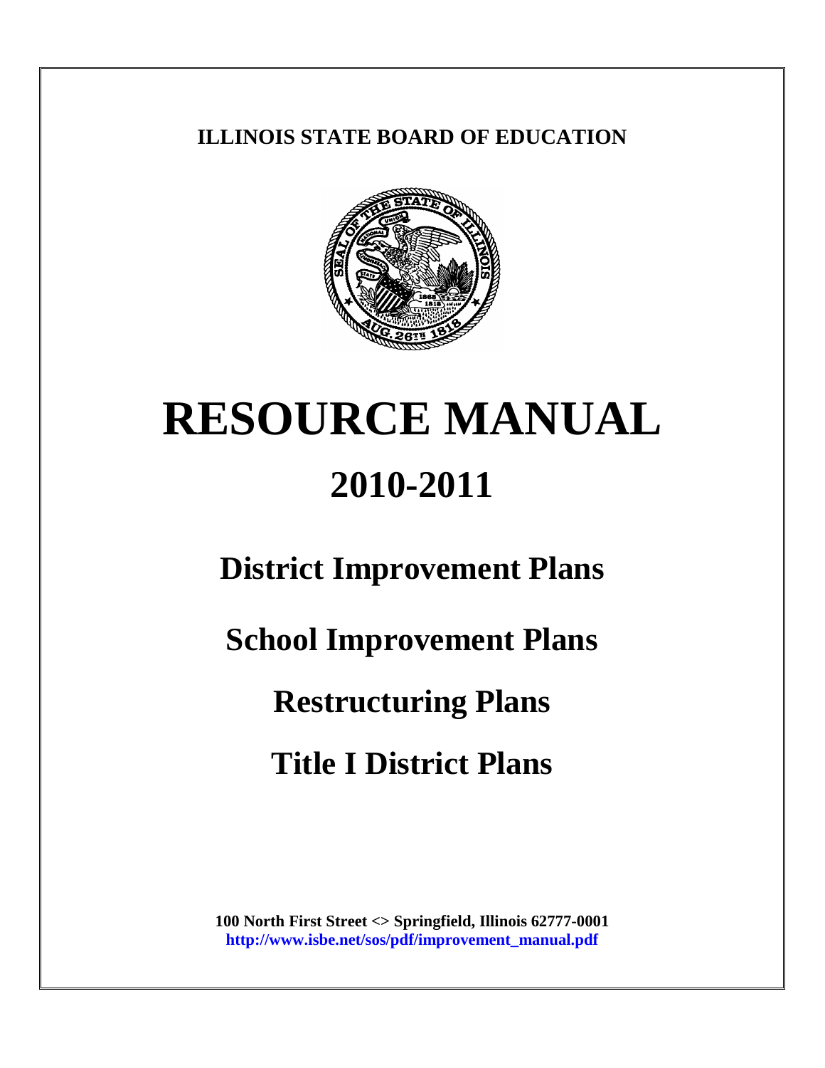**ILLINOIS STATE BOARD OF EDUCATION**

# RESOURCE MANUAL

## 2010-2011

## District Improvement Plans

## School Improvement Plans

## Restructuring Plans

## Title I District Plans

**100 North First Street <> Springfield, Illinois 62777-0001**
**http://www.isbe.net/sos/pdf/improvement_manual.pdf**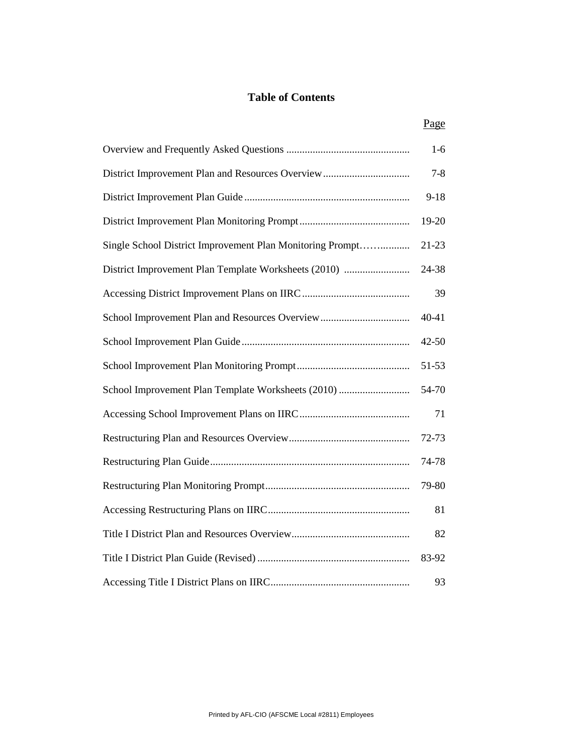# Table of Contents

| | Page |
|---|---|
| Overview and Frequently Asked Questions | 1-6 |
| District Improvement Plan and Resources Overview | 7-8 |
| District Improvement Plan Guide | 9-18 |
| District Improvement Plan Monitoring Prompt | 19-20 |
| Single School District Improvement Plan Monitoring Prompt | 21-23 |
| District Improvement Plan Template Worksheets (2010) | 24-38 |
| Accessing District Improvement Plans on IIRC | 39 |
| School Improvement Plan and Resources Overview | 40-41 |
| School Improvement Plan Guide | 42-50 |
| School Improvement Plan Monitoring Prompt | 51-53 |
| School Improvement Plan Template Worksheets (2010) | 54-70 |
| Accessing School Improvement Plans on IIRC | 71 |
| Restructuring Plan and Resources Overview | 72-73 |
| Restructuring Plan Guide | 74-78 |
| Restructuring Plan Monitoring Prompt | 79-80 |
| Accessing Restructuring Plans on IIRC | 81 |
| Title I District Plan and Resources Overview | 82 |
| Title I District Plan Guide (Revised) | 83-92 |
| Accessing Title I District Plans on IIRC | 93 |

Printed by AFL-CIO (AFSCME Local #2811) Employees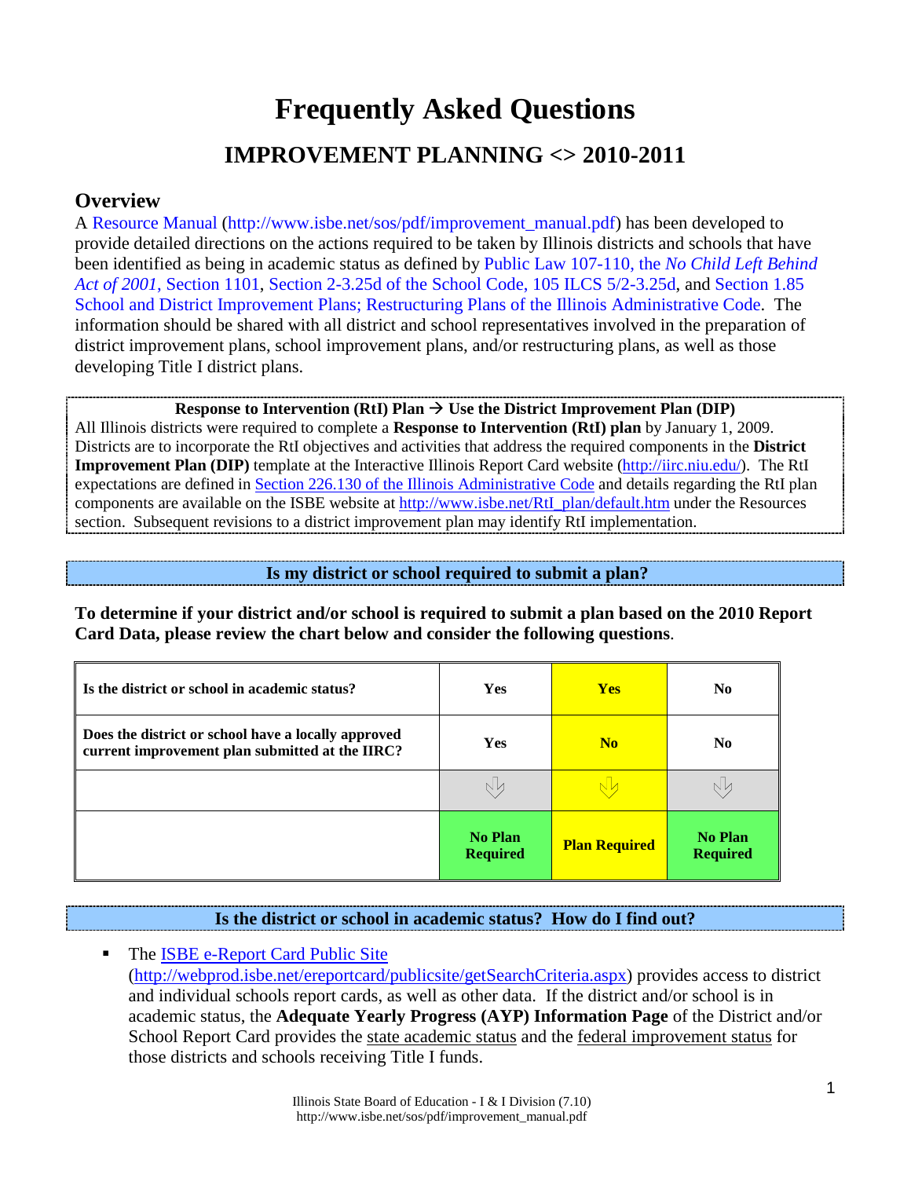# Frequently Asked Questions

## IMPROVEMENT PLANNING <> 2010-2011

### Overview

A Resource Manual (http://www.isbe.net/sos/pdf/improvement_manual.pdf) has been developed to provide detailed directions on the actions required to be taken by Illinois districts and schools that have been identified as being in academic status as defined by Public Law 107-110, the *No Child Left Behind Act of 2001*, Section 1101, Section 2-3.25d of the School Code, 105 ILCS 5/2-3.25d, and Section 1.85 School and District Improvement Plans; Restructuring Plans of the Illinois Administrative Code. The information should be shared with all district and school representatives involved in the preparation of district improvement plans, school improvement plans, and/or restructuring plans, as well as those developing Title I district plans.

**Response to Intervention (RtI) Plan → Use the District Improvement Plan (DIP)**

All Illinois districts were required to complete a **Response to Intervention (RtI) plan** by January 1, 2009. Districts are to incorporate the RtI objectives and activities that address the required components in the **District Improvement Plan (DIP)** template at the Interactive Illinois Report Card website (http://iirc.niu.edu/). The RtI expectations are defined in Section 226.130 of the Illinois Administrative Code and details regarding the RtI plan components are available on the ISBE website at http://www.isbe.net/RtI_plan/default.htm under the Resources section. Subsequent revisions to a district improvement plan may identify RtI implementation.

**Is my district or school required to submit a plan?**

**To determine if your district and/or school is required to submit a plan based on the 2010 Report Card Data, please review the chart below and consider the following questions.**

| | | | |
|---|---|---|---|
| **Is the district or school in academic status?** | **Yes** | **Yes** | **No** |
| **Does the district or school have a locally approved current improvement plan submitted at the IIRC?** | **Yes** | **No** | **No** |
| | ⇩ | ⇩ | ⇩ |
| | **No Plan Required** | **Plan Required** | **No Plan Required** |

**Is the district or school in academic status? How do I find out?**

- The ISBE e-Report Card Public Site (http://webprod.isbe.net/ereportcard/publicsite/getSearchCriteria.aspx) provides access to district and individual schools report cards, as well as other data. If the district and/or school is in academic status, the **Adequate Yearly Progress (AYP) Information Page** of the District and/or School Report Card provides the state academic status and the federal improvement status for those districts and schools receiving Title I funds.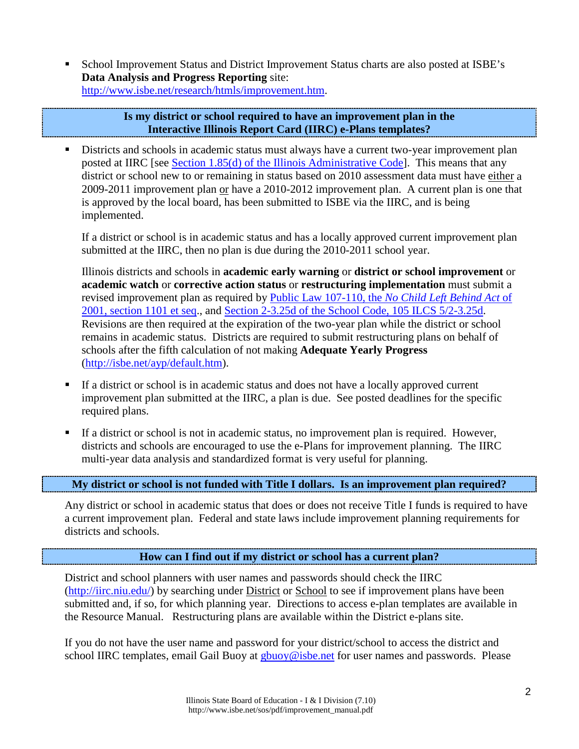- School Improvement Status and District Improvement Status charts are also posted at ISBE's **Data Analysis and Progress Reporting** site: [http://www.isbe.net/research/htmls/improvement.htm](http://www.isbe.net/research/htmls/improvement.htm).

## Is my district or school required to have an improvement plan in the Interactive Illinois Report Card (IIRC) e-Plans templates?

- Districts and schools in academic status must always have a current two-year improvement plan posted at IIRC [see Section 1.85(d) of the Illinois Administrative Code]. This means that any district or school new to or remaining in status based on 2010 assessment data must have either a 2009-2011 improvement plan or have a 2010-2012 improvement plan. A current plan is one that is approved by the local board, has been submitted to ISBE via the IIRC, and is being implemented.

  If a district or school is in academic status and has a locally approved current improvement plan submitted at the IIRC, then no plan is due during the 2010-2011 school year.

  Illinois districts and schools in **academic early warning** or **district or school improvement** or **academic watch** or **corrective action status** or **restructuring implementation** must submit a revised improvement plan as required by Public Law 107-110, the *No Child Left Behind Act* of 2001, section 1101 et seq., and Section 2-3.25d of the School Code, 105 ILCS 5/2-3.25d. Revisions are then required at the expiration of the two-year plan while the district or school remains in academic status. Districts are required to submit restructuring plans on behalf of schools after the fifth calculation of not making **Adequate Yearly Progress** ([http://isbe.net/ayp/default.htm](http://isbe.net/ayp/default.htm)).

- If a district or school is in academic status and does not have a locally approved current improvement plan submitted at the IIRC, a plan is due. See posted deadlines for the specific required plans.

- If a district or school is not in academic status, no improvement plan is required. However, districts and schools are encouraged to use the e-Plans for improvement planning. The IIRC multi-year data analysis and standardized format is very useful for planning.

## My district or school is not funded with Title I dollars. Is an improvement plan required?

Any district or school in academic status that does or does not receive Title I funds is required to have a current improvement plan. Federal and state laws include improvement planning requirements for districts and schools.

## How can I find out if my district or school has a current plan?

District and school planners with user names and passwords should check the IIRC ([http://iirc.niu.edu/](http://iirc.niu.edu/)) by searching under District or School to see if improvement plans have been submitted and, if so, for which planning year. Directions to access e-plan templates are available in the Resource Manual. Restructuring plans are available within the District e-plans site.

If you do not have the user name and password for your district/school to access the district and school IIRC templates, email Gail Buoy at [gbuoy@isbe.net](mailto:gbuoy@isbe.net) for user names and passwords. Please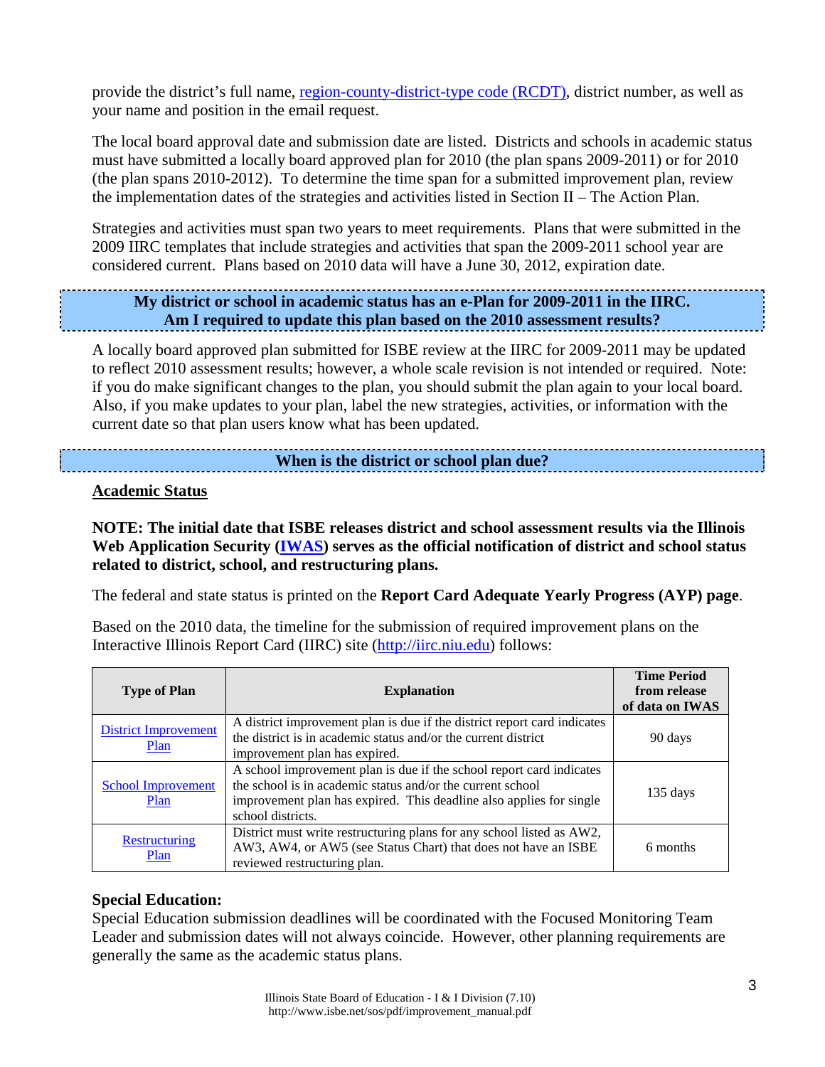provide the district's full name, region-county-district-type code (RCDT), district number, as well as your name and position in the email request.

The local board approval date and submission date are listed. Districts and schools in academic status must have submitted a locally board approved plan for 2010 (the plan spans 2009-2011) or for 2010 (the plan spans 2010-2012). To determine the time span for a submitted improvement plan, review the implementation dates of the strategies and activities listed in Section II – The Action Plan.

Strategies and activities must span two years to meet requirements. Plans that were submitted in the 2009 IIRC templates that include strategies and activities that span the 2009-2011 school year are considered current. Plans based on 2010 data will have a June 30, 2012, expiration date.

## My district or school in academic status has an e-Plan for 2009-2011 in the IIRC. Am I required to update this plan based on the 2010 assessment results?

A locally board approved plan submitted for ISBE review at the IIRC for 2009-2011 may be updated to reflect 2010 assessment results; however, a whole scale revision is not intended or required. Note: if you do make significant changes to the plan, you should submit the plan again to your local board. Also, if you make updates to your plan, label the new strategies, activities, or information with the current date so that plan users know what has been updated.

## When is the district or school plan due?

### Academic Status

**NOTE: The initial date that ISBE releases district and school assessment results via the Illinois Web Application Security (IWAS) serves as the official notification of district and school status related to district, school, and restructuring plans.**

The federal and state status is printed on the **Report Card Adequate Yearly Progress (AYP) page**.

Based on the 2010 data, the timeline for the submission of required improvement plans on the Interactive Illinois Report Card (IIRC) site (http://iirc.niu.edu) follows:

| Type of Plan | Explanation | Time Period from release of data on IWAS |
|---|---|---|
| District Improvement Plan | A district improvement plan is due if the district report card indicates the district is in academic status and/or the current district improvement plan has expired. | 90 days |
| School Improvement Plan | A school improvement plan is due if the school report card indicates the school is in academic status and/or the current school improvement plan has expired. This deadline also applies for single school districts. | 135 days |
| Restructuring Plan | District must write restructuring plans for any school listed as AW2, AW3, AW4, or AW5 (see Status Chart) that does not have an ISBE reviewed restructuring plan. | 6 months |

### Special Education:

Special Education submission deadlines will be coordinated with the Focused Monitoring Team Leader and submission dates will not always coincide. However, other planning requirements are generally the same as the academic status plans.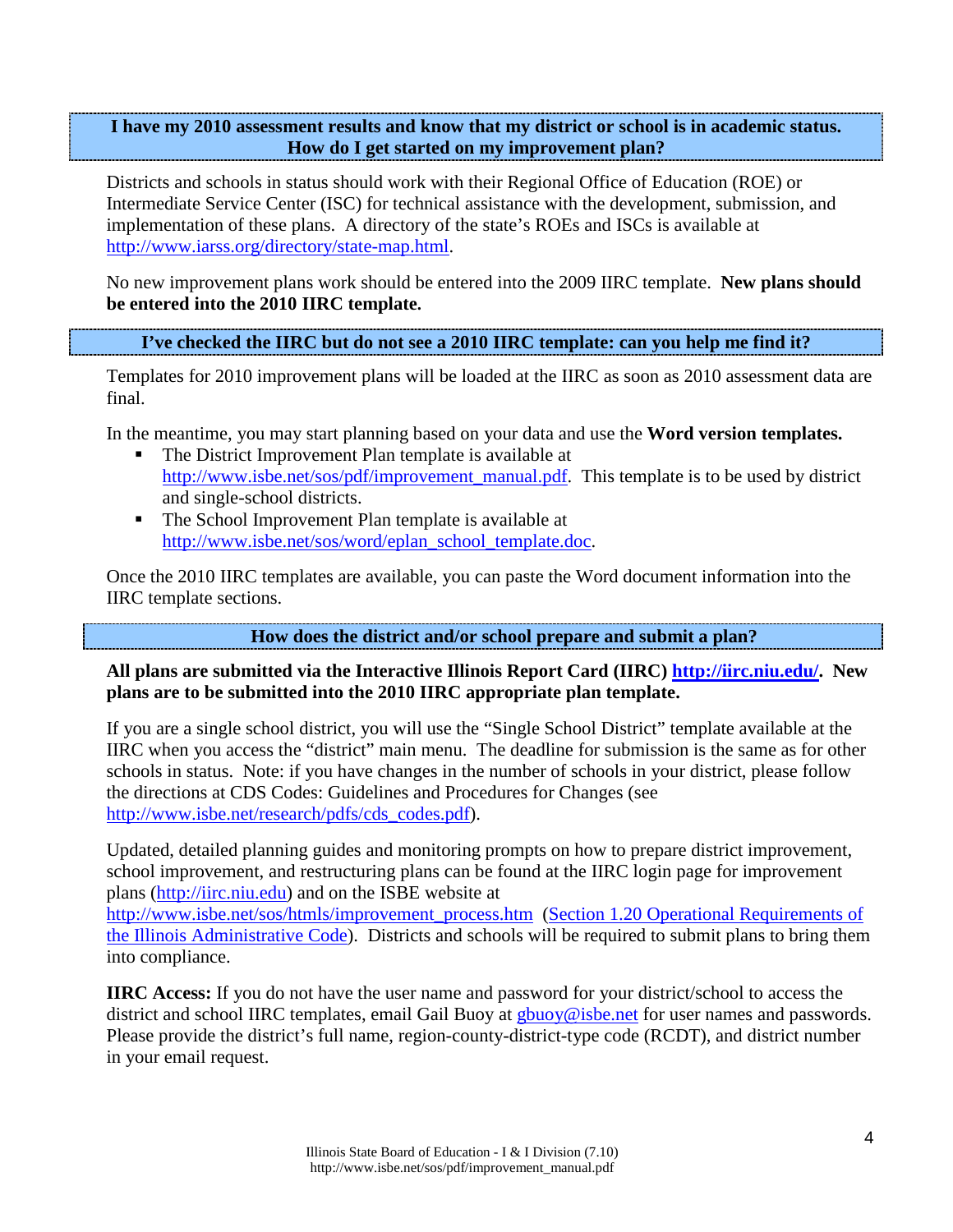### I have my 2010 assessment results and know that my district or school is in academic status. How do I get started on my improvement plan?

Districts and schools in status should work with their Regional Office of Education (ROE) or Intermediate Service Center (ISC) for technical assistance with the development, submission, and implementation of these plans. A directory of the state's ROEs and ISCs is available at http://www.iarss.org/directory/state-map.html.

No new improvement plans work should be entered into the 2009 IIRC template. **New plans should be entered into the 2010 IIRC template.**

### I've checked the IIRC but do not see a 2010 IIRC template: can you help me find it?

Templates for 2010 improvement plans will be loaded at the IIRC as soon as 2010 assessment data are final.

In the meantime, you may start planning based on your data and use the **Word version templates.**

- The District Improvement Plan template is available at http://www.isbe.net/sos/pdf/improvement_manual.pdf. This template is to be used by district and single-school districts.
- The School Improvement Plan template is available at http://www.isbe.net/sos/word/eplan_school_template.doc.

Once the 2010 IIRC templates are available, you can paste the Word document information into the IIRC template sections.

### How does the district and/or school prepare and submit a plan?

**All plans are submitted via the Interactive Illinois Report Card (IIRC) http://iirc.niu.edu/. New plans are to be submitted into the 2010 IIRC appropriate plan template.**

If you are a single school district, you will use the "Single School District" template available at the IIRC when you access the "district" main menu. The deadline for submission is the same as for other schools in status. Note: if you have changes in the number of schools in your district, please follow the directions at CDS Codes: Guidelines and Procedures for Changes (see http://www.isbe.net/research/pdfs/cds_codes.pdf).

Updated, detailed planning guides and monitoring prompts on how to prepare district improvement, school improvement, and restructuring plans can be found at the IIRC login page for improvement plans (http://iirc.niu.edu) and on the ISBE website at http://www.isbe.net/sos/htmls/improvement_process.htm (Section 1.20 Operational Requirements of the Illinois Administrative Code). Districts and schools will be required to submit plans to bring them into compliance.

**IIRC Access:** If you do not have the user name and password for your district/school to access the district and school IIRC templates, email Gail Buoy at gbuoy@isbe.net for user names and passwords. Please provide the district's full name, region-county-district-type code (RCDT), and district number in your email request.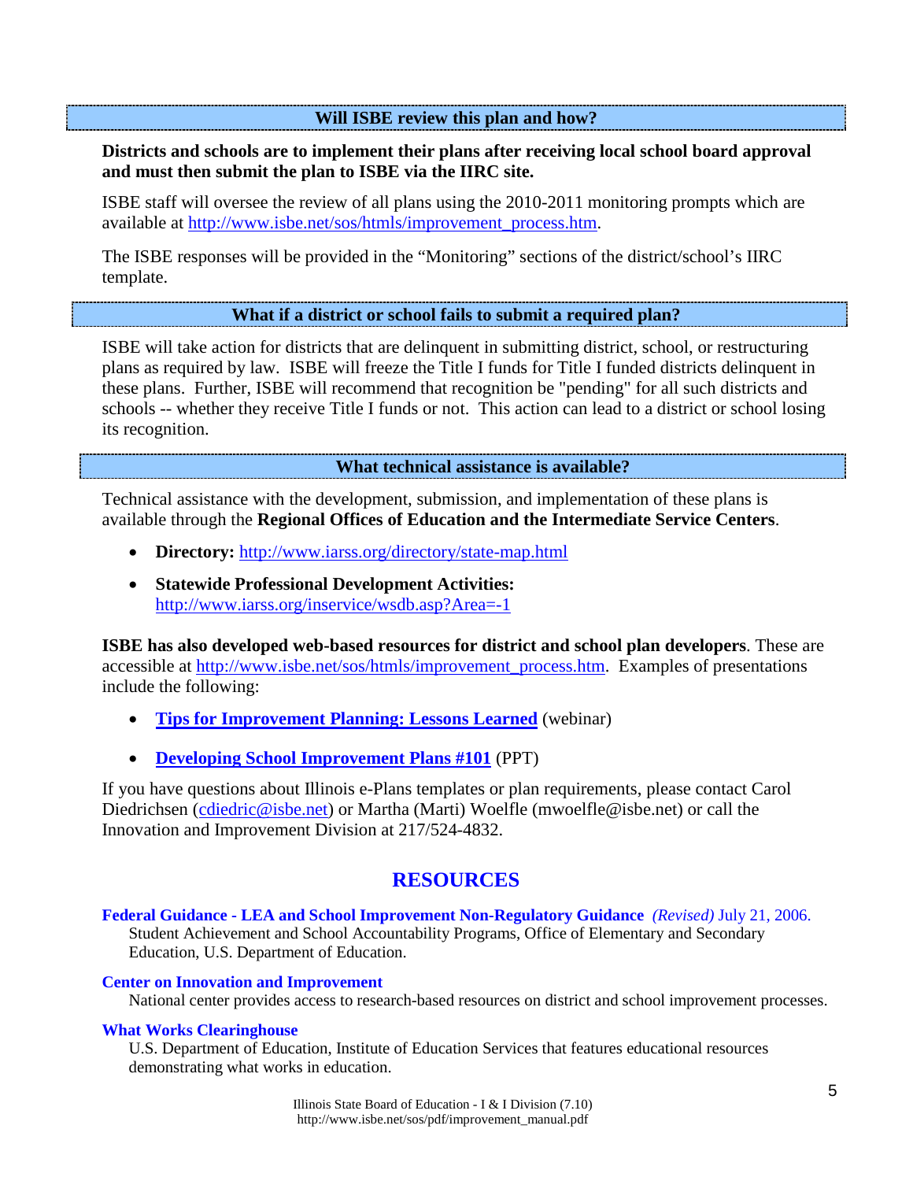### Will ISBE review this plan and how?

**Districts and schools are to implement their plans after receiving local school board approval and must then submit the plan to ISBE via the IIRC site.**

ISBE staff will oversee the review of all plans using the 2010-2011 monitoring prompts which are available at http://www.isbe.net/sos/htmls/improvement_process.htm.

The ISBE responses will be provided in the "Monitoring" sections of the district/school's IIRC template.

### What if a district or school fails to submit a required plan?

ISBE will take action for districts that are delinquent in submitting district, school, or restructuring plans as required by law. ISBE will freeze the Title I funds for Title I funded districts delinquent in these plans. Further, ISBE will recommend that recognition be "pending" for all such districts and schools -- whether they receive Title I funds or not. This action can lead to a district or school losing its recognition.

### What technical assistance is available?

Technical assistance with the development, submission, and implementation of these plans is available through the **Regional Offices of Education and the Intermediate Service Centers**.

- **Directory:** http://www.iarss.org/directory/state-map.html
- **Statewide Professional Development Activities:** http://www.iarss.org/inservice/wsdb.asp?Area=-1

**ISBE has also developed web-based resources for district and school plan developers**. These are accessible at http://www.isbe.net/sos/htmls/improvement_process.htm. Examples of presentations include the following:

- **Tips for Improvement Planning: Lessons Learned** (webinar)
- **Developing School Improvement Plans #101** (PPT)

If you have questions about Illinois e-Plans templates or plan requirements, please contact Carol Diedrichsen (cdiedric@isbe.net) or Martha (Marti) Woelfle (mwoelfle@isbe.net) or call the Innovation and Improvement Division at 217/524-4832.

## RESOURCES

**Federal Guidance - LEA and School Improvement Non-Regulatory Guidance** *(Revised)* July 21, 2006.
Student Achievement and School Accountability Programs, Office of Elementary and Secondary Education, U.S. Department of Education.

**Center on Innovation and Improvement**
National center provides access to research-based resources on district and school improvement processes.

**What Works Clearinghouse**
U.S. Department of Education, Institute of Education Services that features educational resources demonstrating what works in education.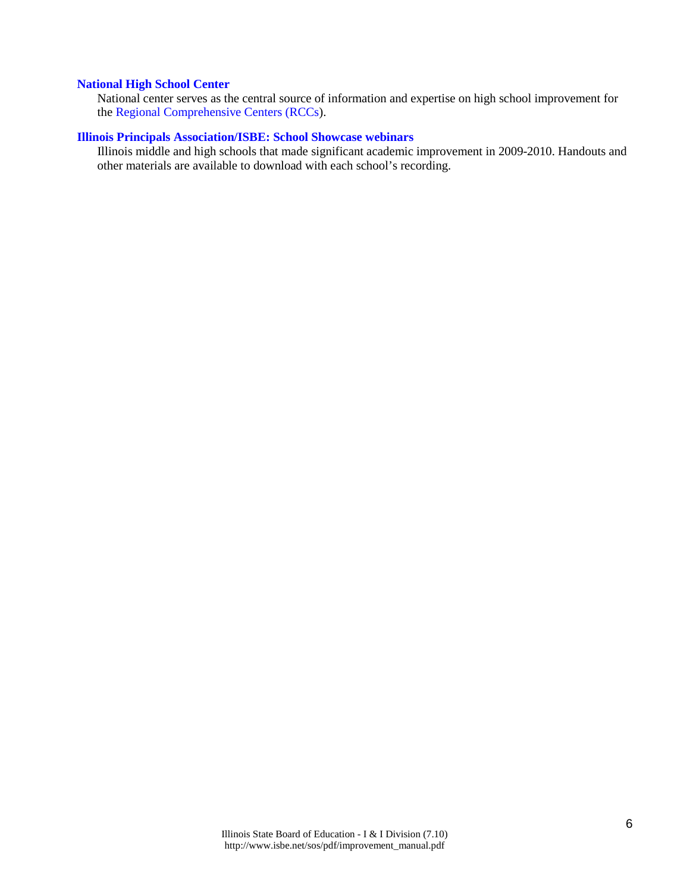**National High School Center**

National center serves as the central source of information and expertise on high school improvement for the Regional Comprehensive Centers (RCCs).

**Illinois Principals Association/ISBE: School Showcase webinars**

Illinois middle and high schools that made significant academic improvement in 2009-2010. Handouts and other materials are available to download with each school's recording.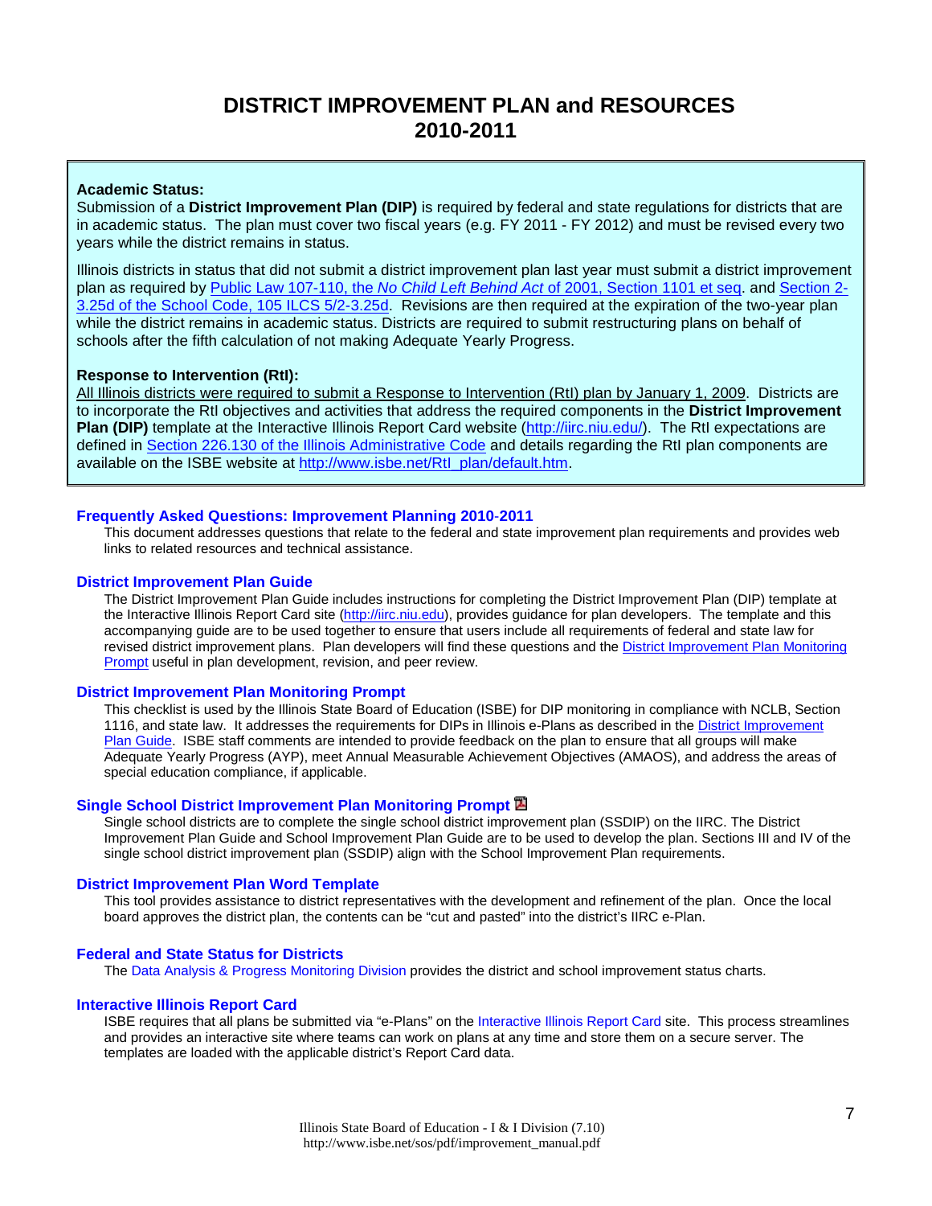# DISTRICT IMPROVEMENT PLAN and RESOURCES 2010-2011

**Academic Status:**
Submission of a **District Improvement Plan (DIP)** is required by federal and state regulations for districts that are in academic status. The plan must cover two fiscal years (e.g. FY 2011 - FY 2012) and must be revised every two years while the district remains in status.

Illinois districts in status that did not submit a district improvement plan last year must submit a district improvement plan as required by Public Law 107-110, the *No Child Left Behind Act* of 2001, Section 1101 et seq. and Section 2-3.25d of the School Code, 105 ILCS 5/2-3.25d. Revisions are then required at the expiration of the two-year plan while the district remains in academic status. Districts are required to submit restructuring plans on behalf of schools after the fifth calculation of not making Adequate Yearly Progress.

**Response to Intervention (RtI):**
All Illinois districts were required to submit a Response to Intervention (RtI) plan by January 1, 2009. Districts are to incorporate the RtI objectives and activities that address the required components in the **District Improvement Plan (DIP)** template at the Interactive Illinois Report Card website (http://iirc.niu.edu/). The RtI expectations are defined in Section 226.130 of the Illinois Administrative Code and details regarding the RtI plan components are available on the ISBE website at http://www.isbe.net/RtI_plan/default.htm.

### Frequently Asked Questions: Improvement Planning 2010-2011

This document addresses questions that relate to the federal and state improvement plan requirements and provides web links to related resources and technical assistance.

### District Improvement Plan Guide

The District Improvement Plan Guide includes instructions for completing the District Improvement Plan (DIP) template at the Interactive Illinois Report Card site (http://iirc.niu.edu), provides guidance for plan developers. The template and this accompanying guide are to be used together to ensure that users include all requirements of federal and state law for revised district improvement plans. Plan developers will find these questions and the District Improvement Plan Monitoring Prompt useful in plan development, revision, and peer review.

### District Improvement Plan Monitoring Prompt

This checklist is used by the Illinois State Board of Education (ISBE) for DIP monitoring in compliance with NCLB, Section 1116, and state law. It addresses the requirements for DIPs in Illinois e-Plans as described in the District Improvement Plan Guide. ISBE staff comments are intended to provide feedback on the plan to ensure that all groups will make Adequate Yearly Progress (AYP), meet Annual Measurable Achievement Objectives (AMAOS), and address the areas of special education compliance, if applicable.

### Single School District Improvement Plan Monitoring Prompt

Single school districts are to complete the single school district improvement plan (SSDIP) on the IIRC. The District Improvement Plan Guide and School Improvement Plan Guide are to be used to develop the plan. Sections III and IV of the single school district improvement plan (SSDIP) align with the School Improvement Plan requirements.

### District Improvement Plan Word Template

This tool provides assistance to district representatives with the development and refinement of the plan. Once the local board approves the district plan, the contents can be "cut and pasted" into the district's IIRC e-Plan.

### Federal and State Status for Districts

The Data Analysis & Progress Monitoring Division provides the district and school improvement status charts.

### Interactive Illinois Report Card

ISBE requires that all plans be submitted via "e-Plans" on the Interactive Illinois Report Card site. This process streamlines and provides an interactive site where teams can work on plans at any time and store them on a secure server. The templates are loaded with the applicable district's Report Card data.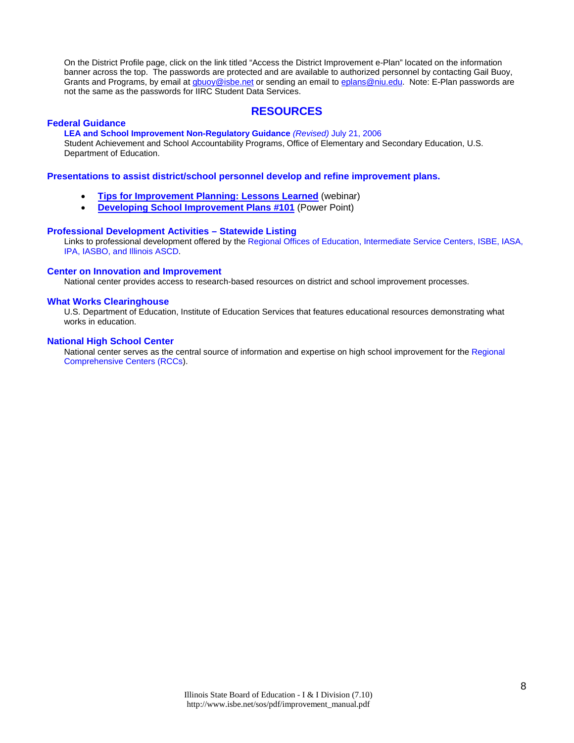On the District Profile page, click on the link titled "Access the District Improvement e-Plan" located on the information banner across the top. The passwords are protected and are available to authorized personnel by contacting Gail Buoy, Grants and Programs, by email at gbuoy@isbe.net or sending an email to eplans@niu.edu. Note: E-Plan passwords are not the same as the passwords for IIRC Student Data Services.

## RESOURCES

### Federal Guidance

**LEA and School Improvement Non-Regulatory Guidance** *(Revised)* July 21, 2006

Student Achievement and School Accountability Programs, Office of Elementary and Secondary Education, U.S. Department of Education.

### Presentations to assist district/school personnel develop and refine improvement plans.

- **Tips for Improvement Planning: Lessons Learned** (webinar)
- **Developing School Improvement Plans #101** (Power Point)

### Professional Development Activities – Statewide Listing

Links to professional development offered by the Regional Offices of Education, Intermediate Service Centers, ISBE, IASA, IPA, IASBO, and Illinois ASCD.

### Center on Innovation and Improvement

National center provides access to research-based resources on district and school improvement processes.

### What Works Clearinghouse

U.S. Department of Education, Institute of Education Services that features educational resources demonstrating what works in education.

### National High School Center

National center serves as the central source of information and expertise on high school improvement for the Regional Comprehensive Centers (RCCs).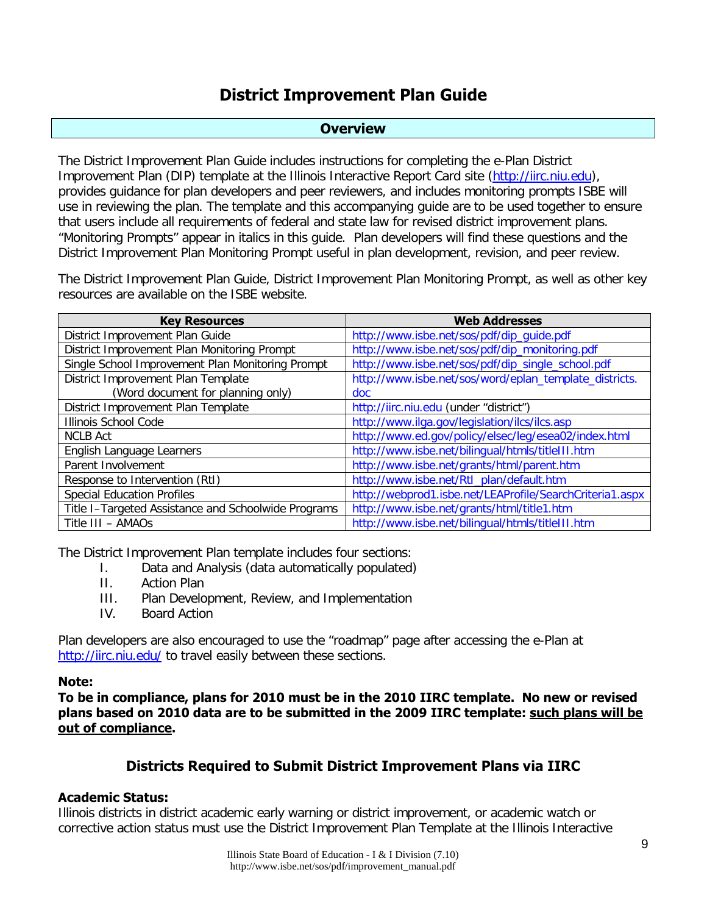# District Improvement Plan Guide

## Overview

The District Improvement Plan Guide includes instructions for completing the e-Plan District Improvement Plan (DIP) template at the Illinois Interactive Report Card site (http://iirc.niu.edu), provides guidance for plan developers and peer reviewers, and includes monitoring prompts ISBE will use in reviewing the plan. The template and this accompanying guide are to be used together to ensure that users include all requirements of federal and state law for revised district improvement plans. "Monitoring Prompts" appear in italics in this guide. Plan developers will find these questions and the District Improvement Plan Monitoring Prompt useful in plan development, revision, and peer review.

The District Improvement Plan Guide, District Improvement Plan Monitoring Prompt, as well as other key resources are available on the ISBE website.

| Key Resources | Web Addresses |
|---|---|
| District Improvement Plan Guide | http://www.isbe.net/sos/pdf/dip_guide.pdf |
| District Improvement Plan Monitoring Prompt | http://www.isbe.net/sos/pdf/dip_monitoring.pdf |
| Single School Improvement Plan Monitoring Prompt | http://www.isbe.net/sos/pdf/dip_single_school.pdf |
| District Improvement Plan Template (Word document for planning only) | http://www.isbe.net/sos/word/eplan_template_districts.doc |
| District Improvement Plan Template | http://iirc.niu.edu (under "district") |
| Illinois School Code | http://www.ilga.gov/legislation/ilcs/ilcs.asp |
| NCLB Act | http://www.ed.gov/policy/elsec/leg/esea02/index.html |
| English Language Learners | http://www.isbe.net/bilingual/htmls/titleIII.htm |
| Parent Involvement | http://www.isbe.net/grants/html/parent.htm |
| Response to Intervention (RtI) | http://www.isbe.net/RtI_plan/default.htm |
| Special Education Profiles | http://webprod1.isbe.net/LEAProfile/SearchCriteria1.aspx |
| Title I–Targeted Assistance and Schoolwide Programs | http://www.isbe.net/grants/html/title1.htm |
| Title III – AMAOs | http://www.isbe.net/bilingual/htmls/titleIII.htm |

The District Improvement Plan template includes four sections:

I. Data and Analysis (data automatically populated)
II. Action Plan
III. Plan Development, Review, and Implementation
IV. Board Action

Plan developers are also encouraged to use the "roadmap" page after accessing the e-Plan at http://iirc.niu.edu/ to travel easily between these sections.

**Note:**

**To be in compliance, plans for 2010 must be in the 2010 IIRC template. No new or revised plans based on 2010 data are to be submitted in the 2009 IIRC template: such plans will be out of compliance.**

### Districts Required to Submit District Improvement Plans via IIRC

**Academic Status:**

Illinois districts in district academic early warning or district improvement, or academic watch or corrective action status must use the District Improvement Plan Template at the Illinois Interactive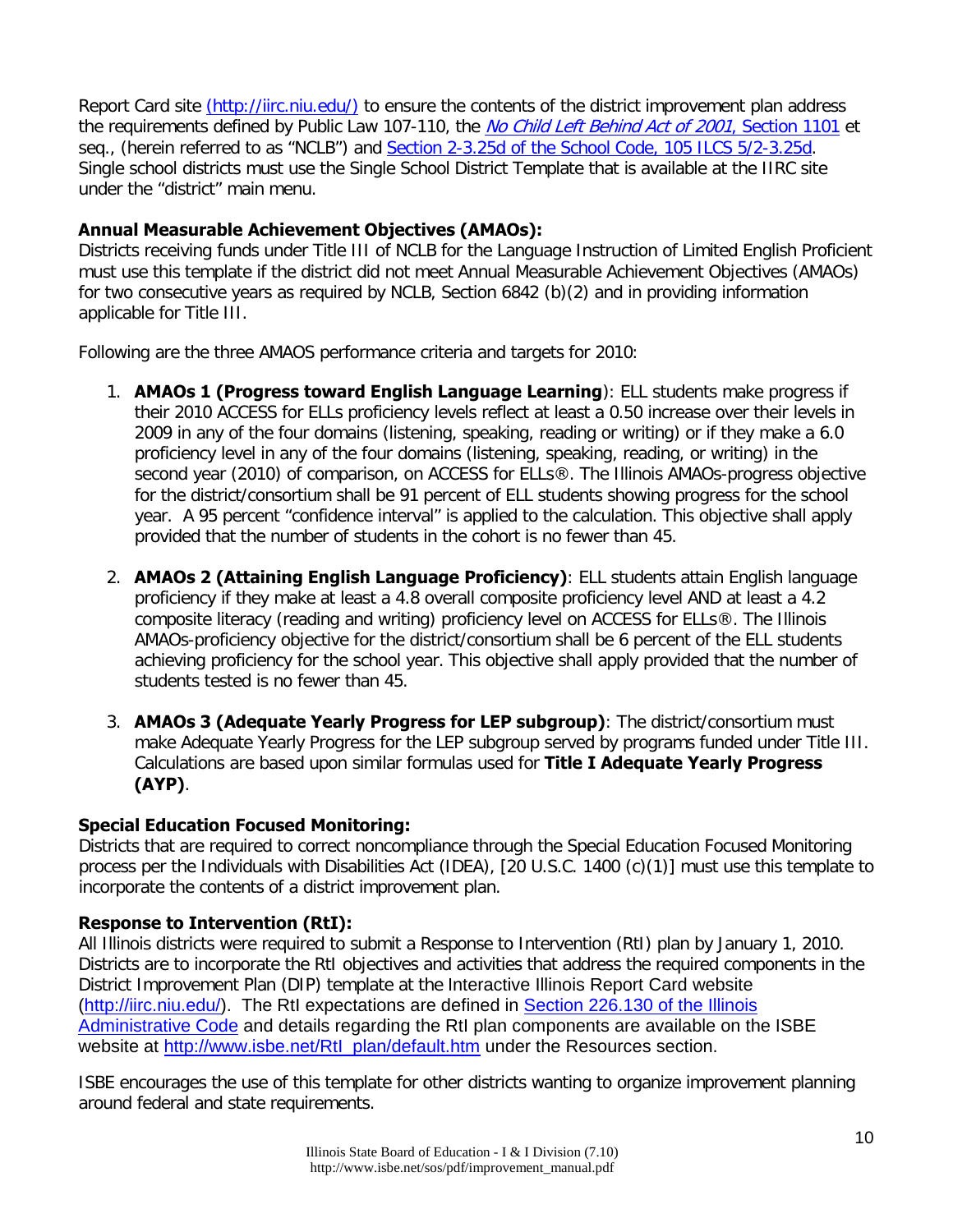Report Card site (http://iirc.niu.edu/) to ensure the contents of the district improvement plan address the requirements defined by Public Law 107-110, the *No Child Left Behind Act of 2001*, Section 1101 et seq., (herein referred to as "NCLB") and Section 2-3.25d of the School Code, 105 ILCS 5/2-3.25d. Single school districts must use the Single School District Template that is available at the IIRC site under the "district" main menu.

**Annual Measurable Achievement Objectives (AMAOs):**
Districts receiving funds under Title III of NCLB for the Language Instruction of Limited English Proficient must use this template if the district did not meet Annual Measurable Achievement Objectives (AMAOs) for two consecutive years as required by NCLB, Section 6842 (b)(2) and in providing information applicable for Title III.

Following are the three AMAOS performance criteria and targets for 2010:

1. **AMAOs 1 (Progress toward English Language Learning**): ELL students make progress if their 2010 ACCESS for ELLs proficiency levels reflect at least a 0.50 increase over their levels in 2009 in any of the four domains (listening, speaking, reading or writing) or if they make a 6.0 proficiency level in any of the four domains (listening, speaking, reading, or writing) in the second year (2010) of comparison, on ACCESS for ELLs®. The Illinois AMAOs-progress objective for the district/consortium shall be 91 percent of ELL students showing progress for the school year. A 95 percent "confidence interval" is applied to the calculation. This objective shall apply provided that the number of students in the cohort is no fewer than 45.

2. **AMAOs 2 (Attaining English Language Proficiency)**: ELL students attain English language proficiency if they make at least a 4.8 overall composite proficiency level AND at least a 4.2 composite literacy (reading and writing) proficiency level on ACCESS for ELLs®. The Illinois AMAOs-proficiency objective for the district/consortium shall be 6 percent of the ELL students achieving proficiency for the school year. This objective shall apply provided that the number of students tested is no fewer than 45.

3. **AMAOs 3 (Adequate Yearly Progress for LEP subgroup)**: The district/consortium must make Adequate Yearly Progress for the LEP subgroup served by programs funded under Title III. Calculations are based upon similar formulas used for **Title I Adequate Yearly Progress (AYP)**.

**Special Education Focused Monitoring:**
Districts that are required to correct noncompliance through the Special Education Focused Monitoring process per the Individuals with Disabilities Act (IDEA), [20 U.S.C. 1400 (c)(1)] must use this template to incorporate the contents of a district improvement plan.

**Response to Intervention (RtI):**
All Illinois districts were required to submit a Response to Intervention (RtI) plan by January 1, 2010. Districts are to incorporate the RtI objectives and activities that address the required components in the District Improvement Plan (DIP) template at the Interactive Illinois Report Card website (http://iirc.niu.edu/). The RtI expectations are defined in Section 226.130 of the Illinois Administrative Code and details regarding the RtI plan components are available on the ISBE website at http://www.isbe.net/RtI_plan/default.htm under the Resources section.

ISBE encourages the use of this template for other districts wanting to organize improvement planning around federal and state requirements.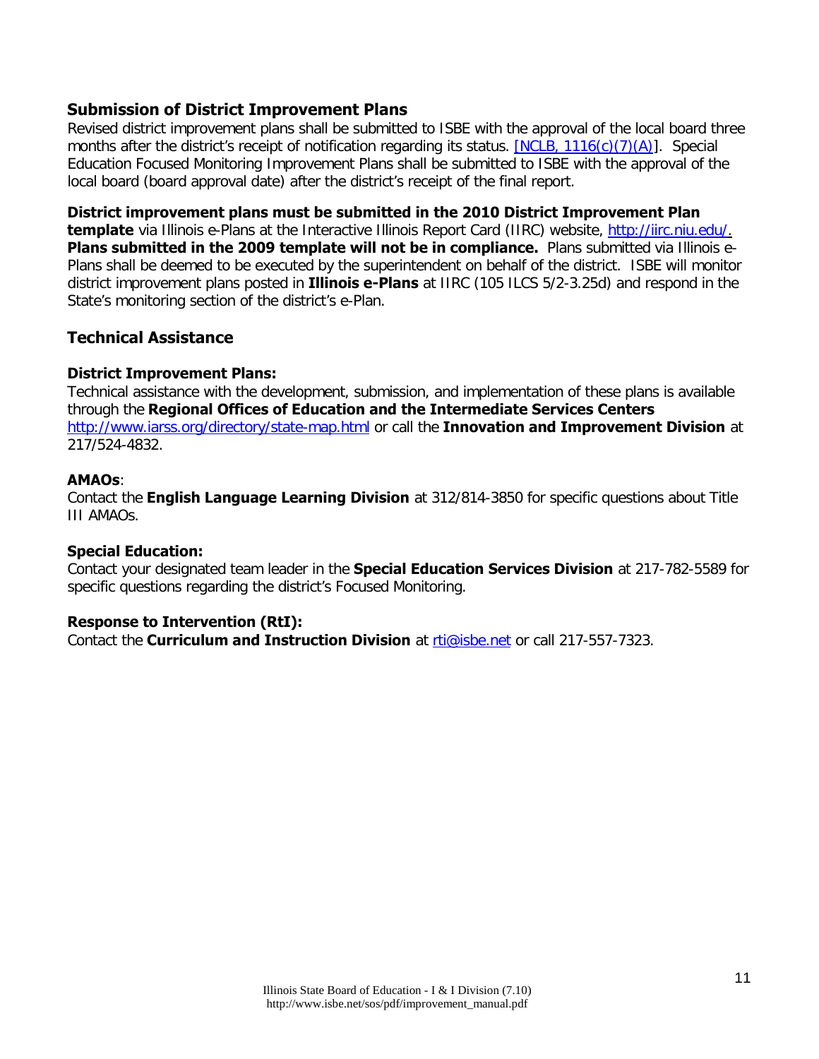## Submission of District Improvement Plans

Revised district improvement plans shall be submitted to ISBE with the approval of the local board three months after the district's receipt of notification regarding its status. [NCLB, 1116(c)(7)(A)]. Special Education Focused Monitoring Improvement Plans shall be submitted to ISBE with the approval of the local board (board approval date) after the district's receipt of the final report.

**District improvement plans must be submitted in the 2010 District Improvement Plan template** via Illinois e-Plans at the Interactive Illinois Report Card (IIRC) website, http://iirc.niu.edu/. **Plans submitted in the 2009 template will not be in compliance.** Plans submitted via Illinois e-Plans shall be deemed to be executed by the superintendent on behalf of the district. ISBE will monitor district improvement plans posted in **Illinois e-Plans** at IIRC (105 ILCS 5/2-3.25d) and respond in the State's monitoring section of the district's e-Plan.

## Technical Assistance

**District Improvement Plans:**

Technical assistance with the development, submission, and implementation of these plans is available through the **Regional Offices of Education and the Intermediate Services Centers** http://www.iarss.org/directory/state-map.html or call the **Innovation and Improvement Division** at 217/524-4832.

**AMAOs**:

Contact the **English Language Learning Division** at 312/814-3850 for specific questions about Title III AMAOs.

**Special Education:**

Contact your designated team leader in the **Special Education Services Division** at 217-782-5589 for specific questions regarding the district's Focused Monitoring.

**Response to Intervention (RtI):**

Contact the **Curriculum and Instruction Division** at rti@isbe.net or call 217-557-7323.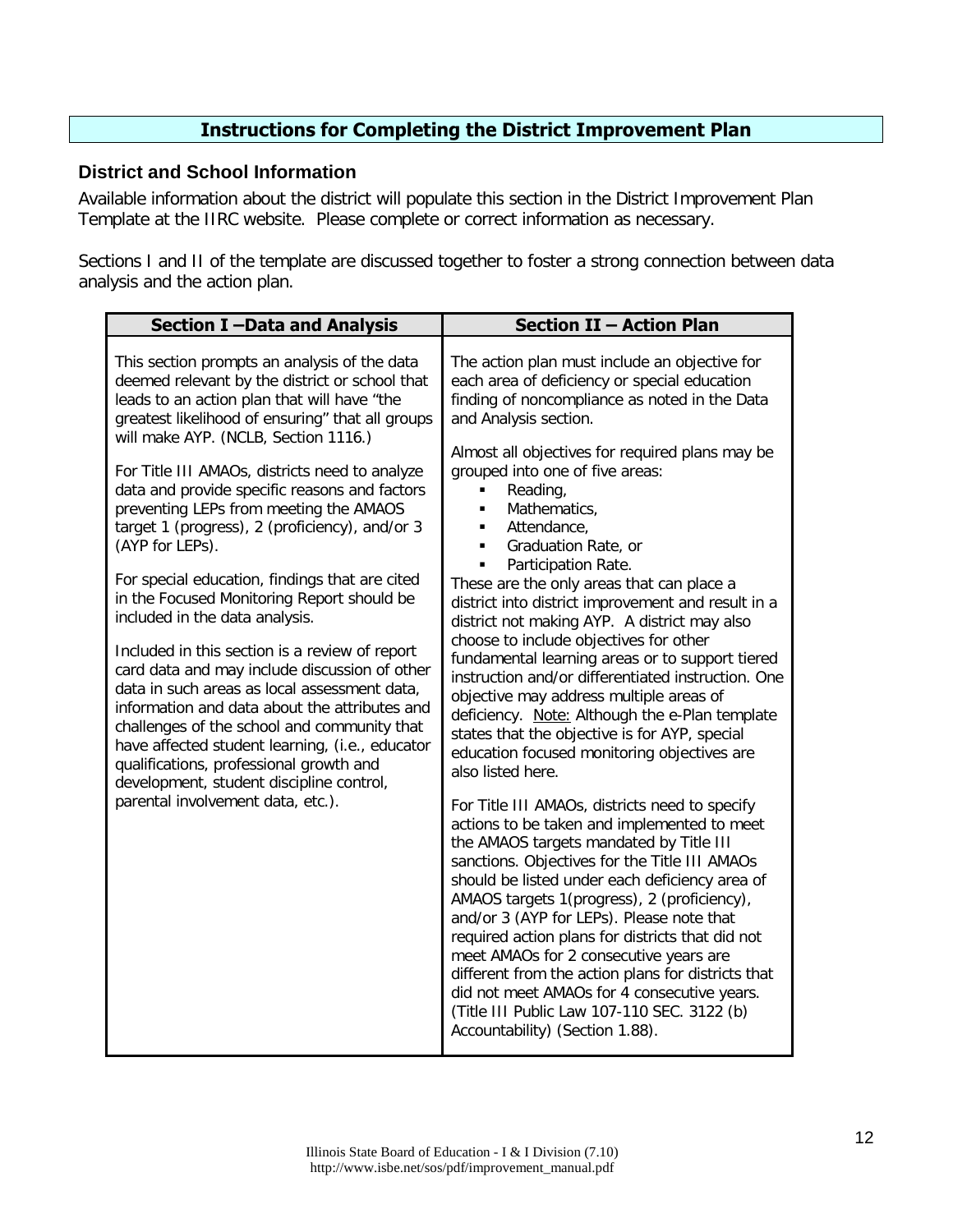## Instructions for Completing the District Improvement Plan

### District and School Information

Available information about the district will populate this section in the District Improvement Plan Template at the IIRC website. Please complete or correct information as necessary.

Sections I and II of the template are discussed together to foster a strong connection between data analysis and the action plan.

| Section I –Data and Analysis | Section II – Action Plan |
|---|---|
| This section prompts an analysis of the data deemed relevant by the district or school that leads to an action plan that will have "the greatest likelihood of ensuring" that all groups will make AYP. (NCLB, Section 1116.)<br><br>For Title III AMAOs, districts need to analyze data and provide specific reasons and factors preventing LEPs from meeting the AMAOS target 1 (progress), 2 (proficiency), and/or 3 (AYP for LEPs).<br><br>For special education, findings that are cited in the Focused Monitoring Report should be included in the data analysis.<br><br>Included in this section is a review of report card data and may include discussion of other data in such areas as local assessment data, information and data about the attributes and challenges of the school and community that have affected student learning, (i.e., educator qualifications, professional growth and development, student discipline control, parental involvement data, etc.). | The action plan must include an objective for each area of deficiency or special education finding of noncompliance as noted in the Data and Analysis section.<br><br>Almost all objectives for required plans may be grouped into one of five areas:<br>▪ Reading,<br>▪ Mathematics,<br>▪ Attendance,<br>▪ Graduation Rate, or<br>▪ Participation Rate.<br>These are the only areas that can place a district into district improvement and result in a district not making AYP. A district may also choose to include objectives for other fundamental learning areas or to support tiered instruction and/or differentiated instruction. One objective may address multiple areas of deficiency. <u>Note:</u> Although the e-Plan template states that the objective is for AYP, special education focused monitoring objectives are also listed here.<br><br>For Title III AMAOs, districts need to specify actions to be taken and implemented to meet the AMAOS targets mandated by Title III sanctions. Objectives for the Title III AMAOs should be listed under each deficiency area of AMAOS targets 1(progress), 2 (proficiency), and/or 3 (AYP for LEPs). Please note that required action plans for districts that did not meet AMAOs for 2 consecutive years are different from the action plans for districts that did not meet AMAOs for 4 consecutive years. (Title III Public Law 107-110 SEC. 3122 (b) Accountability) (Section 1.88). |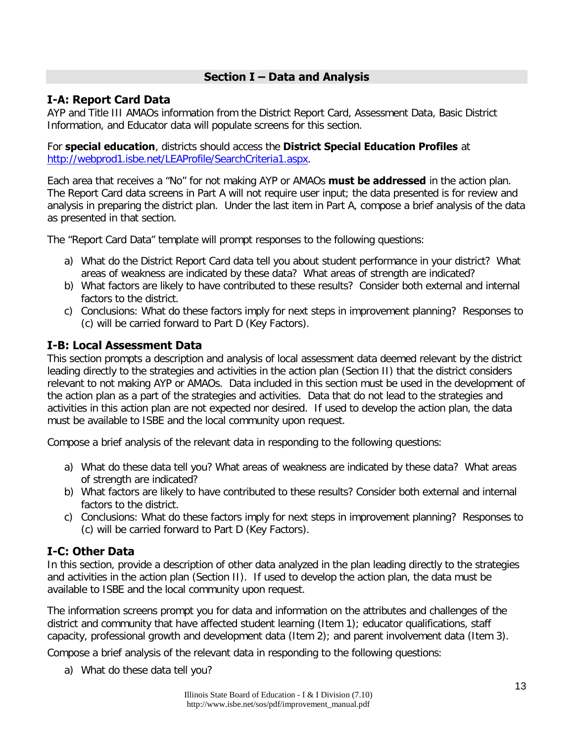## Section I – Data and Analysis

### I-A: Report Card Data

AYP and Title III AMAOs information from the District Report Card, Assessment Data, Basic District Information, and Educator data will populate screens for this section.

For **special education**, districts should access the **District Special Education Profiles** at http://webprod1.isbe.net/LEAProfile/SearchCriteria1.aspx.

Each area that receives a "No" for not making AYP or AMAOs **must be addressed** in the action plan. The Report Card data screens in Part A will not require user input; the data presented is for review and analysis in preparing the district plan. Under the last item in Part A, compose a brief analysis of the data as presented in that section.

The "Report Card Data" template will prompt responses to the following questions:

a) What do the District Report Card data tell you about student performance in your district? What areas of weakness are indicated by these data? What areas of strength are indicated?
b) What factors are likely to have contributed to these results? Consider both external and internal factors to the district.
c) Conclusions: What do these factors imply for next steps in improvement planning? Responses to (c) will be carried forward to Part D (Key Factors).

### I-B: Local Assessment Data

This section prompts a description and analysis of local assessment data deemed relevant by the district leading directly to the strategies and activities in the action plan (Section II) that the district considers relevant to not making AYP or AMAOs. Data included in this section must be used in the development of the action plan as a part of the strategies and activities. Data that do not lead to the strategies and activities in this action plan are not expected nor desired. If used to develop the action plan, the data must be available to ISBE and the local community upon request.

Compose a brief analysis of the relevant data in responding to the following questions:

a) What do these data tell you? What areas of weakness are indicated by these data? What areas of strength are indicated?
b) What factors are likely to have contributed to these results? Consider both external and internal factors to the district.
c) Conclusions: What do these factors imply for next steps in improvement planning? Responses to (c) will be carried forward to Part D (Key Factors).

### I-C: Other Data

In this section, provide a description of other data analyzed in the plan leading directly to the strategies and activities in the action plan (Section II). If used to develop the action plan, the data must be available to ISBE and the local community upon request.

The information screens prompt you for data and information on the attributes and challenges of the district and community that have affected student learning (Item 1); educator qualifications, staff capacity, professional growth and development data (Item 2); and parent involvement data (Item 3).

Compose a brief analysis of the relevant data in responding to the following questions:

a) What do these data tell you?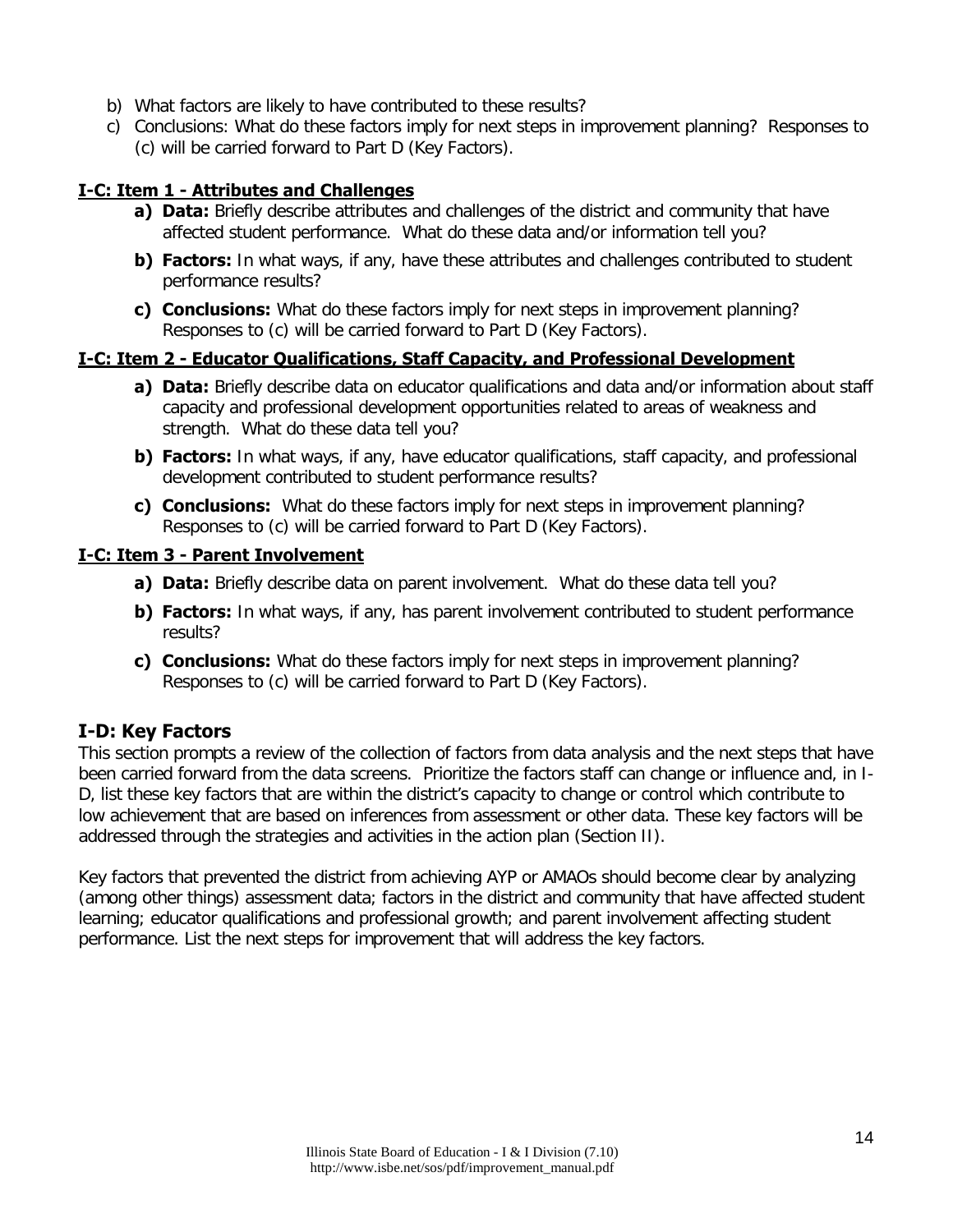b) What factors are likely to have contributed to these results?
c) Conclusions: What do these factors imply for next steps in improvement planning? Responses to (c) will be carried forward to Part D (Key Factors).

**I-C: Item 1 - Attributes and Challenges**

- **a) Data:** Briefly describe attributes and challenges of the district and community that have affected student performance. What do these data and/or information tell you?
- **b) Factors:** In what ways, if any, have these attributes and challenges contributed to student performance results?
- **c) Conclusions:** What do these factors imply for next steps in improvement planning? Responses to (c) will be carried forward to Part D (Key Factors).

**I-C: Item 2 - Educator Qualifications, Staff Capacity, and Professional Development**

- **a) Data:** Briefly describe data on educator qualifications and data and/or information about staff capacity and professional development opportunities related to areas of weakness and strength. What do these data tell you?
- **b) Factors:** In what ways, if any, have educator qualifications, staff capacity, and professional development contributed to student performance results?
- **c) Conclusions:** What do these factors imply for next steps in improvement planning? Responses to (c) will be carried forward to Part D (Key Factors).

**I-C: Item 3 - Parent Involvement**

- **a) Data:** Briefly describe data on parent involvement. What do these data tell you?
- **b) Factors:** In what ways, if any, has parent involvement contributed to student performance results?
- **c) Conclusions:** What do these factors imply for next steps in improvement planning? Responses to (c) will be carried forward to Part D (Key Factors).

## I-D: Key Factors

This section prompts a review of the collection of factors from data analysis and the next steps that have been carried forward from the data screens. Prioritize the factors staff can change or influence and, in I-D, list these key factors that are within the district's capacity to change or control which contribute to low achievement that are based on inferences from assessment or other data. These key factors will be addressed through the strategies and activities in the action plan (Section II).

Key factors that prevented the district from achieving AYP or AMAOs should become clear by analyzing (among other things) assessment data; factors in the district and community that have affected student learning; educator qualifications and professional growth; and parent involvement affecting student performance. List the next steps for improvement that will address the key factors.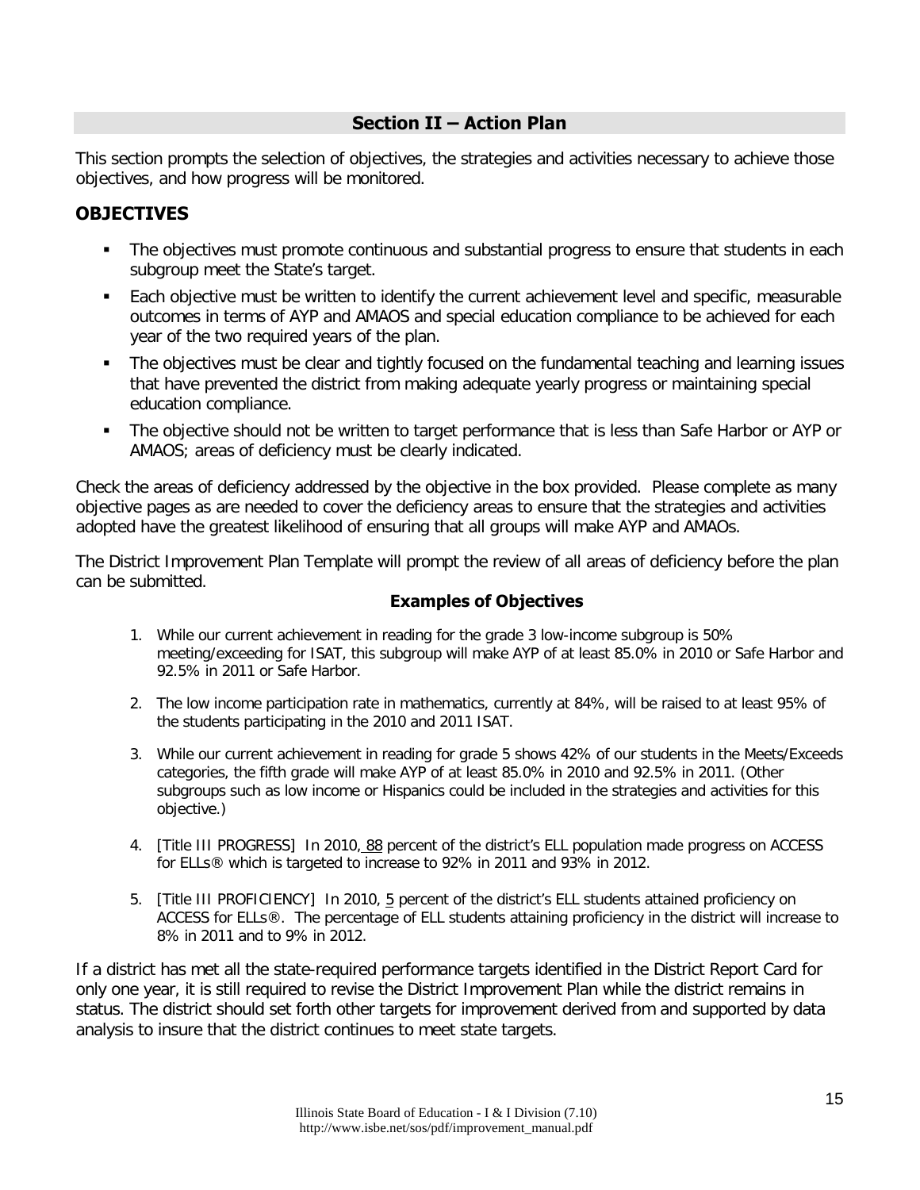## Section II – Action Plan

This section prompts the selection of objectives, the strategies and activities necessary to achieve those objectives, and how progress will be monitored.

### OBJECTIVES

- The objectives must promote continuous and substantial progress to ensure that students in each subgroup meet the State's target.
- Each objective must be written to identify the current achievement level and specific, measurable outcomes in terms of AYP and AMAOS and special education compliance to be achieved for each year of the two required years of the plan.
- The objectives must be clear and tightly focused on the fundamental teaching and learning issues that have prevented the district from making adequate yearly progress or maintaining special education compliance.
- The objective should not be written to target performance that is less than Safe Harbor or AYP or AMAOS; areas of deficiency must be clearly indicated.

Check the areas of deficiency addressed by the objective in the box provided. Please complete as many objective pages as are needed to cover the deficiency areas to ensure that the strategies and activities adopted have the greatest likelihood of ensuring that all groups will make AYP and AMAOs.

The District Improvement Plan Template will prompt the review of all areas of deficiency before the plan can be submitted.

**Examples of Objectives**

1. While our current achievement in reading for the grade 3 low-income subgroup is 50% meeting/exceeding for ISAT, this subgroup will make AYP of at least 85.0% in 2010 or Safe Harbor and 92.5% in 2011 or Safe Harbor.
2. The low income participation rate in mathematics, currently at 84%, will be raised to at least 95% of the students participating in the 2010 and 2011 ISAT.
3. While our current achievement in reading for grade 5 shows 42% of our students in the Meets/Exceeds categories, the fifth grade will make AYP of at least 85.0% in 2010 and 92.5% in 2011. (Other subgroups such as low income or Hispanics could be included in the strategies and activities for this objective.)
4. [Title III PROGRESS] In 2010, 88 percent of the district's ELL population made progress on ACCESS for ELLs® which is targeted to increase to 92% in 2011 and 93% in 2012.
5. [Title III PROFICIENCY] In 2010, 5 percent of the district's ELL students attained proficiency on ACCESS for ELLs®. The percentage of ELL students attaining proficiency in the district will increase to 8% in 2011 and to 9% in 2012.

If a district has met all the state-required performance targets identified in the District Report Card for only one year, it is still required to revise the District Improvement Plan while the district remains in status. The district should set forth other targets for improvement derived from and supported by data analysis to insure that the district continues to meet state targets.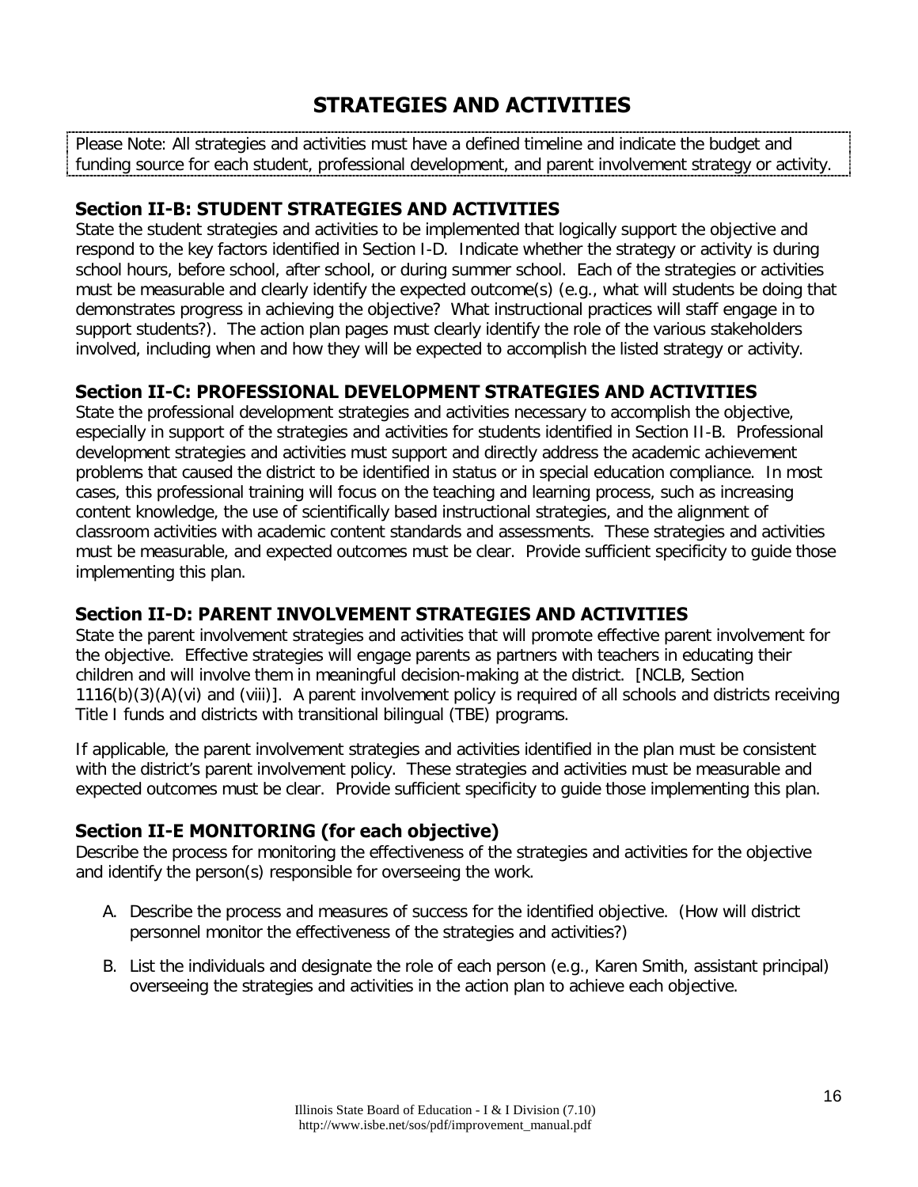# STRATEGIES AND ACTIVITIES

Please Note: All strategies and activities must have a defined timeline and indicate the budget and funding source for each student, professional development, and parent involvement strategy or activity.

## Section II-B: STUDENT STRATEGIES AND ACTIVITIES

State the student strategies and activities to be implemented that logically support the objective and respond to the key factors identified in Section I-D. Indicate whether the strategy or activity is during school hours, before school, after school, or during summer school. Each of the strategies or activities must be measurable and clearly identify the expected outcome(s) (e.g., what will students be doing that demonstrates progress in achieving the objective? What instructional practices will staff engage in to support students?). The action plan pages must clearly identify the role of the various stakeholders involved, including when and how they will be expected to accomplish the listed strategy or activity.

## Section II-C: PROFESSIONAL DEVELOPMENT STRATEGIES AND ACTIVITIES

State the professional development strategies and activities necessary to accomplish the objective, especially in support of the strategies and activities for students identified in Section II-B. Professional development strategies and activities must support and directly address the academic achievement problems that caused the district to be identified in status or in special education compliance. In most cases, this professional training will focus on the teaching and learning process, such as increasing content knowledge, the use of scientifically based instructional strategies, and the alignment of classroom activities with academic content standards and assessments. These strategies and activities must be measurable, and expected outcomes must be clear. Provide sufficient specificity to guide those implementing this plan.

## Section II-D: PARENT INVOLVEMENT STRATEGIES AND ACTIVITIES

State the parent involvement strategies and activities that will promote effective parent involvement for the objective. Effective strategies will engage parents as partners with teachers in educating their children and will involve them in meaningful decision-making at the district. [NCLB, Section 1116(b)(3)(A)(vi) and (viii)]. A parent involvement policy is required of all schools and districts receiving Title I funds and districts with transitional bilingual (TBE) programs.

If applicable, the parent involvement strategies and activities identified in the plan must be consistent with the district's parent involvement policy. These strategies and activities must be measurable and expected outcomes must be clear. Provide sufficient specificity to guide those implementing this plan.

## Section II-E MONITORING (for each objective)

Describe the process for monitoring the effectiveness of the strategies and activities for the objective and identify the person(s) responsible for overseeing the work.

A. Describe the process and measures of success for the identified objective. (How will district personnel monitor the effectiveness of the strategies and activities?)

B. List the individuals and designate the role of each person (e.g., Karen Smith, assistant principal) overseeing the strategies and activities in the action plan to achieve each objective.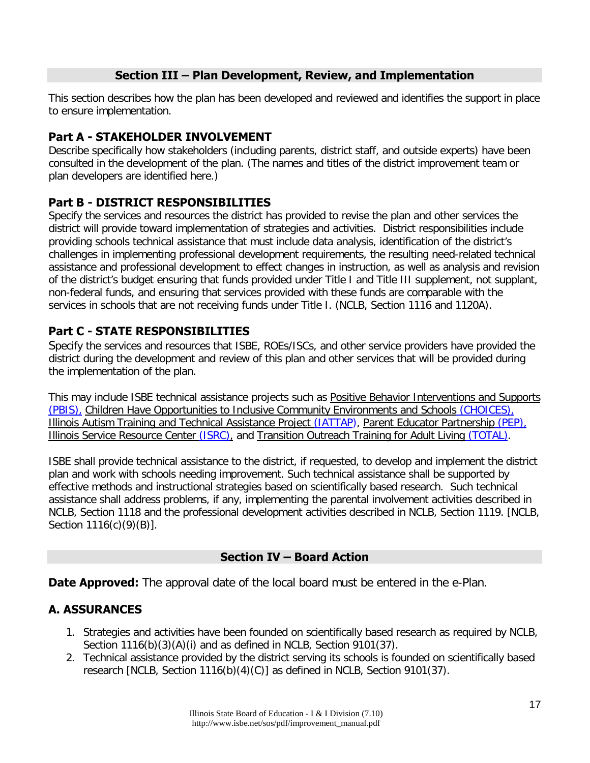## Section III – Plan Development, Review, and Implementation

This section describes how the plan has been developed and reviewed and identifies the support in place to ensure implementation.

### Part A - STAKEHOLDER INVOLVEMENT

Describe specifically how stakeholders (including parents, district staff, and outside experts) have been consulted in the development of the plan. (The names and titles of the district improvement team or plan developers are identified here.)

### Part B - DISTRICT RESPONSIBILITIES

Specify the services and resources the district has provided to revise the plan and other services the district will provide toward implementation of strategies and activities. District responsibilities include providing schools technical assistance that must include data analysis, identification of the district's challenges in implementing professional development requirements, the resulting need-related technical assistance and professional development to effect changes in instruction, as well as analysis and revision of the district's budget ensuring that funds provided under Title I and Title III supplement, not supplant, non-federal funds, and ensuring that services provided with these funds are comparable with the services in schools that are not receiving funds under Title I. (NCLB, Section 1116 and 1120A).

### Part C - STATE RESPONSIBILITIES

Specify the services and resources that ISBE, ROEs/ISCs, and other service providers have provided the district during the development and review of this plan and other services that will be provided during the implementation of the plan.

This may include ISBE technical assistance projects such as Positive Behavior Interventions and Supports (PBIS), Children Have Opportunities to Inclusive Community Environments and Schools (CHOICES), Illinois Autism Training and Technical Assistance Project (IATTAP), Parent Educator Partnership (PEP), Illinois Service Resource Center (ISRC), and Transition Outreach Training for Adult Living (TOTAL).

ISBE shall provide technical assistance to the district, if requested, to develop and implement the district plan and work with schools needing improvement. Such technical assistance shall be supported by effective methods and instructional strategies based on scientifically based research. Such technical assistance shall address problems, if any, implementing the parental involvement activities described in NCLB, Section 1118 and the professional development activities described in NCLB, Section 1119. [NCLB, Section 1116(c)(9)(B)].

## Section IV – Board Action

**Date Approved:** The approval date of the local board must be entered in the e-Plan.

### A. ASSURANCES

1. Strategies and activities have been founded on scientifically based research as required by NCLB, Section 1116(b)(3)(A)(i) and as defined in NCLB, Section 9101(37).
2. Technical assistance provided by the district serving its schools is founded on scientifically based research [NCLB, Section 1116(b)(4)(C)] as defined in NCLB, Section 9101(37).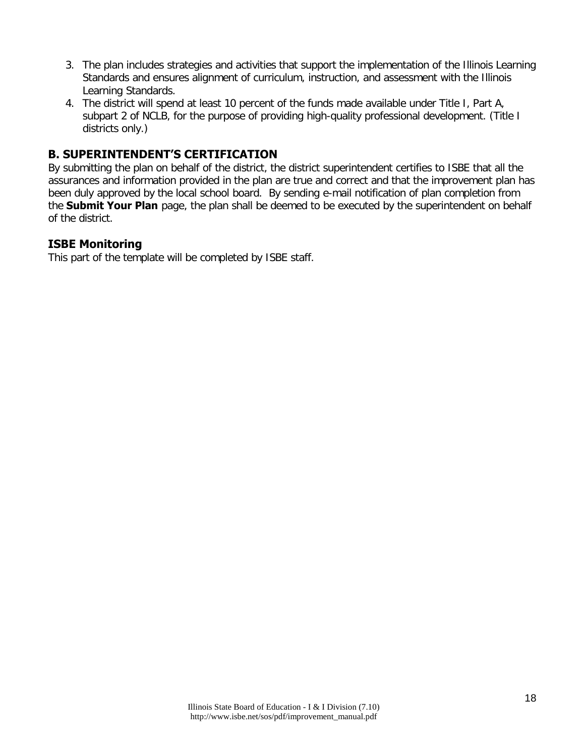3. The plan includes strategies and activities that support the implementation of the Illinois Learning Standards and ensures alignment of curriculum, instruction, and assessment with the Illinois Learning Standards.
4. The district will spend at least 10 percent of the funds made available under Title I, Part A, subpart 2 of NCLB, for the purpose of providing high-quality professional development. (Title I districts only.)

## B. SUPERINTENDENT'S CERTIFICATION

By submitting the plan on behalf of the district, the district superintendent certifies to ISBE that all the assurances and information provided in the plan are true and correct and that the improvement plan has been duly approved by the local school board. By sending e-mail notification of plan completion from the **Submit Your Plan** page, the plan shall be deemed to be executed by the superintendent on behalf of the district.

## ISBE Monitoring

This part of the template will be completed by ISBE staff.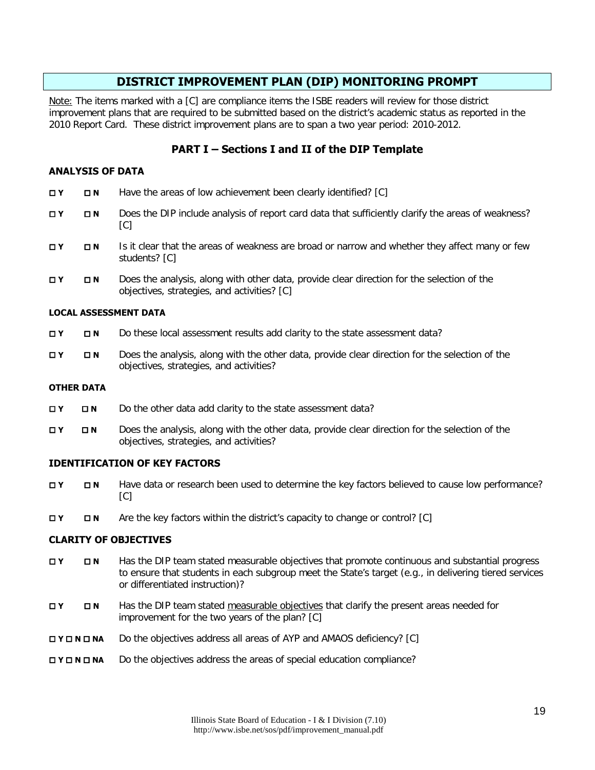## DISTRICT IMPROVEMENT PLAN (DIP) MONITORING PROMPT

Note: The items marked with a [C] are compliance items the ISBE readers will review for those district improvement plans that are required to be submitted based on the district's academic status as reported in the 2010 Report Card. These district improvement plans are to span a two year period: 2010-2012.

### PART I – Sections I and II of the DIP Template

#### ANALYSIS OF DATA

- ☐ Y ☐ N Have the areas of low achievement been clearly identified? [C]
- ☐ Y ☐ N Does the DIP include analysis of report card data that sufficiently clarify the areas of weakness? [C]
- ☐ Y ☐ N Is it clear that the areas of weakness are broad or narrow and whether they affect many or few students? [C]
- ☐ Y ☐ N Does the analysis, along with other data, provide clear direction for the selection of the objectives, strategies, and activities? [C]

**LOCAL ASSESSMENT DATA**

- ☐ Y ☐ N Do these local assessment results add clarity to the state assessment data?
- ☐ Y ☐ N Does the analysis, along with the other data, provide clear direction for the selection of the objectives, strategies, and activities?

**OTHER DATA**

- ☐ Y ☐ N Do the other data add clarity to the state assessment data?
- ☐ Y ☐ N Does the analysis, along with the other data, provide clear direction for the selection of the objectives, strategies, and activities?

#### IDENTIFICATION OF KEY FACTORS

- ☐ Y ☐ N Have data or research been used to determine the key factors believed to cause low performance? [C]
- ☐ Y ☐ N Are the key factors within the district's capacity to change or control? [C]

#### CLARITY OF OBJECTIVES

- ☐ Y ☐ N Has the DIP team stated measurable objectives that promote continuous and substantial progress to ensure that students in each subgroup meet the State's target (e.g., in delivering tiered services or differentiated instruction)?
- ☐ Y ☐ N Has the DIP team stated measurable objectives that clarify the present areas needed for improvement for the two years of the plan? [C]
- ☐ Y ☐ N ☐ NA Do the objectives address all areas of AYP and AMAOS deficiency? [C]
- ☐ Y ☐ N ☐ NA Do the objectives address the areas of special education compliance?

Illinois State Board of Education - I & I Division (7.10)
http://www.isbe.net/sos/pdf/improvement_manual.pdf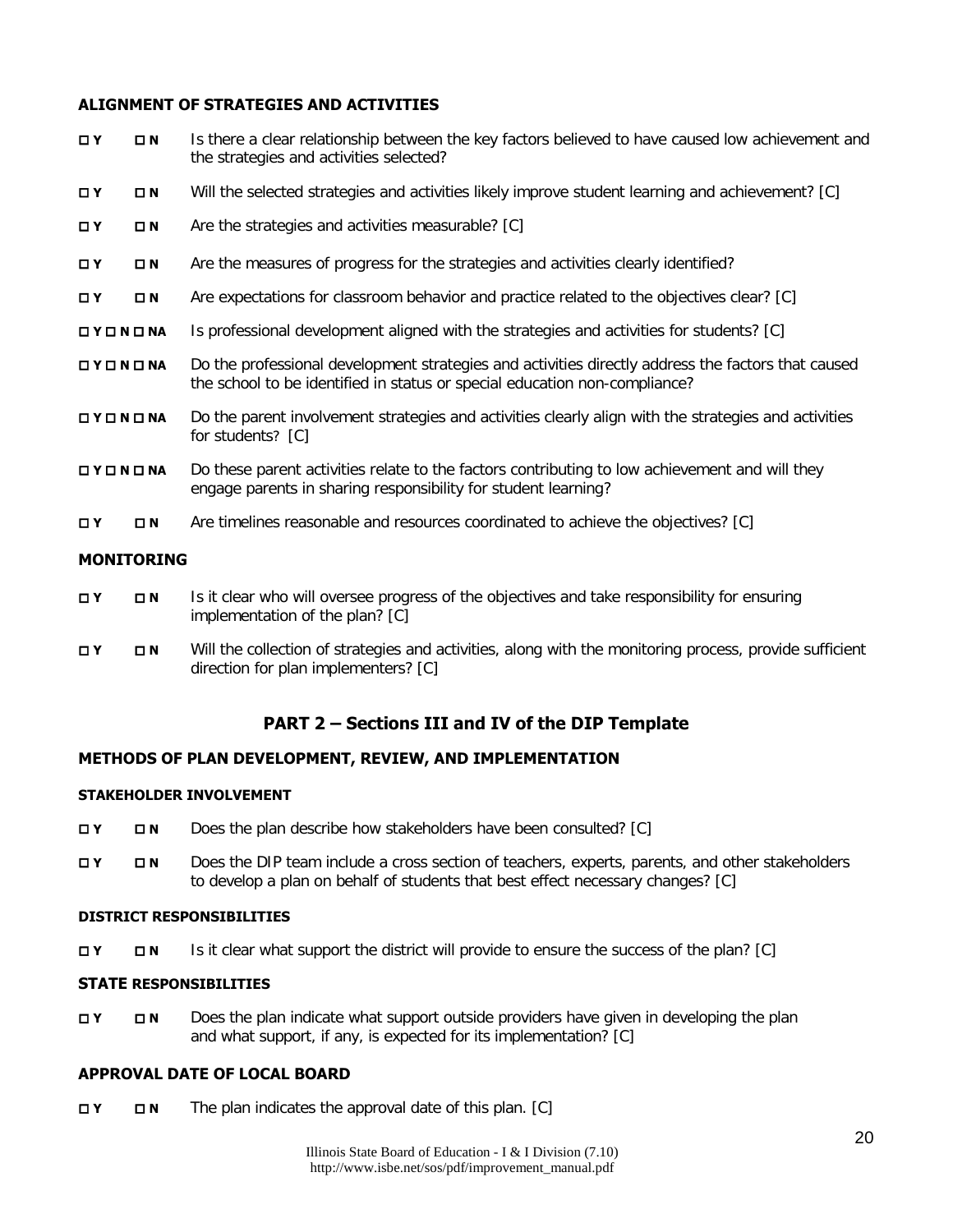**ALIGNMENT OF STRATEGIES AND ACTIVITIES**

☐ **Y** ☐ **N** Is there a clear relationship between the key factors believed to have caused low achievement and the strategies and activities selected?

☐ **Y** ☐ **N** Will the selected strategies and activities likely improve student learning and achievement? [C]

☐ **Y** ☐ **N** Are the strategies and activities measurable? [C]

☐ **Y** ☐ **N** Are the measures of progress for the strategies and activities clearly identified?

☐ **Y** ☐ **N** Are expectations for classroom behavior and practice related to the objectives clear? [C]

☐ **Y** ☐ **N** ☐ **NA** Is professional development aligned with the strategies and activities for students? [C]

☐ **Y** ☐ **N** ☐ **NA** Do the professional development strategies and activities directly address the factors that caused the school to be identified in status or special education non-compliance?

☐ **Y** ☐ **N** ☐ **NA** Do the parent involvement strategies and activities clearly align with the strategies and activities for students? [C]

☐ **Y** ☐ **N** ☐ **NA** Do these parent activities relate to the factors contributing to low achievement and will they engage parents in sharing responsibility for student learning?

☐ **Y** ☐ **N** Are timelines reasonable and resources coordinated to achieve the objectives? [C]

**MONITORING**

☐ **Y** ☐ **N** Is it clear who will oversee progress of the objectives and take responsibility for ensuring implementation of the plan? [C]

☐ **Y** ☐ **N** Will the collection of strategies and activities, along with the monitoring process, provide sufficient direction for plan implementers? [C]

## PART 2 – Sections III and IV of the DIP Template

**METHODS OF PLAN DEVELOPMENT, REVIEW, AND IMPLEMENTATION**

**STAKEHOLDER INVOLVEMENT**

☐ **Y** ☐ **N** Does the plan describe how stakeholders have been consulted? [C]

☐ **Y** ☐ **N** Does the DIP team include a cross section of teachers, experts, parents, and other stakeholders to develop a plan on behalf of students that best effect necessary changes? [C]

**DISTRICT RESPONSIBILITIES**

☐ **Y** ☐ **N** Is it clear what support the district will provide to ensure the success of the plan? [C]

**STATE RESPONSIBILITIES**

☐ **Y** ☐ **N** Does the plan indicate what support outside providers have given in developing the plan and what support, if any, is expected for its implementation? [C]

**APPROVAL DATE OF LOCAL BOARD**

☐ **Y** ☐ **N** The plan indicates the approval date of this plan. [C]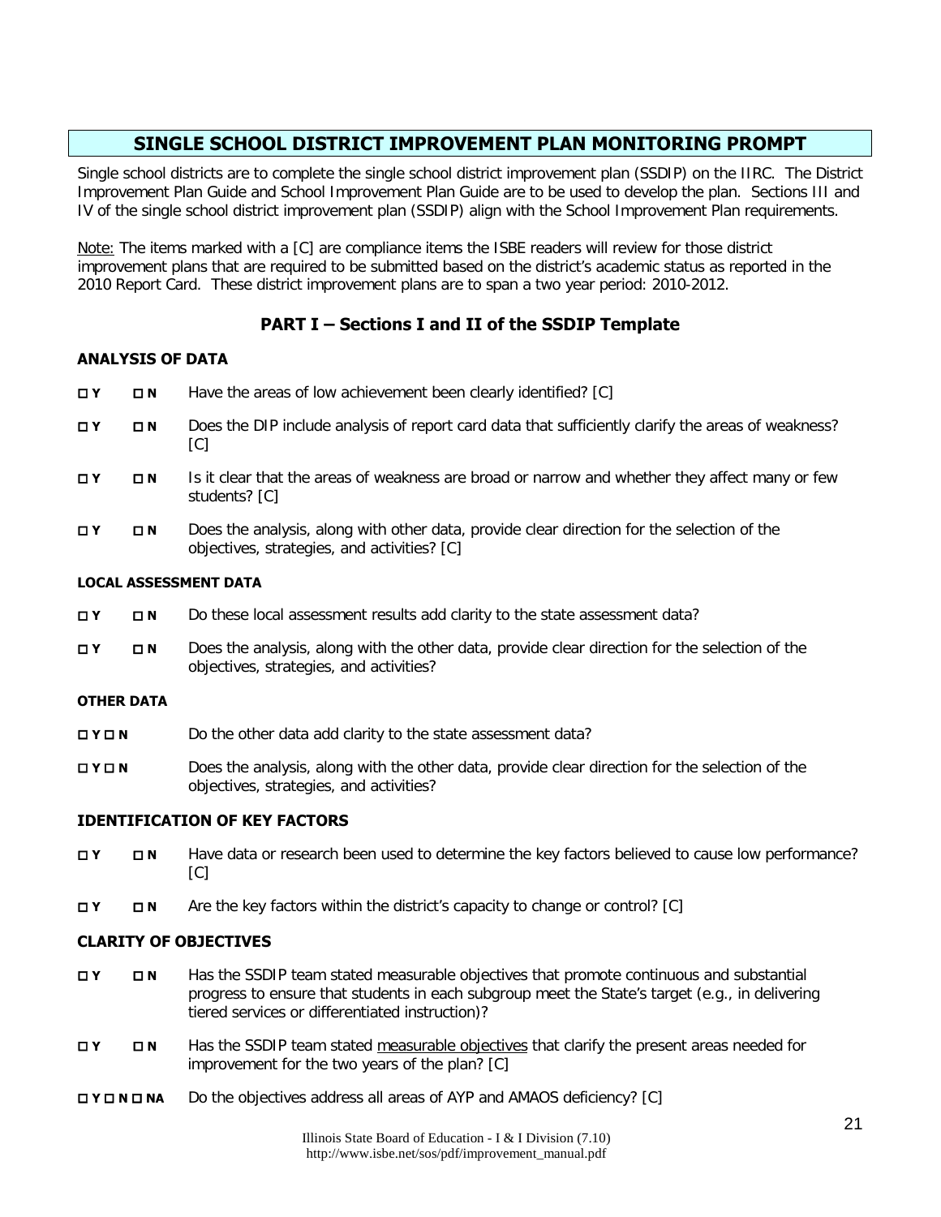## SINGLE SCHOOL DISTRICT IMPROVEMENT PLAN MONITORING PROMPT

Single school districts are to complete the single school district improvement plan (SSDIP) on the IIRC. The District Improvement Plan Guide and School Improvement Plan Guide are to be used to develop the plan. Sections III and IV of the single school district improvement plan (SSDIP) align with the School Improvement Plan requirements.

Note: The items marked with a [C] are compliance items the ISBE readers will review for those district improvement plans that are required to be submitted based on the district's academic status as reported in the 2010 Report Card. These district improvement plans are to span a two year period: 2010-2012.

### PART I – Sections I and II of the SSDIP Template

#### ANALYSIS OF DATA

- ☐ Y ☐ N Have the areas of low achievement been clearly identified? [C]
- ☐ Y ☐ N Does the DIP include analysis of report card data that sufficiently clarify the areas of weakness? [C]
- ☐ Y ☐ N Is it clear that the areas of weakness are broad or narrow and whether they affect many or few students? [C]
- ☐ Y ☐ N Does the analysis, along with other data, provide clear direction for the selection of the objectives, strategies, and activities? [C]

##### LOCAL ASSESSMENT DATA

- ☐ Y ☐ N Do these local assessment results add clarity to the state assessment data?
- ☐ Y ☐ N Does the analysis, along with the other data, provide clear direction for the selection of the objectives, strategies, and activities?

##### OTHER DATA

- ☐ Y ☐ N Do the other data add clarity to the state assessment data?
- ☐ Y ☐ N Does the analysis, along with the other data, provide clear direction for the selection of the objectives, strategies, and activities?

#### IDENTIFICATION OF KEY FACTORS

- ☐ Y ☐ N Have data or research been used to determine the key factors believed to cause low performance? [C]
- ☐ Y ☐ N Are the key factors within the district's capacity to change or control? [C]

#### CLARITY OF OBJECTIVES

- ☐ Y ☐ N Has the SSDIP team stated measurable objectives that promote continuous and substantial progress to ensure that students in each subgroup meet the State's target (e.g., in delivering tiered services or differentiated instruction)?
- ☐ Y ☐ N Has the SSDIP team stated measurable objectives that clarify the present areas needed for improvement for the two years of the plan? [C]
- ☐ Y ☐ N ☐ NA Do the objectives address all areas of AYP and AMAOS deficiency? [C]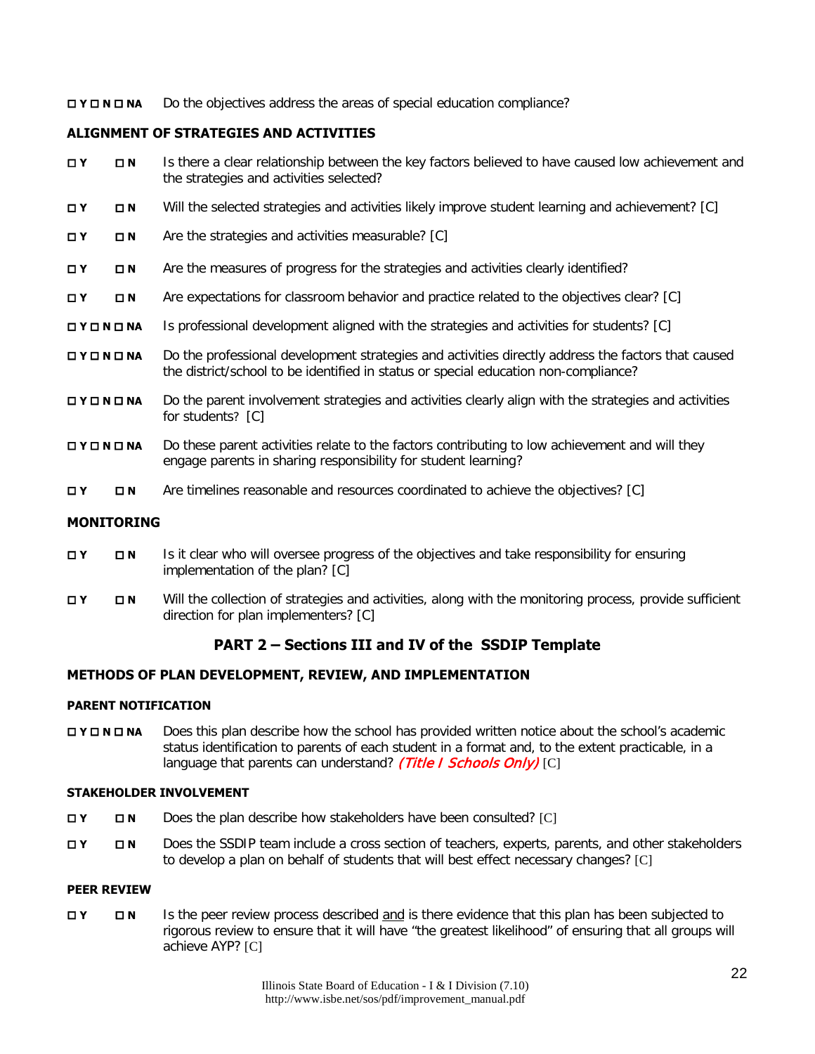☐ Y ☐ N ☐ NA Do the objectives address the areas of special education compliance?

**ALIGNMENT OF STRATEGIES AND ACTIVITIES**

☐ Y ☐ N Is there a clear relationship between the key factors believed to have caused low achievement and the strategies and activities selected?

☐ Y ☐ N Will the selected strategies and activities likely improve student learning and achievement? [C]

☐ Y ☐ N Are the strategies and activities measurable? [C]

☐ Y ☐ N Are the measures of progress for the strategies and activities clearly identified?

☐ Y ☐ N Are expectations for classroom behavior and practice related to the objectives clear? [C]

☐ Y ☐ N ☐ NA Is professional development aligned with the strategies and activities for students? [C]

☐ Y ☐ N ☐ NA Do the professional development strategies and activities directly address the factors that caused the district/school to be identified in status or special education non-compliance?

☐ Y ☐ N ☐ NA Do the parent involvement strategies and activities clearly align with the strategies and activities for students? [C]

☐ Y ☐ N ☐ NA Do these parent activities relate to the factors contributing to low achievement and will they engage parents in sharing responsibility for student learning?

☐ Y ☐ N Are timelines reasonable and resources coordinated to achieve the objectives? [C]

**MONITORING**

☐ Y ☐ N Is it clear who will oversee progress of the objectives and take responsibility for ensuring implementation of the plan? [C]

☐ Y ☐ N Will the collection of strategies and activities, along with the monitoring process, provide sufficient direction for plan implementers? [C]

## PART 2 – Sections III and IV of the SSDIP Template

### METHODS OF PLAN DEVELOPMENT, REVIEW, AND IMPLEMENTATION

#### PARENT NOTIFICATION

☐ Y ☐ N ☐ NA Does this plan describe how the school has provided written notice about the school's academic status identification to parents of each student in a format and, to the extent practicable, in a language that parents can understand? ***(Title I Schools Only)*** [C]

#### STAKEHOLDER INVOLVEMENT

☐ Y ☐ N Does the plan describe how stakeholders have been consulted? [C]

☐ Y ☐ N Does the SSDIP team include a cross section of teachers, experts, parents, and other stakeholders to develop a plan on behalf of students that will best effect necessary changes? [C]

#### PEER REVIEW

☐ Y ☐ N Is the peer review process described and is there evidence that this plan has been subjected to rigorous review to ensure that it will have "the greatest likelihood" of ensuring that all groups will achieve AYP? [C]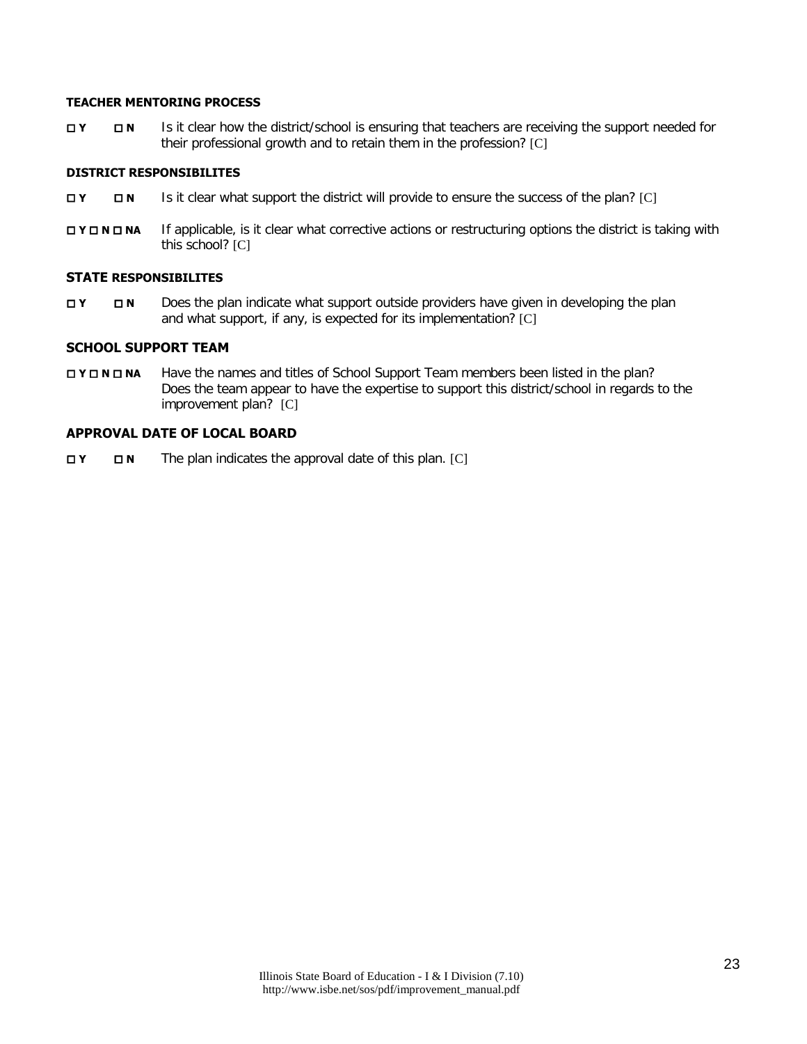**TEACHER MENTORING PROCESS**

☐ **Y** ☐ **N** Is it clear how the district/school is ensuring that teachers are receiving the support needed for their professional growth and to retain them in the profession? [C]

**DISTRICT RESPONSIBILITES**

☐ **Y** ☐ **N** Is it clear what support the district will provide to ensure the success of the plan? [C]

☐ **Y** ☐ **N** ☐ **NA** If applicable, is it clear what corrective actions or restructuring options the district is taking with this school? [C]

**STATE RESPONSIBILITES**

☐ **Y** ☐ **N** Does the plan indicate what support outside providers have given in developing the plan and what support, if any, is expected for its implementation? [C]

**SCHOOL SUPPORT TEAM**

☐ **Y** ☐ **N** ☐ **NA** Have the names and titles of School Support Team members been listed in the plan? Does the team appear to have the expertise to support this district/school in regards to the improvement plan? [C]

**APPROVAL DATE OF LOCAL BOARD**

☐ **Y** ☐ **N** The plan indicates the approval date of this plan. [C]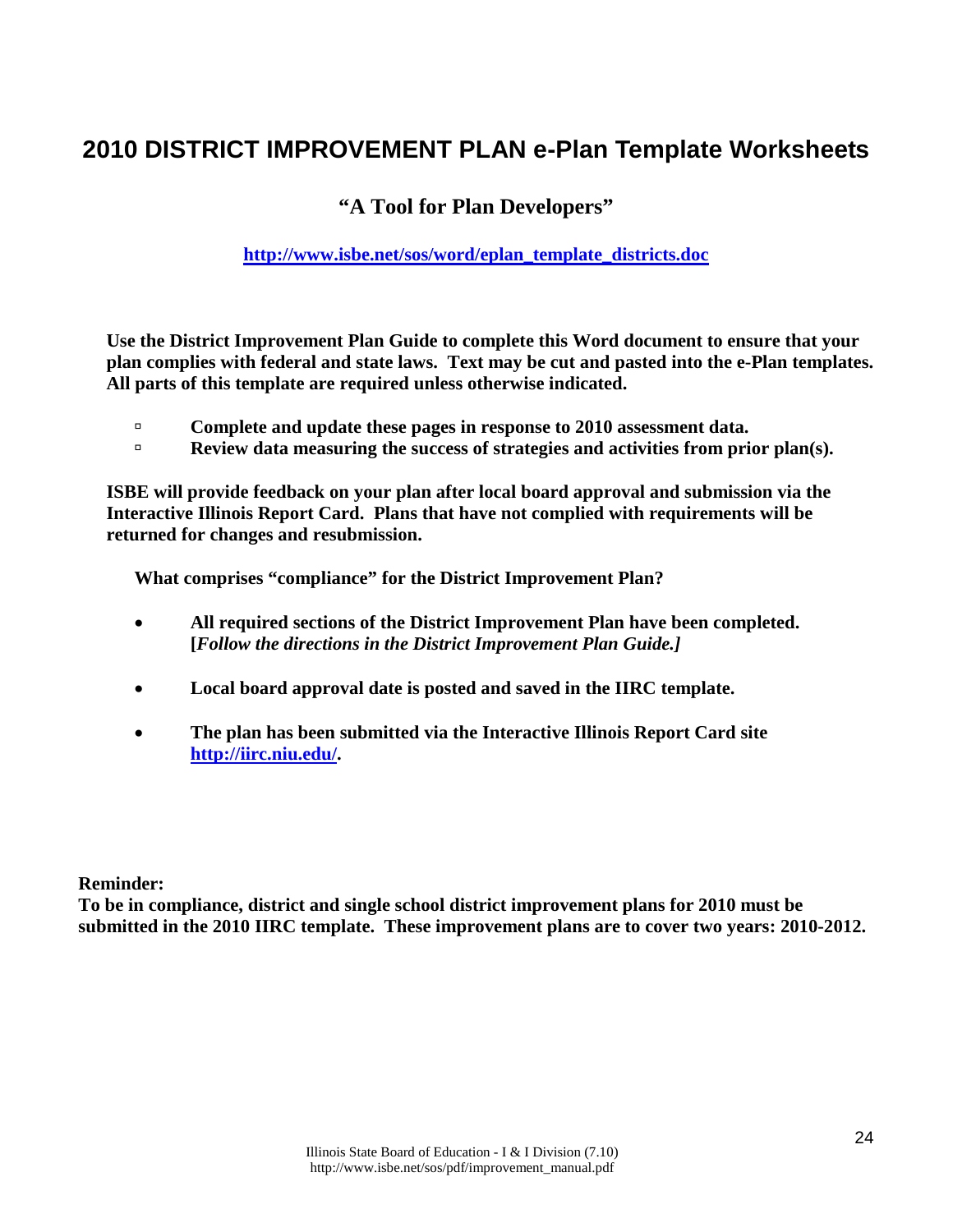# 2010 DISTRICT IMPROVEMENT PLAN e-Plan Template Worksheets

## "A Tool for Plan Developers"

**[http://www.isbe.net/sos/word/eplan_template_districts.doc](http://www.isbe.net/sos/word/eplan_template_districts.doc)**

**Use the District Improvement Plan Guide to complete this Word document to ensure that your plan complies with federal and state laws. Text may be cut and pasted into the e-Plan templates. All parts of this template are required unless otherwise indicated.**

- **Complete and update these pages in response to 2010 assessment data.**
- **Review data measuring the success of strategies and activities from prior plan(s).**

**ISBE will provide feedback on your plan after local board approval and submission via the Interactive Illinois Report Card. Plans that have not complied with requirements will be returned for changes and resubmission.**

**What comprises "compliance" for the District Improvement Plan?**

- **All required sections of the District Improvement Plan have been completed. [*Follow the directions in the District Improvement Plan Guide.]***
- **Local board approval date is posted and saved in the IIRC template.**
- **The plan has been submitted via the Interactive Illinois Report Card site [http://iirc.niu.edu/](http://iirc.niu.edu/).**

**Reminder:**
**To be in compliance, district and single school district improvement plans for 2010 must be submitted in the 2010 IIRC template. These improvement plans are to cover two years: 2010-2012.**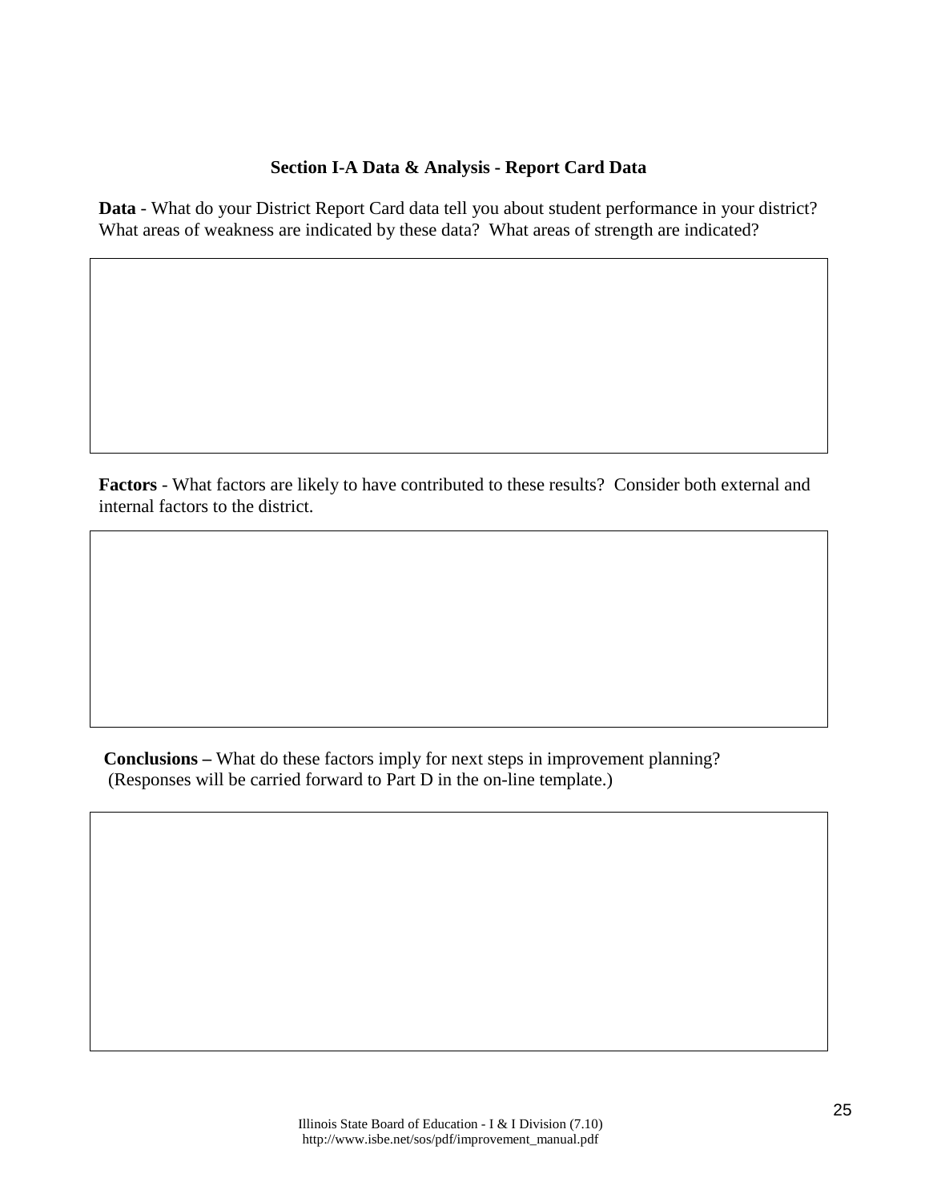## Section I-A Data & Analysis - Report Card Data

**Data** - What do your District Report Card data tell you about student performance in your district? What areas of weakness are indicated by these data? What areas of strength are indicated?

**Factors** - What factors are likely to have contributed to these results? Consider both external and internal factors to the district.

**Conclusions –** What do these factors imply for next steps in improvement planning? (Responses will be carried forward to Part D in the on-line template.)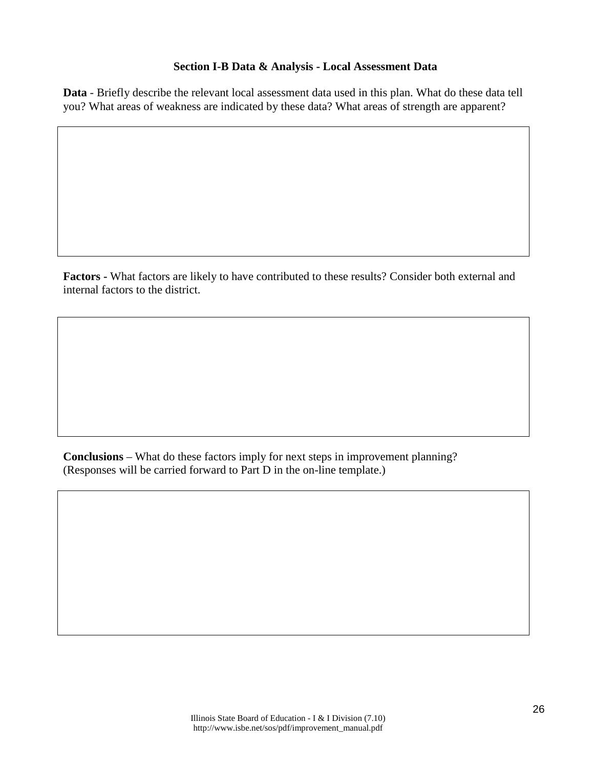### Section I-B Data & Analysis - Local Assessment Data

**Data** - Briefly describe the relevant local assessment data used in this plan. What do these data tell you? What areas of weakness are indicated by these data? What areas of strength are apparent?

**Factors -** What factors are likely to have contributed to these results? Consider both external and internal factors to the district.

**Conclusions** – What do these factors imply for next steps in improvement planning? (Responses will be carried forward to Part D in the on-line template.)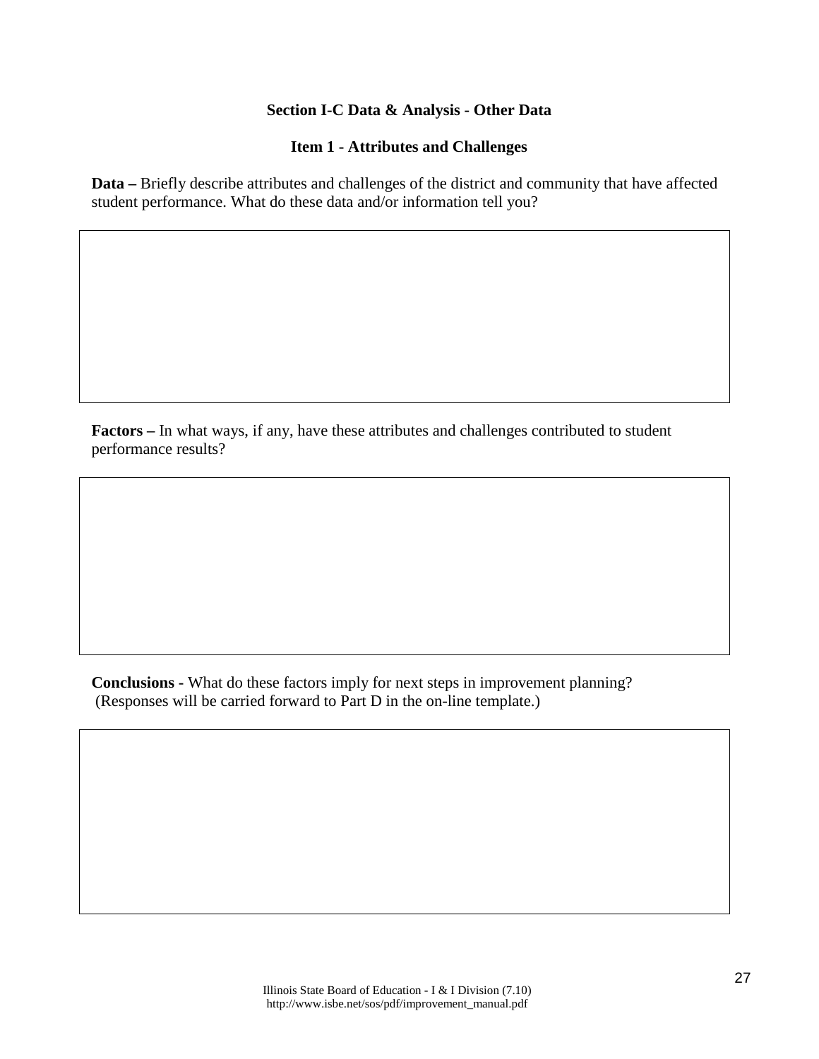## Section I-C Data & Analysis - Other Data

### Item 1 - Attributes and Challenges

**Data –** Briefly describe attributes and challenges of the district and community that have affected student performance. What do these data and/or information tell you?

**Factors –** In what ways, if any, have these attributes and challenges contributed to student performance results?

**Conclusions -** What do these factors imply for next steps in improvement planning? (Responses will be carried forward to Part D in the on-line template.)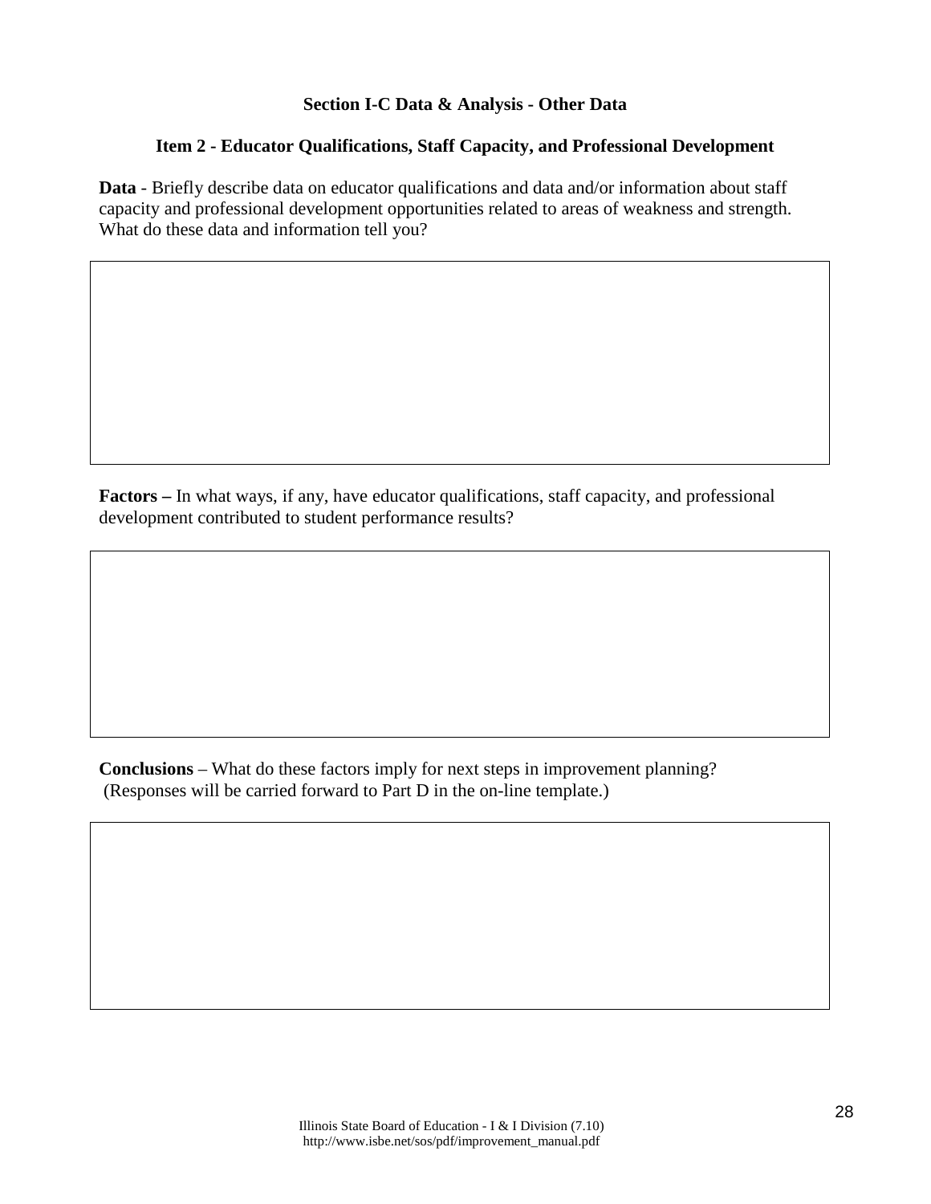## Section I-C Data & Analysis - Other Data

### Item 2 - Educator Qualifications, Staff Capacity, and Professional Development

**Data** - Briefly describe data on educator qualifications and data and/or information about staff capacity and professional development opportunities related to areas of weakness and strength. What do these data and information tell you?

**Factors –** In what ways, if any, have educator qualifications, staff capacity, and professional development contributed to student performance results?

**Conclusions** – What do these factors imply for next steps in improvement planning? (Responses will be carried forward to Part D in the on-line template.)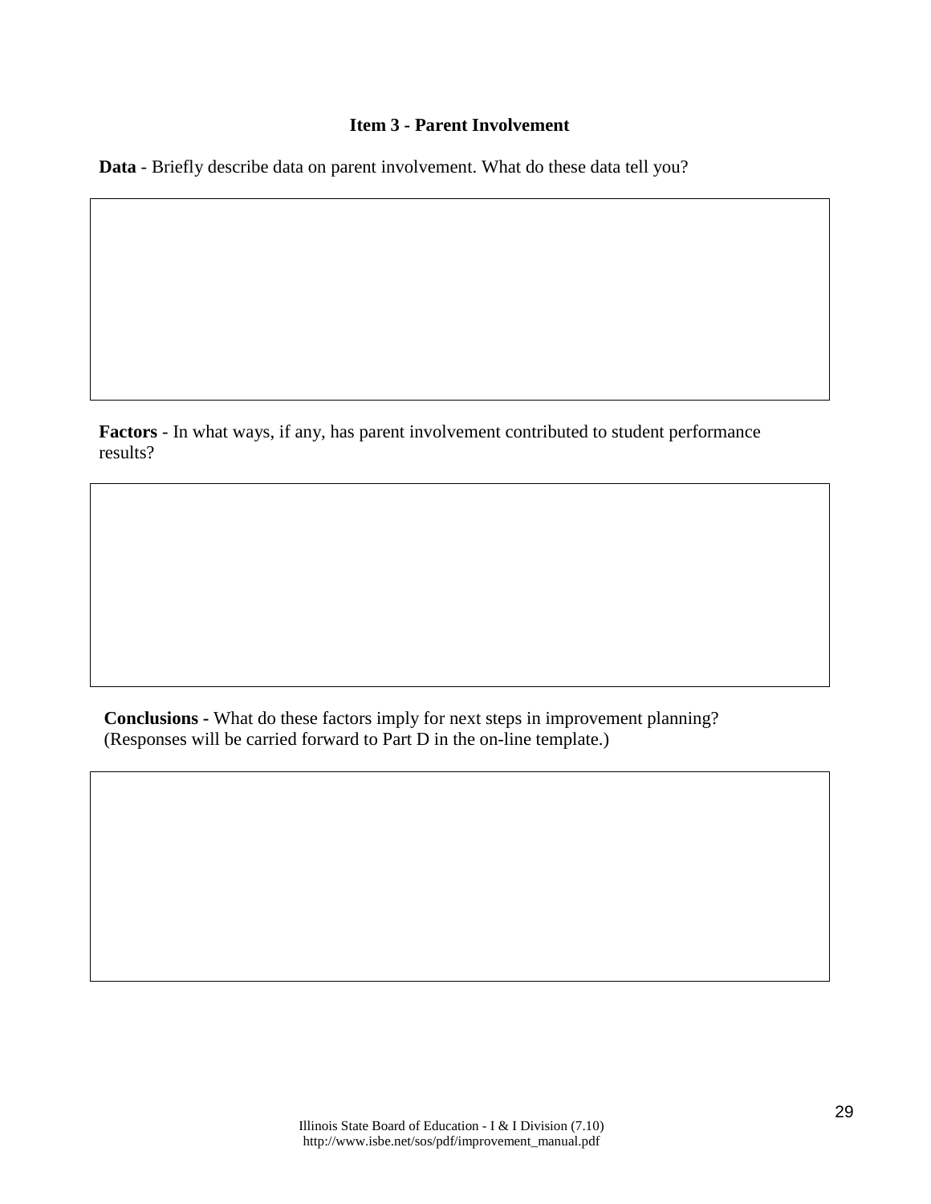### Item 3 - Parent Involvement

**Data** - Briefly describe data on parent involvement. What do these data tell you?

**Factors** - In what ways, if any, has parent involvement contributed to student performance results?

**Conclusions -** What do these factors imply for next steps in improvement planning? (Responses will be carried forward to Part D in the on-line template.)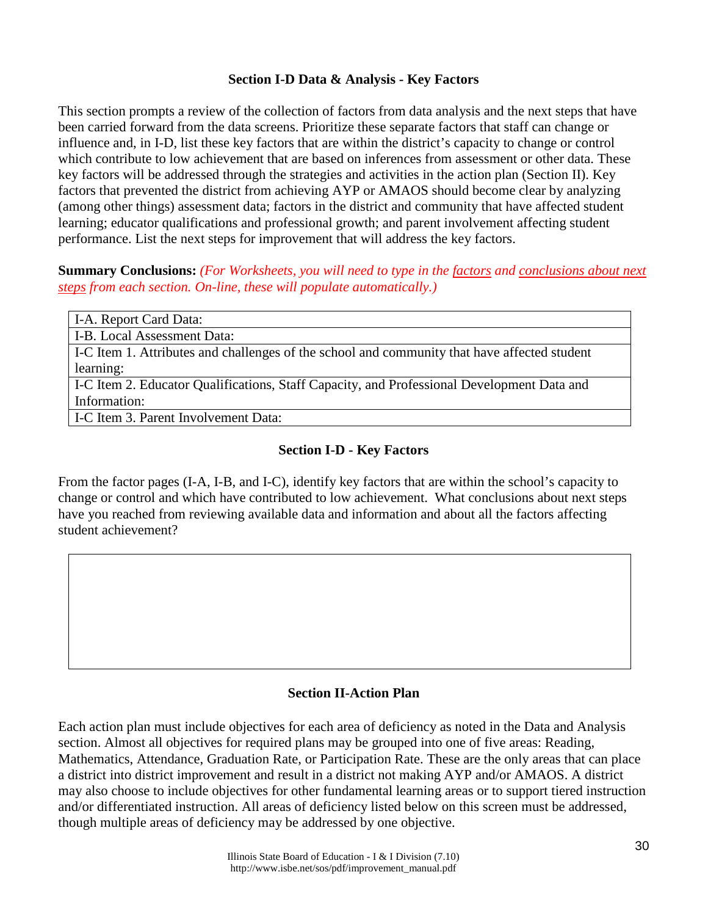### Section I-D Data & Analysis - Key Factors

This section prompts a review of the collection of factors from data analysis and the next steps that have been carried forward from the data screens. Prioritize these separate factors that staff can change or influence and, in I-D, list these key factors that are within the district's capacity to change or control which contribute to low achievement that are based on inferences from assessment or other data. These key factors will be addressed through the strategies and activities in the action plan (Section II). Key factors that prevented the district from achieving AYP or AMAOS should become clear by analyzing (among other things) assessment data; factors in the district and community that have affected student learning; educator qualifications and professional growth; and parent involvement affecting student performance. List the next steps for improvement that will address the key factors.

**Summary Conclusions:** *(For Worksheets, you will need to type in the factors and conclusions about next steps from each section. On-line, these will populate automatically.)*

| I-A. Report Card Data: |
|---|
| I-B. Local Assessment Data: |
| I-C Item 1. Attributes and challenges of the school and community that have affected student learning: |
| I-C Item 2. Educator Qualifications, Staff Capacity, and Professional Development Data and Information: |
| I-C Item 3. Parent Involvement Data: |

### Section I-D - Key Factors

From the factor pages (I-A, I-B, and I-C), identify key factors that are within the school's capacity to change or control and which have contributed to low achievement. What conclusions about next steps have you reached from reviewing available data and information and about all the factors affecting student achievement?

| |
|---|
| |

### Section II-Action Plan

Each action plan must include objectives for each area of deficiency as noted in the Data and Analysis section. Almost all objectives for required plans may be grouped into one of five areas: Reading, Mathematics, Attendance, Graduation Rate, or Participation Rate. These are the only areas that can place a district into district improvement and result in a district not making AYP and/or AMAOS. A district may also choose to include objectives for other fundamental learning areas or to support tiered instruction and/or differentiated instruction. All areas of deficiency listed below on this screen must be addressed, though multiple areas of deficiency may be addressed by one objective.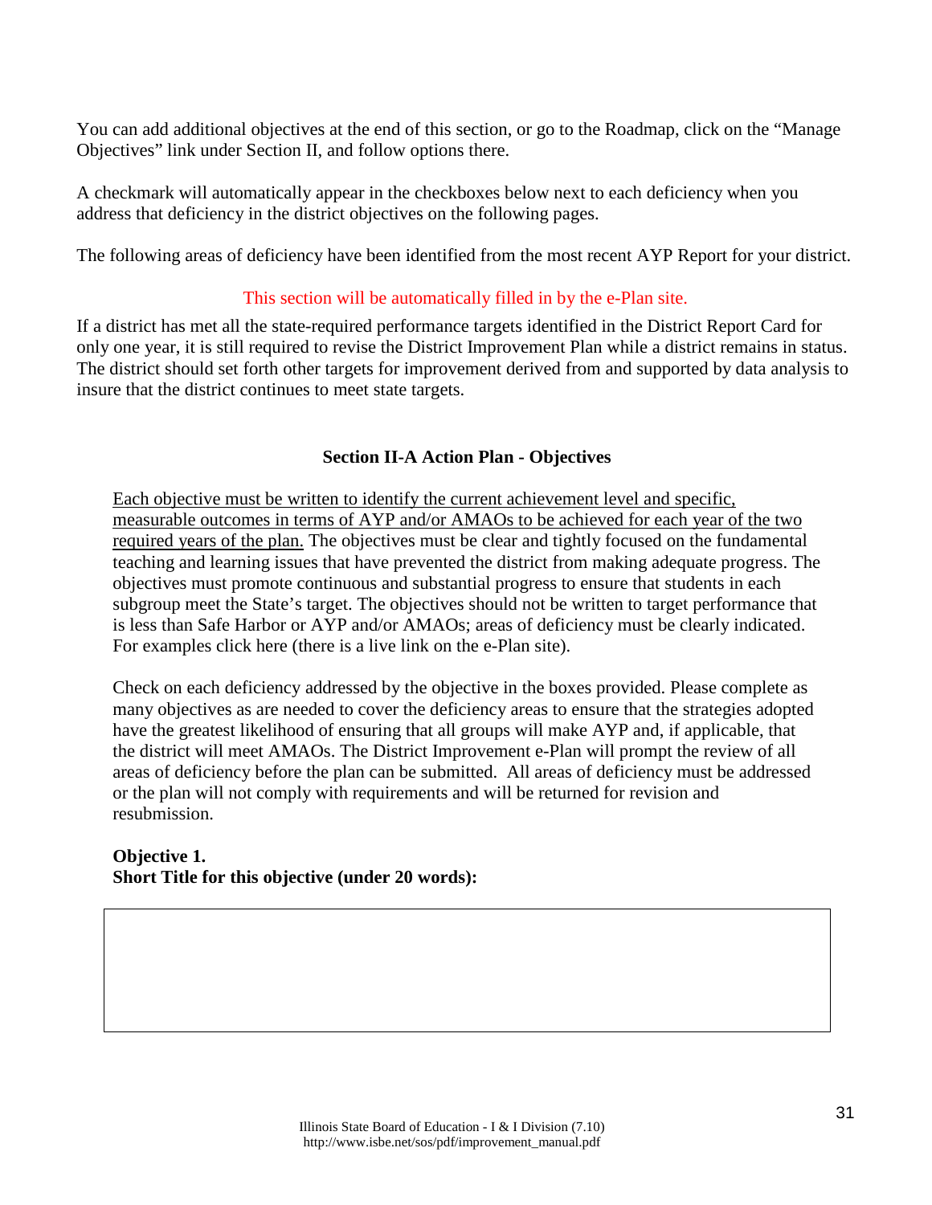You can add additional objectives at the end of this section, or go to the Roadmap, click on the "Manage Objectives" link under Section II, and follow options there.

A checkmark will automatically appear in the checkboxes below next to each deficiency when you address that deficiency in the district objectives on the following pages.

The following areas of deficiency have been identified from the most recent AYP Report for your district.

This section will be automatically filled in by the e-Plan site.

If a district has met all the state-required performance targets identified in the District Report Card for only one year, it is still required to revise the District Improvement Plan while a district remains in status. The district should set forth other targets for improvement derived from and supported by data analysis to insure that the district continues to meet state targets.

### Section II-A Action Plan - Objectives

Each objective must be written to identify the current achievement level and specific, measurable outcomes in terms of AYP and/or AMAOs to be achieved for each year of the two required years of the plan. The objectives must be clear and tightly focused on the fundamental teaching and learning issues that have prevented the district from making adequate progress. The objectives must promote continuous and substantial progress to ensure that students in each subgroup meet the State's target. The objectives should not be written to target performance that is less than Safe Harbor or AYP and/or AMAOs; areas of deficiency must be clearly indicated. For examples click here (there is a live link on the e-Plan site).

Check on each deficiency addressed by the objective in the boxes provided. Please complete as many objectives as are needed to cover the deficiency areas to ensure that the strategies adopted have the greatest likelihood of ensuring that all groups will make AYP and, if applicable, that the district will meet AMAOs. The District Improvement e-Plan will prompt the review of all areas of deficiency before the plan can be submitted. All areas of deficiency must be addressed or the plan will not comply with requirements and will be returned for revision and resubmission.

**Objective 1.**
**Short Title for this objective (under 20 words):**

| |
|---|
| |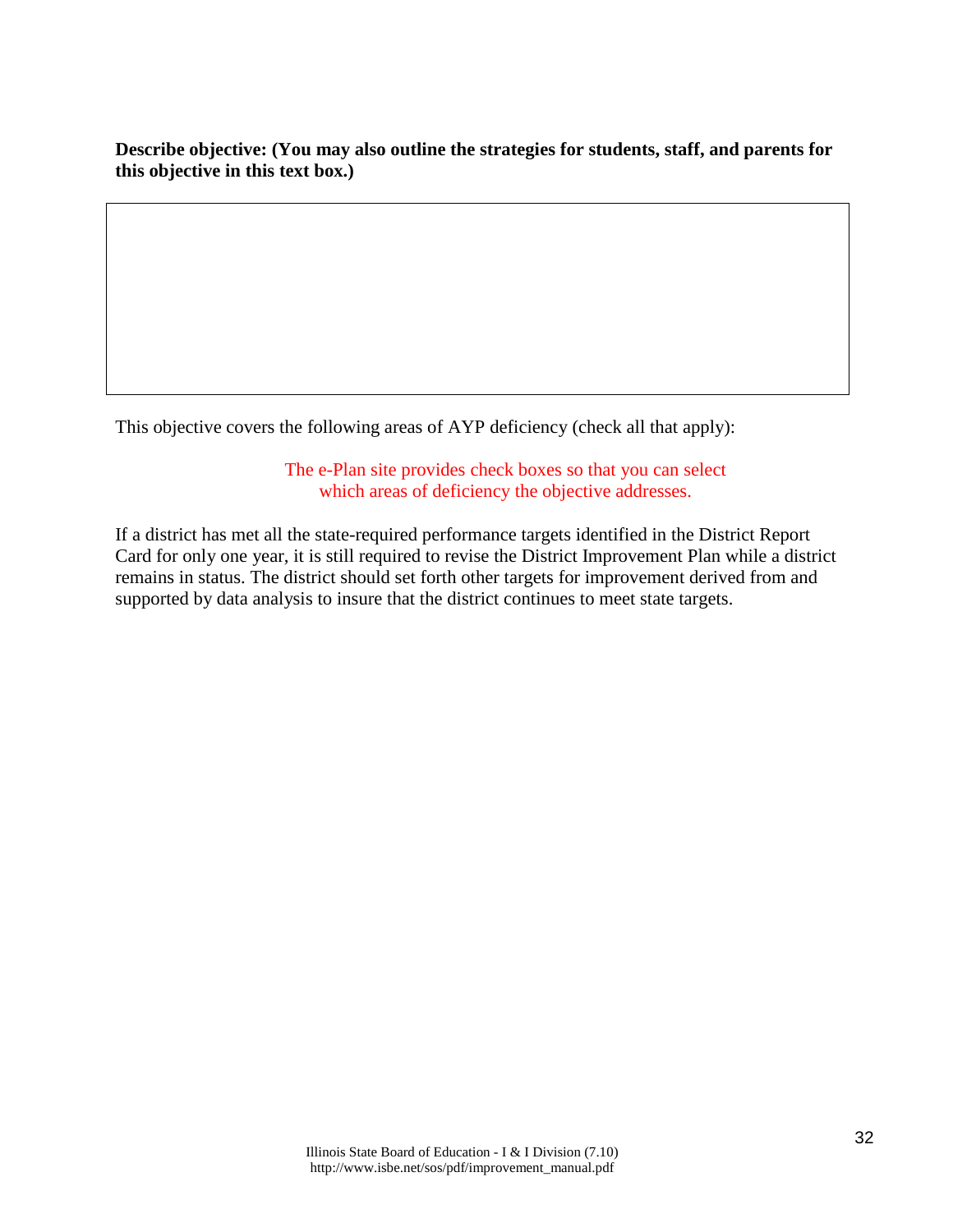**Describe objective: (You may also outline the strategies for students, staff, and parents for this objective in this text box.)**

| |
|---|
| |

This objective covers the following areas of AYP deficiency (check all that apply):

The e-Plan site provides check boxes so that you can select which areas of deficiency the objective addresses.

If a district has met all the state-required performance targets identified in the District Report Card for only one year, it is still required to revise the District Improvement Plan while a district remains in status. The district should set forth other targets for improvement derived from and supported by data analysis to insure that the district continues to meet state targets.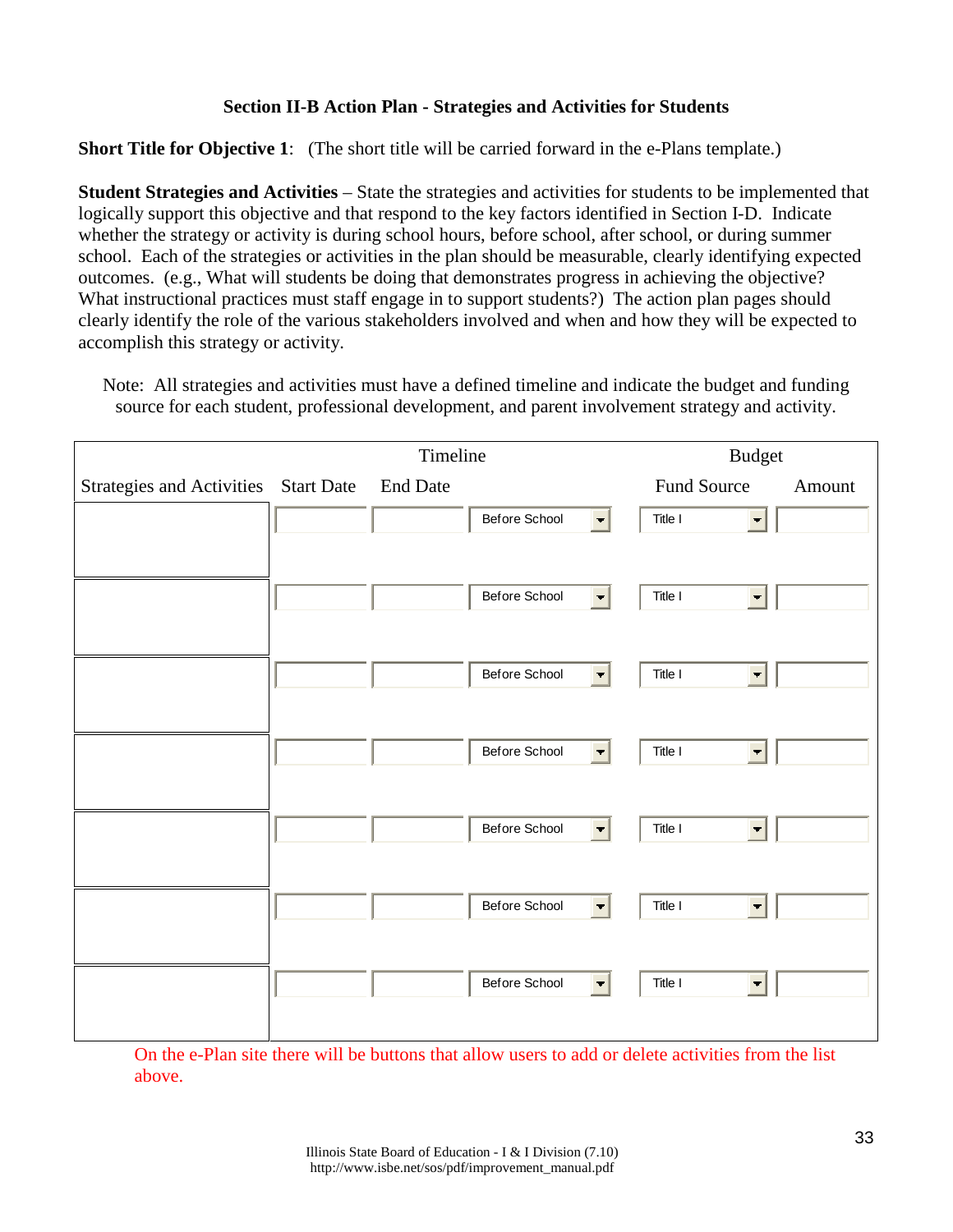**Section II-B Action Plan - Strategies and Activities for Students**

**Short Title for Objective 1**: (The short title will be carried forward in the e-Plans template.)

**Student Strategies and Activities** – State the strategies and activities for students to be implemented that logically support this objective and that respond to the key factors identified in Section I-D. Indicate whether the strategy or activity is during school hours, before school, after school, or during summer school. Each of the strategies or activities in the plan should be measurable, clearly identifying expected outcomes. (e.g., What will students be doing that demonstrates progress in achieving the objective? What instructional practices must staff engage in to support students?) The action plan pages should clearly identify the role of the various stakeholders involved and when and how they will be expected to accomplish this strategy or activity.

Note: All strategies and activities must have a defined timeline and indicate the budget and funding source for each student, professional development, and parent involvement strategy and activity.

| | Timeline | | | Budget | |
|---|---|---|---|---|---|
| Strategies and Activities | Start Date | End Date | | Fund Source | Amount |
| | | | Before School | Title I | |
| | | | Before School | Title I | |
| | | | Before School | Title I | |
| | | | Before School | Title I | |
| | | | Before School | Title I | |
| | | | Before School | Title I | |
| | | | Before School | Title I | |

On the e-Plan site there will be buttons that allow users to add or delete activities from the list above.

Illinois State Board of Education - I & I Division (7.10)
http://www.isbe.net/sos/pdf/improvement_manual.pdf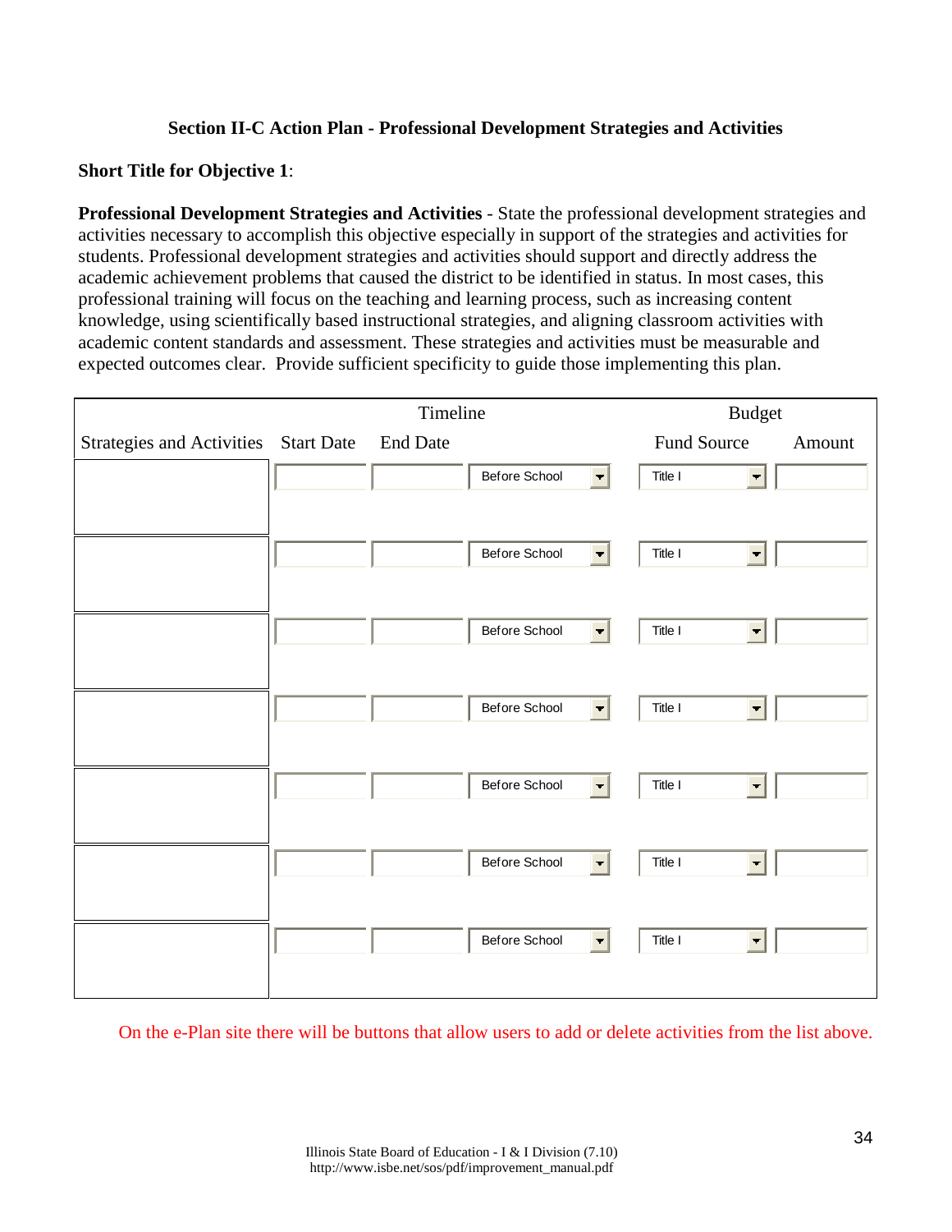**Section II-C Action Plan - Professional Development Strategies and Activities**

**Short Title for Objective 1**:

**Professional Development Strategies and Activities** - State the professional development strategies and activities necessary to accomplish this objective especially in support of the strategies and activities for students. Professional development strategies and activities should support and directly address the academic achievement problems that caused the district to be identified in status. In most cases, this professional training will focus on the teaching and learning process, such as increasing content knowledge, using scientifically based instructional strategies, and aligning classroom activities with academic content standards and assessment. These strategies and activities must be measurable and expected outcomes clear. Provide sufficient specificity to guide those implementing this plan.

| | Timeline | | | Budget | |
|---|---|---|---|---|---|
| Strategies and Activities | Start Date | End Date | | Fund Source | Amount |
| | | | Before School | Title I | |
| | | | Before School | Title I | |
| | | | Before School | Title I | |
| | | | Before School | Title I | |
| | | | Before School | Title I | |
| | | | Before School | Title I | |
| | | | Before School | Title I | |

On the e-Plan site there will be buttons that allow users to add or delete activities from the list above.

Illinois State Board of Education - I & I Division (7.10)
http://www.isbe.net/sos/pdf/improvement_manual.pdf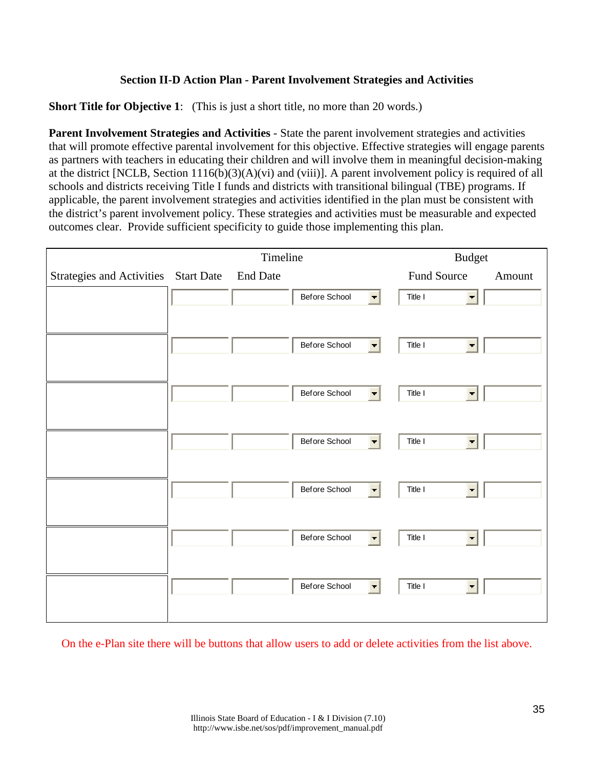## Section II-D Action Plan - Parent Involvement Strategies and Activities

**Short Title for Objective 1**: (This is just a short title, no more than 20 words.)

**Parent Involvement Strategies and Activities** - State the parent involvement strategies and activities that will promote effective parental involvement for this objective. Effective strategies will engage parents as partners with teachers in educating their children and will involve them in meaningful decision-making at the district [NCLB, Section 1116(b)(3)(A)(vi) and (viii)]. A parent involvement policy is required of all schools and districts receiving Title I funds and districts with transitional bilingual (TBE) programs. If applicable, the parent involvement strategies and activities identified in the plan must be consistent with the district's parent involvement policy. These strategies and activities must be measurable and expected outcomes clear. Provide sufficient specificity to guide those implementing this plan.

| | Timeline | | | Budget | |
|---|---|---|---|---|---|
| Strategies and Activities | Start Date | End Date | | Fund Source | Amount |
| | | | Before School | Title I | |
| | | | Before School | Title I | |
| | | | Before School | Title I | |
| | | | Before School | Title I | |
| | | | Before School | Title I | |
| | | | Before School | Title I | |
| | | | Before School | Title I | |

On the e-Plan site there will be buttons that allow users to add or delete activities from the list above.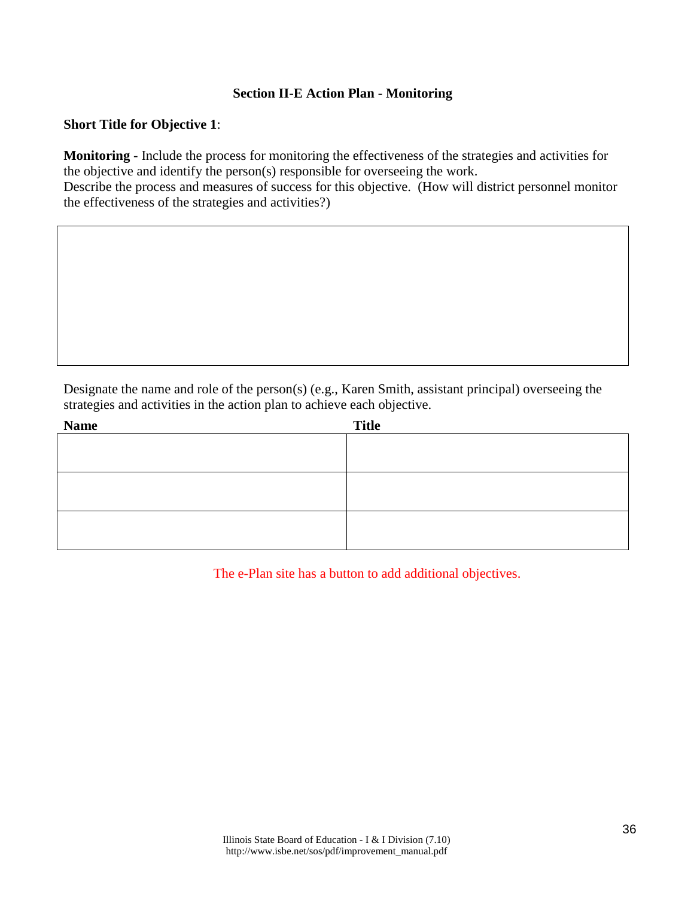### Section II-E Action Plan - Monitoring

**Short Title for Objective 1**:

**Monitoring** - Include the process for monitoring the effectiveness of the strategies and activities for the objective and identify the person(s) responsible for overseeing the work.
Describe the process and measures of success for this objective. (How will district personnel monitor the effectiveness of the strategies and activities?)

| |
|---|
| |

Designate the name and role of the person(s) (e.g., Karen Smith, assistant principal) overseeing the strategies and activities in the action plan to achieve each objective.

| Name | Title |
|---|---|
| | |
| | |
| | |

The e-Plan site has a button to add additional objectives.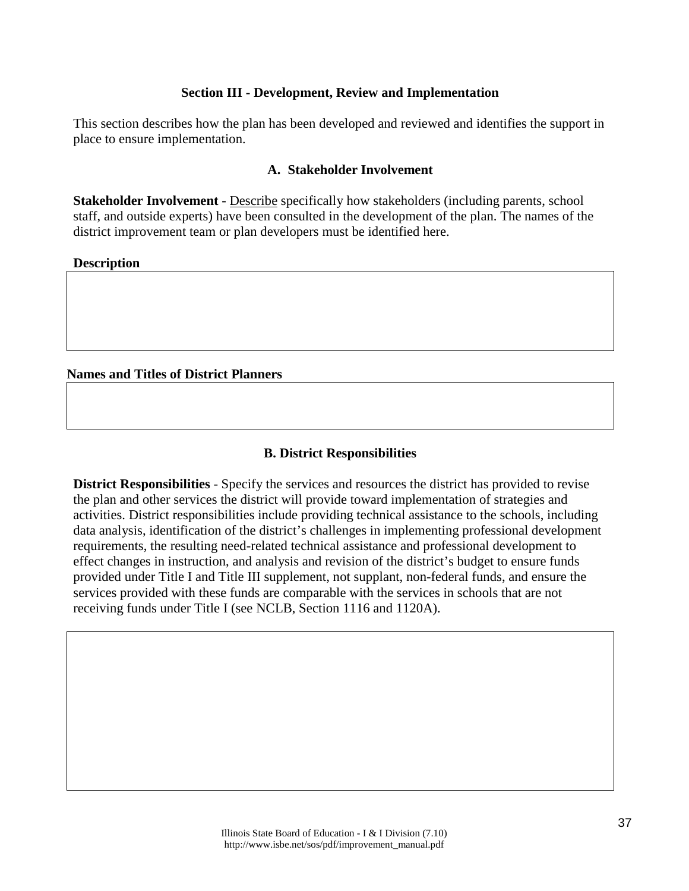## Section III - Development, Review and Implementation

This section describes how the plan has been developed and reviewed and identifies the support in place to ensure implementation.

### A. Stakeholder Involvement

**Stakeholder Involvement** - Describe specifically how stakeholders (including parents, school staff, and outside experts) have been consulted in the development of the plan. The names of the district improvement team or plan developers must be identified here.

**Description**

| |
|---|
| |

**Names and Titles of District Planners**

| |
|---|
| |

### B. District Responsibilities

**District Responsibilities** - Specify the services and resources the district has provided to revise the plan and other services the district will provide toward implementation of strategies and activities. District responsibilities include providing technical assistance to the schools, including data analysis, identification of the district's challenges in implementing professional development requirements, the resulting need-related technical assistance and professional development to effect changes in instruction, and analysis and revision of the district's budget to ensure funds provided under Title I and Title III supplement, not supplant, non-federal funds, and ensure the services provided with these funds are comparable with the services in schools that are not receiving funds under Title I (see NCLB, Section 1116 and 1120A).

| |
|---|
| |

Illinois State Board of Education - I & I Division (7.10)
http://www.isbe.net/sos/pdf/improvement_manual.pdf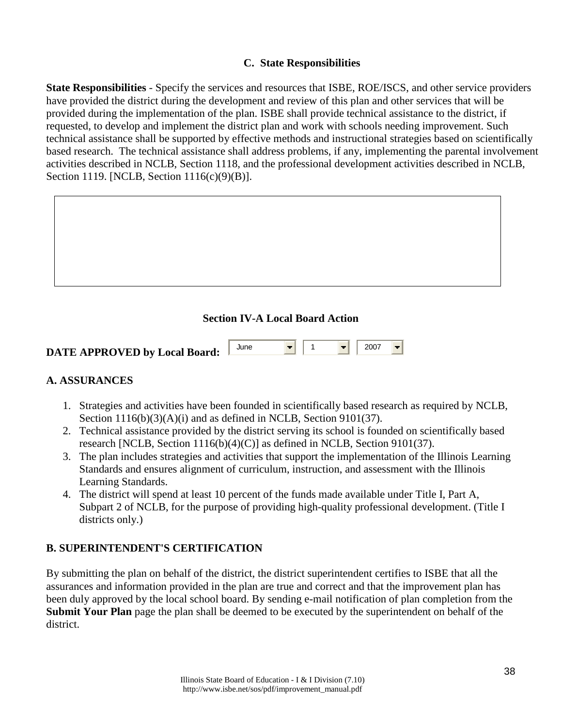### C. State Responsibilities

**State Responsibilities** - Specify the services and resources that ISBE, ROE/ISCS, and other service providers have provided the district during the development and review of this plan and other services that will be provided during the implementation of the plan. ISBE shall provide technical assistance to the district, if requested, to develop and implement the district plan and work with schools needing improvement. Such technical assistance shall be supported by effective methods and instructional strategies based on scientifically based research. The technical assistance shall address problems, if any, implementing the parental involvement activities described in NCLB, Section 1118, and the professional development activities described in NCLB, Section 1119. [NCLB, Section 1116(c)(9)(B)].

## Section IV-A Local Board Action

**DATE APPROVED by Local Board:** June 1 2007

### A. ASSURANCES

1. Strategies and activities have been founded in scientifically based research as required by NCLB, Section 1116(b)(3)(A)(i) and as defined in NCLB, Section 9101(37).
2. Technical assistance provided by the district serving its school is founded on scientifically based research [NCLB, Section 1116(b)(4)(C)] as defined in NCLB, Section 9101(37).
3. The plan includes strategies and activities that support the implementation of the Illinois Learning Standards and ensures alignment of curriculum, instruction, and assessment with the Illinois Learning Standards.
4. The district will spend at least 10 percent of the funds made available under Title I, Part A, Subpart 2 of NCLB, for the purpose of providing high-quality professional development. (Title I districts only.)

### B. SUPERINTENDENT'S CERTIFICATION

By submitting the plan on behalf of the district, the district superintendent certifies to ISBE that all the assurances and information provided in the plan are true and correct and that the improvement plan has been duly approved by the local school board. By sending e-mail notification of plan completion from the **Submit Your Plan** page the plan shall be deemed to be executed by the superintendent on behalf of the district.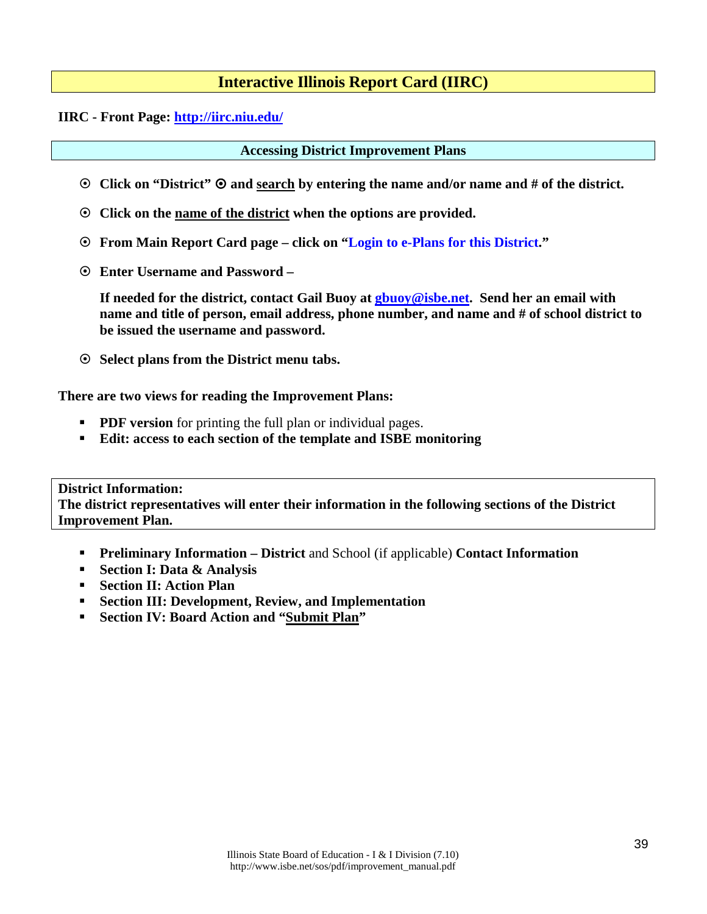## Interactive Illinois Report Card (IIRC)

**IIRC - Front Page: [http://iirc.niu.edu/](http://iirc.niu.edu/)**

### Accessing District Improvement Plans

- **Click on "District" ⊙ and search by entering the name and/or name and # of the district.**
- **Click on the name of the district when the options are provided.**
- **From Main Report Card page – click on "Login to e-Plans for this District."**
- **Enter Username and Password –**

  **If needed for the district, contact Gail Buoy at gbuoy@isbe.net. Send her an email with name and title of person, email address, phone number, and name and # of school district to be issued the username and password.**

- **Select plans from the District menu tabs.**

**There are two views for reading the Improvement Plans:**

- **PDF version** for printing the full plan or individual pages.
- **Edit: access to each section of the template and ISBE monitoring**

**District Information:**
**The district representatives will enter their information in the following sections of the District Improvement Plan.**

- **Preliminary Information – District** and School (if applicable) **Contact Information**
- **Section I: Data & Analysis**
- **Section II: Action Plan**
- **Section III: Development, Review, and Implementation**
- **Section IV: Board Action and "Submit Plan"**

Illinois State Board of Education - I & I Division (7.10)
http://www.isbe.net/sos/pdf/improvement_manual.pdf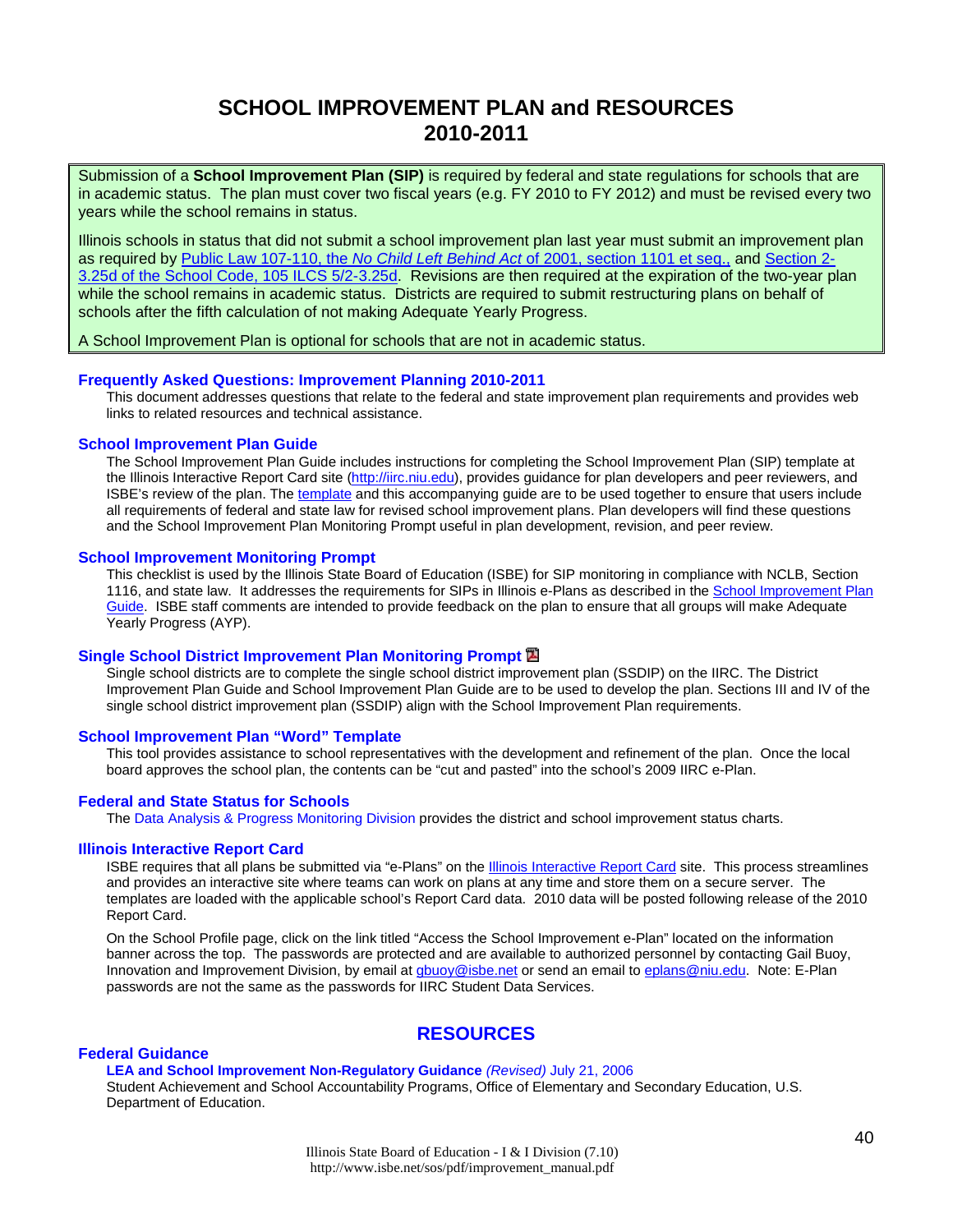# SCHOOL IMPROVEMENT PLAN and RESOURCES 2010-2011

Submission of a **School Improvement Plan (SIP)** is required by federal and state regulations for schools that are in academic status. The plan must cover two fiscal years (e.g. FY 2010 to FY 2012) and must be revised every two years while the school remains in status.

Illinois schools in status that did not submit a school improvement plan last year must submit an improvement plan as required by Public Law 107-110, the *No Child Left Behind Act* of 2001, section 1101 et seq., and Section 2-3.25d of the School Code, 105 ILCS 5/2-3.25d. Revisions are then required at the expiration of the two-year plan while the school remains in academic status. Districts are required to submit restructuring plans on behalf of schools after the fifth calculation of not making Adequate Yearly Progress.

A School Improvement Plan is optional for schools that are not in academic status.

### Frequently Asked Questions: Improvement Planning 2010-2011

This document addresses questions that relate to the federal and state improvement plan requirements and provides web links to related resources and technical assistance.

### School Improvement Plan Guide

The School Improvement Plan Guide includes instructions for completing the School Improvement Plan (SIP) template at the Illinois Interactive Report Card site (http://iirc.niu.edu), provides guidance for plan developers and peer reviewers, and ISBE's review of the plan. The template and this accompanying guide are to be used together to ensure that users include all requirements of federal and state law for revised school improvement plans. Plan developers will find these questions and the School Improvement Plan Monitoring Prompt useful in plan development, revision, and peer review.

### School Improvement Monitoring Prompt

This checklist is used by the Illinois State Board of Education (ISBE) for SIP monitoring in compliance with NCLB, Section 1116, and state law. It addresses the requirements for SIPs in Illinois e-Plans as described in the School Improvement Plan Guide. ISBE staff comments are intended to provide feedback on the plan to ensure that all groups will make Adequate Yearly Progress (AYP).

### Single School District Improvement Plan Monitoring Prompt

Single school districts are to complete the single school district improvement plan (SSDIP) on the IIRC. The District Improvement Plan Guide and School Improvement Plan Guide are to be used to develop the plan. Sections III and IV of the single school district improvement plan (SSDIP) align with the School Improvement Plan requirements.

### School Improvement Plan "Word" Template

This tool provides assistance to school representatives with the development and refinement of the plan. Once the local board approves the school plan, the contents can be "cut and pasted" into the school's 2009 IIRC e-Plan.

### Federal and State Status for Schools

The Data Analysis & Progress Monitoring Division provides the district and school improvement status charts.

### Illinois Interactive Report Card

ISBE requires that all plans be submitted via "e-Plans" on the Illinois Interactive Report Card site. This process streamlines and provides an interactive site where teams can work on plans at any time and store them on a secure server. The templates are loaded with the applicable school's Report Card data. 2010 data will be posted following release of the 2010 Report Card.

On the School Profile page, click on the link titled "Access the School Improvement e-Plan" located on the information banner across the top. The passwords are protected and are available to authorized personnel by contacting Gail Buoy, Innovation and Improvement Division, by email at gbuoy@isbe.net or send an email to eplans@niu.edu. Note: E-Plan passwords are not the same as the passwords for IIRC Student Data Services.

## RESOURCES

### Federal Guidance

**LEA and School Improvement Non-Regulatory Guidance** *(Revised)* July 21, 2006
Student Achievement and School Accountability Programs, Office of Elementary and Secondary Education, U.S. Department of Education.

Illinois State Board of Education - I & I Division (7.10)
http://www.isbe.net/sos/pdf/improvement_manual.pdf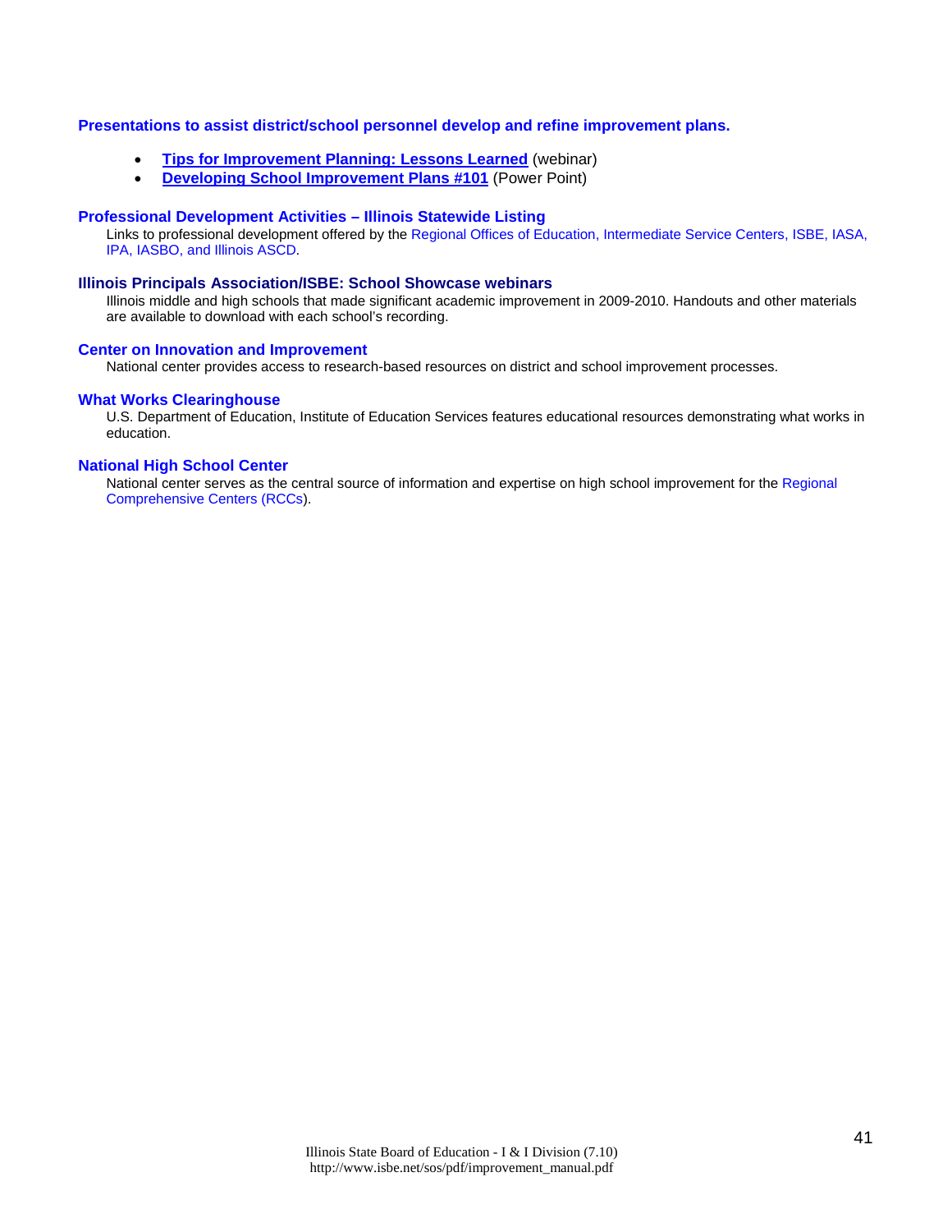**Presentations to assist district/school personnel develop and refine improvement plans.**

- **Tips for Improvement Planning: Lessons Learned** (webinar)
- **Developing School Improvement Plans #101** (Power Point)

**Professional Development Activities – Illinois Statewide Listing**

Links to professional development offered by the Regional Offices of Education, Intermediate Service Centers, ISBE, IASA, IPA, IASBO, and Illinois ASCD.

**Illinois Principals Association/ISBE: School Showcase webinars**

Illinois middle and high schools that made significant academic improvement in 2009-2010. Handouts and other materials are available to download with each school's recording.

**Center on Innovation and Improvement**

National center provides access to research-based resources on district and school improvement processes.

**What Works Clearinghouse**

U.S. Department of Education, Institute of Education Services features educational resources demonstrating what works in education.

**National High School Center**

National center serves as the central source of information and expertise on high school improvement for the Regional Comprehensive Centers (RCCs).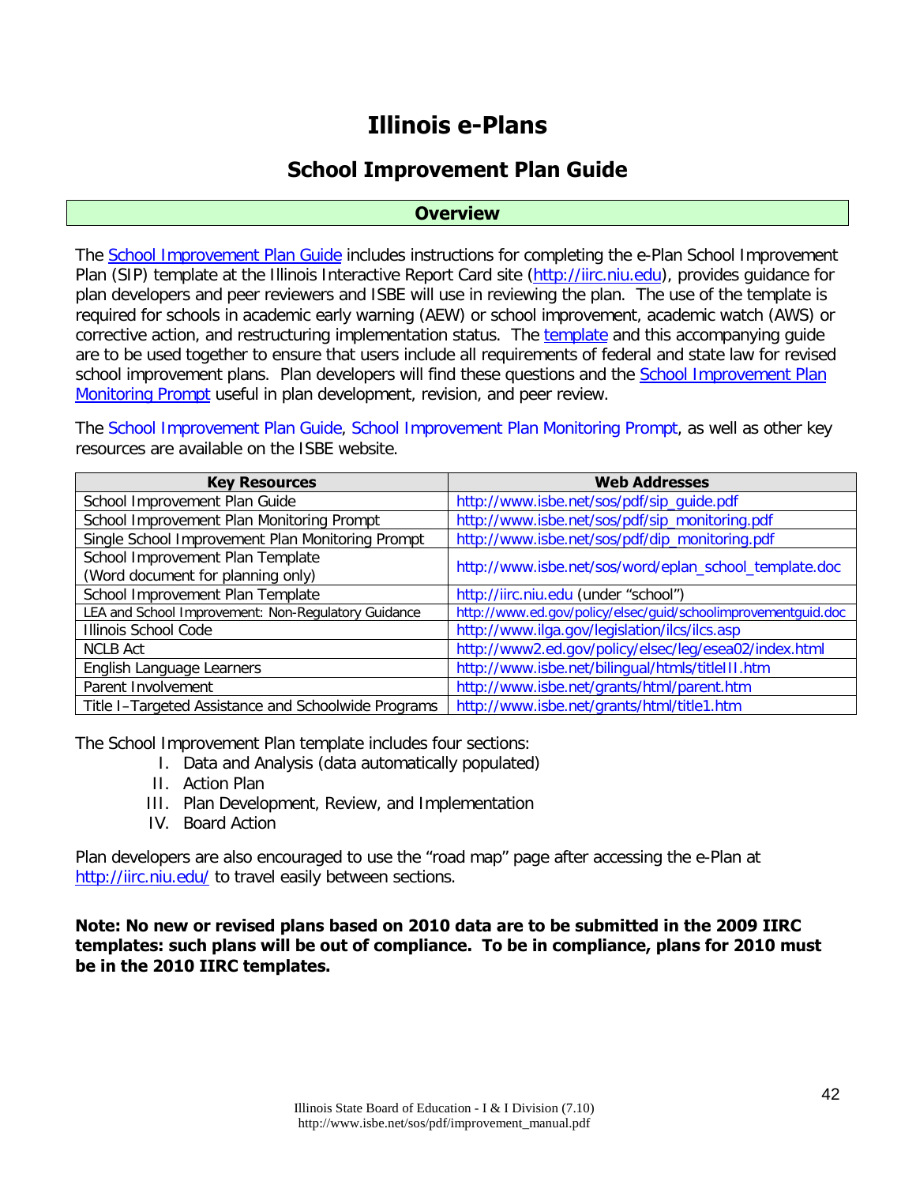# Illinois e-Plans

## School Improvement Plan Guide

### Overview

The School Improvement Plan Guide includes instructions for completing the e-Plan School Improvement Plan (SIP) template at the Illinois Interactive Report Card site (http://iirc.niu.edu), provides guidance for plan developers and peer reviewers and ISBE will use in reviewing the plan. The use of the template is required for schools in academic early warning (AEW) or school improvement, academic watch (AWS) or corrective action, and restructuring implementation status. The template and this accompanying guide are to be used together to ensure that users include all requirements of federal and state law for revised school improvement plans. Plan developers will find these questions and the School Improvement Plan Monitoring Prompt useful in plan development, revision, and peer review.

The School Improvement Plan Guide, School Improvement Plan Monitoring Prompt, as well as other key resources are available on the ISBE website.

| Key Resources | Web Addresses |
|---|---|
| School Improvement Plan Guide | http://www.isbe.net/sos/pdf/sip_guide.pdf |
| School Improvement Plan Monitoring Prompt | http://www.isbe.net/sos/pdf/sip_monitoring.pdf |
| Single School Improvement Plan Monitoring Prompt | http://www.isbe.net/sos/pdf/dip_monitoring.pdf |
| School Improvement Plan Template (Word document for planning only) | http://www.isbe.net/sos/word/eplan_school_template.doc |
| School Improvement Plan Template | http://iirc.niu.edu (under "school") |
| LEA and School Improvement: Non-Regulatory Guidance | http://www.ed.gov/policy/elsec/guid/schoolimprovementguid.doc |
| Illinois School Code | http://www.ilga.gov/legislation/ilcs/ilcs.asp |
| NCLB Act | http://www2.ed.gov/policy/elsec/leg/esea02/index.html |
| English Language Learners | http://www.isbe.net/bilingual/htmls/titleIII.htm |
| Parent Involvement | http://www.isbe.net/grants/html/parent.htm |
| Title I–Targeted Assistance and Schoolwide Programs | http://www.isbe.net/grants/html/title1.htm |

The School Improvement Plan template includes four sections:

I. Data and Analysis (data automatically populated)
II. Action Plan
III. Plan Development, Review, and Implementation
IV. Board Action

Plan developers are also encouraged to use the "road map" page after accessing the e-Plan at http://iirc.niu.edu/ to travel easily between sections.

**Note: No new or revised plans based on 2010 data are to be submitted in the 2009 IIRC templates: such plans will be out of compliance. To be in compliance, plans for 2010 must be in the 2010 IIRC templates.**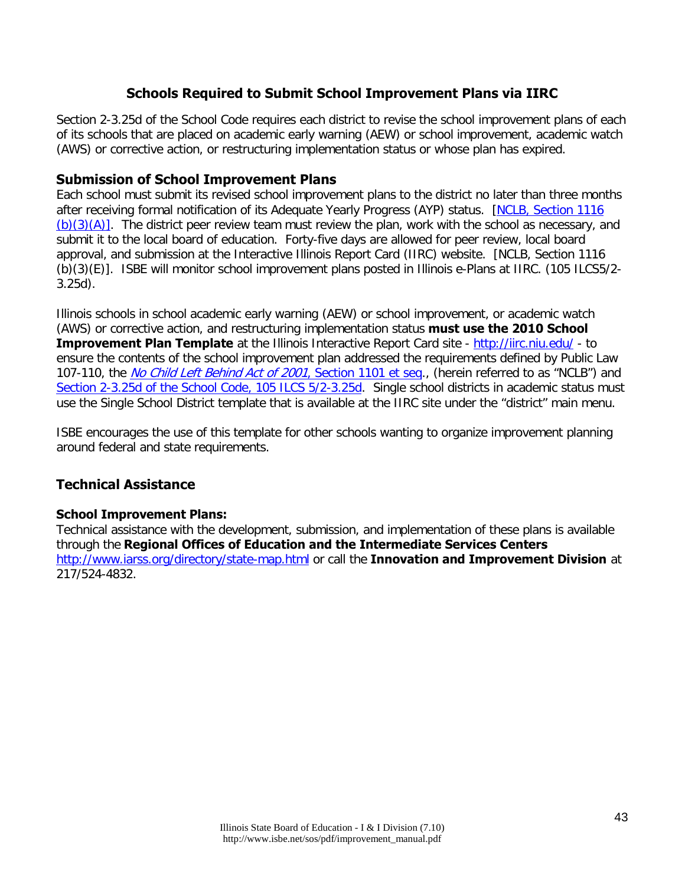## Schools Required to Submit School Improvement Plans via IIRC

Section 2-3.25d of the School Code requires each district to revise the school improvement plans of each of its schools that are placed on academic early warning (AEW) or school improvement, academic watch (AWS) or corrective action, or restructuring implementation status or whose plan has expired.

### Submission of School Improvement Plans

Each school must submit its revised school improvement plans to the district no later than three months after receiving formal notification of its Adequate Yearly Progress (AYP) status. [NCLB, Section 1116 (b)(3)(A)]. The district peer review team must review the plan, work with the school as necessary, and submit it to the local board of education. Forty-five days are allowed for peer review, local board approval, and submission at the Interactive Illinois Report Card (IIRC) website. [NCLB, Section 1116 (b)(3)(E)]. ISBE will monitor school improvement plans posted in Illinois e-Plans at IIRC. (105 ILCS5/2-3.25d).

Illinois schools in school academic early warning (AEW) or school improvement, or academic watch (AWS) or corrective action, and restructuring implementation status **must use the 2010 School Improvement Plan Template** at the Illinois Interactive Report Card site - http://iirc.niu.edu/ - to ensure the contents of the school improvement plan addressed the requirements defined by Public Law 107-110, the *No Child Left Behind Act of 2001*, Section 1101 et seq., (herein referred to as "NCLB") and Section 2-3.25d of the School Code, 105 ILCS 5/2-3.25d. Single school districts in academic status must use the Single School District template that is available at the IIRC site under the "district" main menu.

ISBE encourages the use of this template for other schools wanting to organize improvement planning around federal and state requirements.

### Technical Assistance

**School Improvement Plans:**

Technical assistance with the development, submission, and implementation of these plans is available through the **Regional Offices of Education and the Intermediate Services Centers** http://www.iarss.org/directory/state-map.html or call the **Innovation and Improvement Division** at 217/524-4832.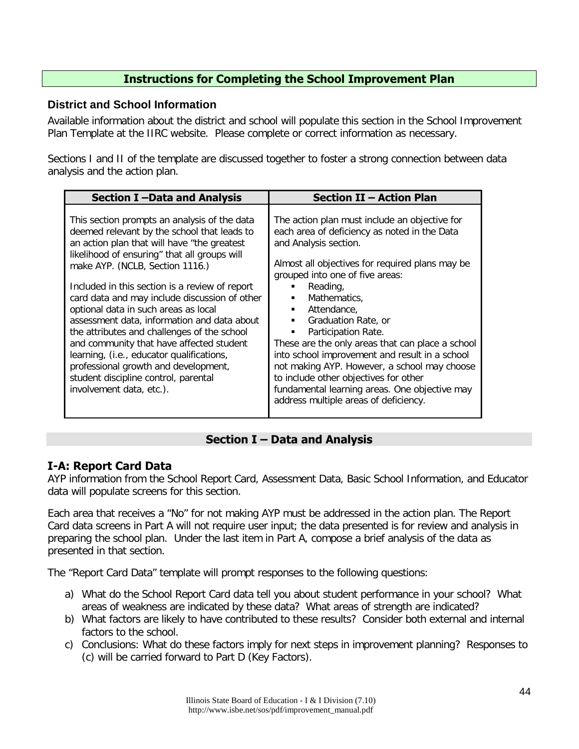## Instructions for Completing the School Improvement Plan

### District and School Information

Available information about the district and school will populate this section in the School Improvement Plan Template at the IIRC website. Please complete or correct information as necessary.

Sections I and II of the template are discussed together to foster a strong connection between data analysis and the action plan.

| Section I –Data and Analysis | Section II – Action Plan |
|---|---|
| This section prompts an analysis of the data deemed relevant by the school that leads to an action plan that will have "the greatest likelihood of ensuring" that all groups will make AYP. (NCLB, Section 1116.)<br><br>Included in this section is a review of report card data and may include discussion of other optional data in such areas as local assessment data, information and data about the attributes and challenges of the school and community that have affected student learning, (i.e., educator qualifications, professional growth and development, student discipline control, parental involvement data, etc.). | The action plan must include an objective for each area of deficiency as noted in the Data and Analysis section.<br><br>Almost all objectives for required plans may be grouped into one of five areas:<br>▪ Reading,<br>▪ Mathematics,<br>▪ Attendance,<br>▪ Graduation Rate, or<br>▪ Participation Rate.<br>These are the only areas that can place a school into school improvement and result in a school not making AYP. However, a school may choose to include other objectives for other fundamental learning areas. One objective may address multiple areas of deficiency. |

## Section I – Data and Analysis

### I-A: Report Card Data

AYP information from the School Report Card, Assessment Data, Basic School Information, and Educator data will populate screens for this section.

Each area that receives a "No" for not making AYP must be addressed in the action plan. The Report Card data screens in Part A will not require user input; the data presented is for review and analysis in preparing the school plan. Under the last item in Part A, compose a brief analysis of the data as presented in that section.

The "Report Card Data" template will prompt responses to the following questions:

a) What do the School Report Card data tell you about student performance in your school? What areas of weakness are indicated by these data? What areas of strength are indicated?
b) What factors are likely to have contributed to these results? Consider both external and internal factors to the school.
c) Conclusions: What do these factors imply for next steps in improvement planning? Responses to (c) will be carried forward to Part D (Key Factors).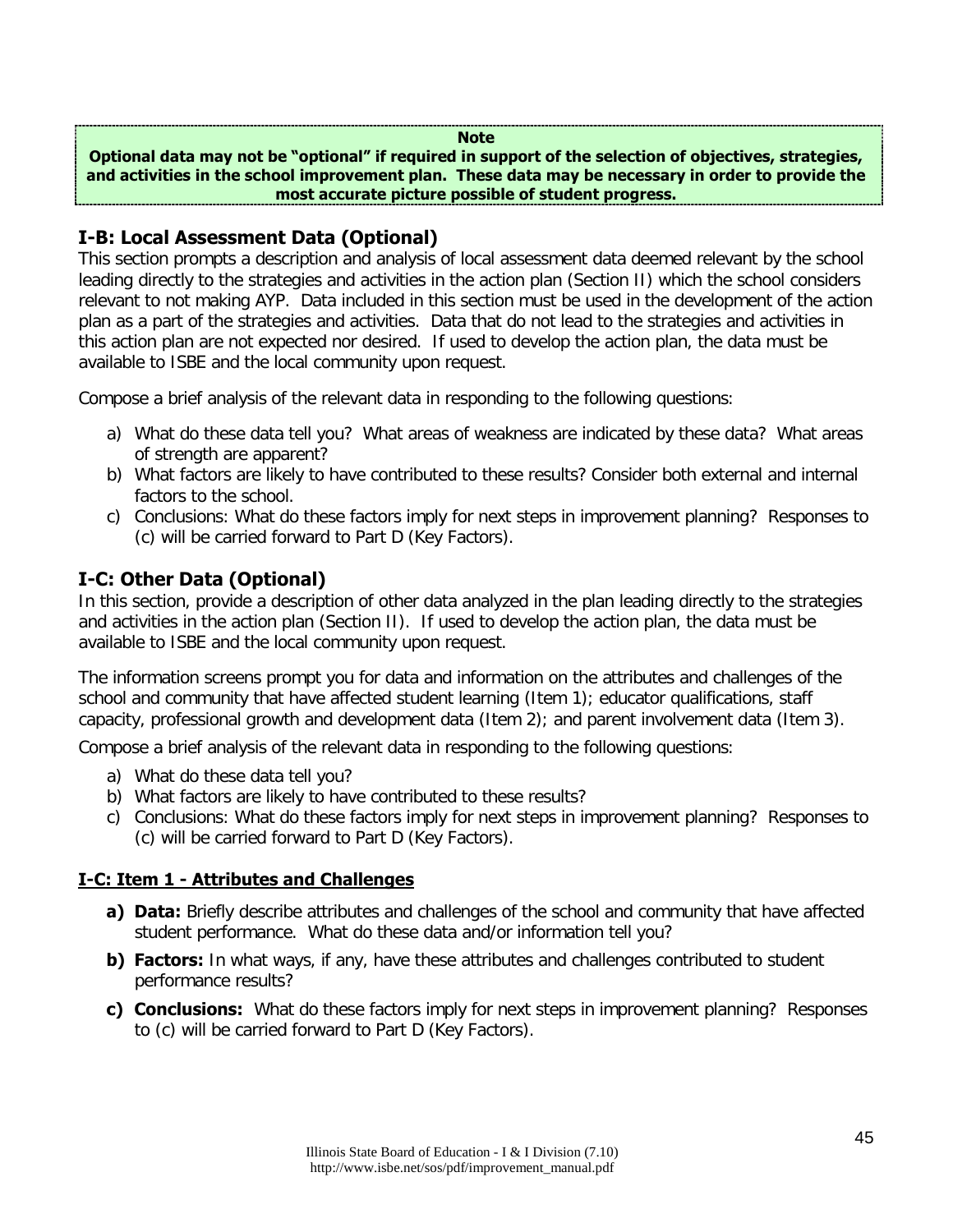**Note**

**Optional data may not be "optional" if required in support of the selection of objectives, strategies, and activities in the school improvement plan. These data may be necessary in order to provide the most accurate picture possible of student progress.**

## I-B: Local Assessment Data (Optional)

This section prompts a description and analysis of local assessment data deemed relevant by the school leading directly to the strategies and activities in the action plan (Section II) which the school considers relevant to not making AYP. Data included in this section must be used in the development of the action plan as a part of the strategies and activities. Data that do not lead to the strategies and activities in this action plan are not expected nor desired. If used to develop the action plan, the data must be available to ISBE and the local community upon request.

Compose a brief analysis of the relevant data in responding to the following questions:

a) What do these data tell you? What areas of weakness are indicated by these data? What areas of strength are apparent?
b) What factors are likely to have contributed to these results? Consider both external and internal factors to the school.
c) Conclusions: What do these factors imply for next steps in improvement planning? Responses to (c) will be carried forward to Part D (Key Factors).

## I-C: Other Data (Optional)

In this section, provide a description of other data analyzed in the plan leading directly to the strategies and activities in the action plan (Section II). If used to develop the action plan, the data must be available to ISBE and the local community upon request.

The information screens prompt you for data and information on the attributes and challenges of the school and community that have affected student learning (Item 1); educator qualifications, staff capacity, professional growth and development data (Item 2); and parent involvement data (Item 3).

Compose a brief analysis of the relevant data in responding to the following questions:

a) What do these data tell you?
b) What factors are likely to have contributed to these results?
c) Conclusions: What do these factors imply for next steps in improvement planning? Responses to (c) will be carried forward to Part D (Key Factors).

### I-C: Item 1 - Attributes and Challenges

**a) Data:** Briefly describe attributes and challenges of the school and community that have affected student performance. What do these data and/or information tell you?

**b) Factors:** In what ways, if any, have these attributes and challenges contributed to student performance results?

**c) Conclusions:** What do these factors imply for next steps in improvement planning? Responses to (c) will be carried forward to Part D (Key Factors).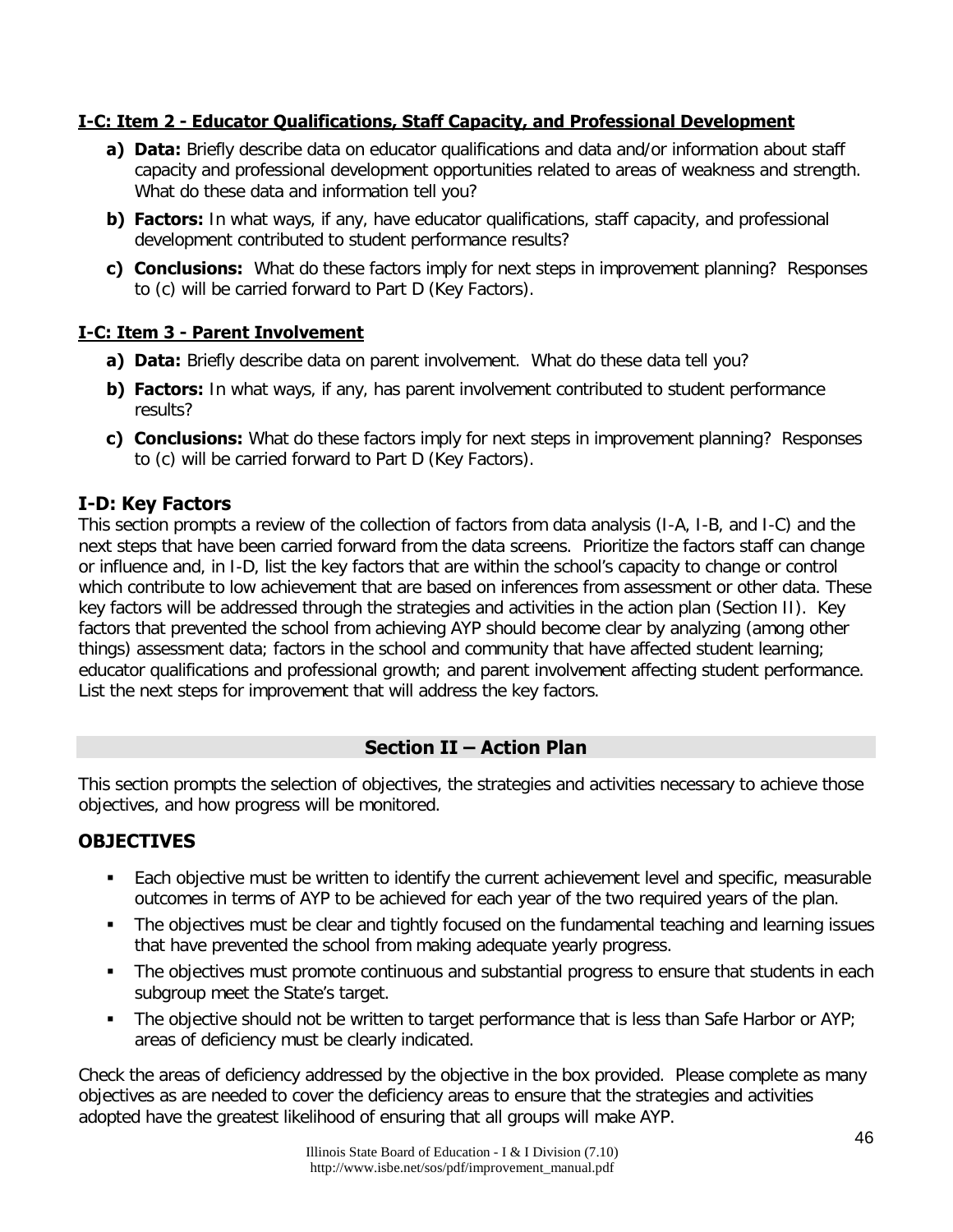#### I-C: Item 2 - Educator Qualifications, Staff Capacity, and Professional Development

- **a) Data:** Briefly describe data on educator qualifications and data and/or information about staff capacity and professional development opportunities related to areas of weakness and strength. What do these data and information tell you?
- **b) Factors:** In what ways, if any, have educator qualifications, staff capacity, and professional development contributed to student performance results?
- **c) Conclusions:** What do these factors imply for next steps in improvement planning? Responses to (c) will be carried forward to Part D (Key Factors).

#### I-C: Item 3 - Parent Involvement

- **a) Data:** Briefly describe data on parent involvement. What do these data tell you?
- **b) Factors:** In what ways, if any, has parent involvement contributed to student performance results?
- **c) Conclusions:** What do these factors imply for next steps in improvement planning? Responses to (c) will be carried forward to Part D (Key Factors).

### I-D: Key Factors

This section prompts a review of the collection of factors from data analysis (I-A, I-B, and I-C) and the next steps that have been carried forward from the data screens. Prioritize the factors staff can change or influence and, in I-D, list the key factors that are within the school's capacity to change or control which contribute to low achievement that are based on inferences from assessment or other data. These key factors will be addressed through the strategies and activities in the action plan (Section II). Key factors that prevented the school from achieving AYP should become clear by analyzing (among other things) assessment data; factors in the school and community that have affected student learning; educator qualifications and professional growth; and parent involvement affecting student performance. List the next steps for improvement that will address the key factors.

## Section II – Action Plan

This section prompts the selection of objectives, the strategies and activities necessary to achieve those objectives, and how progress will be monitored.

### OBJECTIVES

- Each objective must be written to identify the current achievement level and specific, measurable outcomes in terms of AYP to be achieved for each year of the two required years of the plan.
- The objectives must be clear and tightly focused on the fundamental teaching and learning issues that have prevented the school from making adequate yearly progress.
- The objectives must promote continuous and substantial progress to ensure that students in each subgroup meet the State's target.
- The objective should not be written to target performance that is less than Safe Harbor or AYP; areas of deficiency must be clearly indicated.

Check the areas of deficiency addressed by the objective in the box provided. Please complete as many objectives as are needed to cover the deficiency areas to ensure that the strategies and activities adopted have the greatest likelihood of ensuring that all groups will make AYP.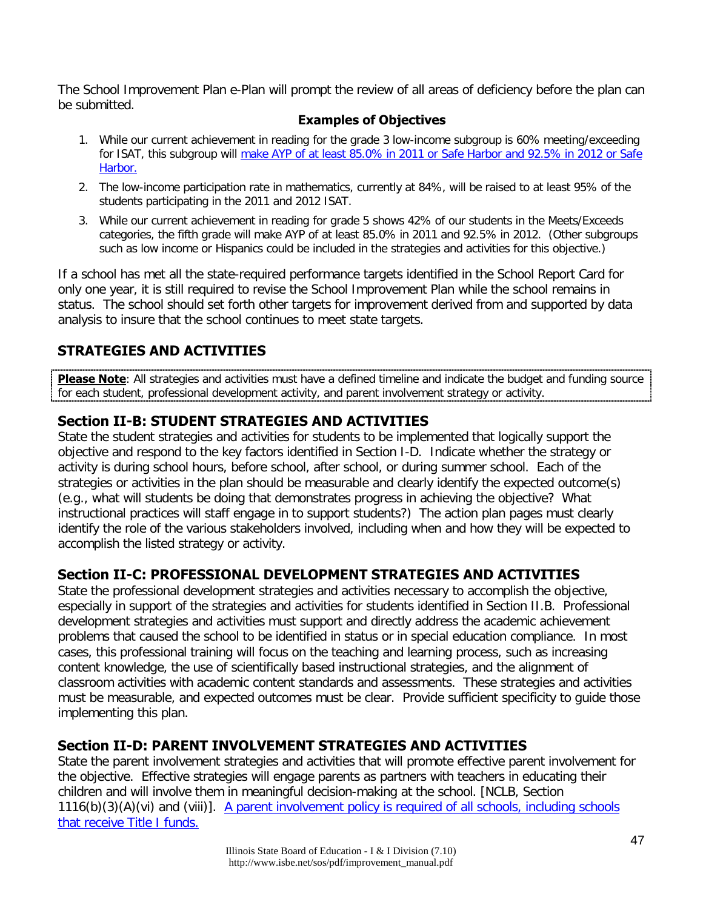The School Improvement Plan e-Plan will prompt the review of all areas of deficiency before the plan can be submitted.

**Examples of Objectives**

1. While our current achievement in reading for the grade 3 low-income subgroup is 60% meeting/exceeding for ISAT, this subgroup will make AYP of at least 85.0% in 2011 or Safe Harbor and 92.5% in 2012 or Safe Harbor.
2. The low-income participation rate in mathematics, currently at 84%, will be raised to at least 95% of the students participating in the 2011 and 2012 ISAT.
3. While our current achievement in reading for grade 5 shows 42% of our students in the Meets/Exceeds categories, the fifth grade will make AYP of at least 85.0% in 2011 and 92.5% in 2012. (Other subgroups such as low income or Hispanics could be included in the strategies and activities for this objective.)

If a school has met all the state-required performance targets identified in the School Report Card for only one year, it is still required to revise the School Improvement Plan while the school remains in status. The school should set forth other targets for improvement derived from and supported by data analysis to insure that the school continues to meet state targets.

## STRATEGIES AND ACTIVITIES

**Please Note**: All strategies and activities must have a defined timeline and indicate the budget and funding source for each student, professional development activity, and parent involvement strategy or activity.

### Section II-B: STUDENT STRATEGIES AND ACTIVITIES

State the student strategies and activities for students to be implemented that logically support the objective and respond to the key factors identified in Section I-D. Indicate whether the strategy or activity is during school hours, before school, after school, or during summer school. Each of the strategies or activities in the plan should be measurable and clearly identify the expected outcome(s) (e.g., what will students be doing that demonstrates progress in achieving the objective? What instructional practices will staff engage in to support students?) The action plan pages must clearly identify the role of the various stakeholders involved, including when and how they will be expected to accomplish the listed strategy or activity.

### Section II-C: PROFESSIONAL DEVELOPMENT STRATEGIES AND ACTIVITIES

State the professional development strategies and activities necessary to accomplish the objective, especially in support of the strategies and activities for students identified in Section II.B. Professional development strategies and activities must support and directly address the academic achievement problems that caused the school to be identified in status or in special education compliance. In most cases, this professional training will focus on the teaching and learning process, such as increasing content knowledge, the use of scientifically based instructional strategies, and the alignment of classroom activities with academic content standards and assessments. These strategies and activities must be measurable, and expected outcomes must be clear. Provide sufficient specificity to guide those implementing this plan.

### Section II-D: PARENT INVOLVEMENT STRATEGIES AND ACTIVITIES

State the parent involvement strategies and activities that will promote effective parent involvement for the objective. Effective strategies will engage parents as partners with teachers in educating their children and will involve them in meaningful decision-making at the school. [NCLB, Section 1116(b)(3)(A)(vi) and (viii)]. A parent involvement policy is required of all schools, including schools that receive Title I funds.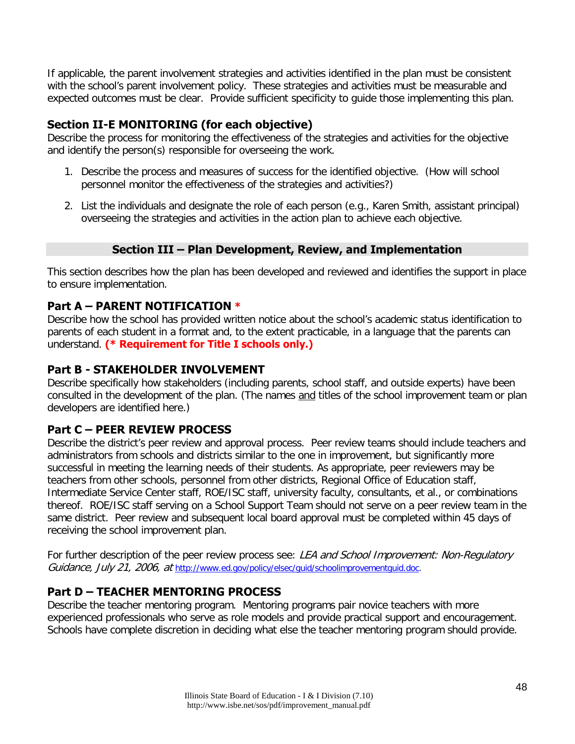If applicable, the parent involvement strategies and activities identified in the plan must be consistent with the school's parent involvement policy. These strategies and activities must be measurable and expected outcomes must be clear. Provide sufficient specificity to guide those implementing this plan.

### Section II-E MONITORING (for each objective)

Describe the process for monitoring the effectiveness of the strategies and activities for the objective and identify the person(s) responsible for overseeing the work.

1. Describe the process and measures of success for the identified objective. (How will school personnel monitor the effectiveness of the strategies and activities?)
2. List the individuals and designate the role of each person (e.g., Karen Smith, assistant principal) overseeing the strategies and activities in the action plan to achieve each objective.

## Section III – Plan Development, Review, and Implementation

This section describes how the plan has been developed and reviewed and identifies the support in place to ensure implementation.

### Part A – PARENT NOTIFICATION *

Describe how the school has provided written notice about the school's academic status identification to parents of each student in a format and, to the extent practicable, in a language that the parents can understand. **(* Requirement for Title I schools only.)**

### Part B - STAKEHOLDER INVOLVEMENT

Describe specifically how stakeholders (including parents, school staff, and outside experts) have been consulted in the development of the plan. (The names <u>and</u> titles of the school improvement team or plan developers are identified here.)

### Part C – PEER REVIEW PROCESS

Describe the district's peer review and approval process. Peer review teams should include teachers and administrators from schools and districts similar to the one in improvement, but significantly more successful in meeting the learning needs of their students. As appropriate, peer reviewers may be teachers from other schools, personnel from other districts, Regional Office of Education staff, Intermediate Service Center staff, ROE/ISC staff, university faculty, consultants, et al., or combinations thereof. ROE/ISC staff serving on a School Support Team should not serve on a peer review team in the same district. Peer review and subsequent local board approval must be completed within 45 days of receiving the school improvement plan.

For further description of the peer review process see: *LEA and School Improvement: Non-Regulatory Guidance, July 21, 2006, at* http://www.ed.gov/policy/elsec/guid/schoolimprovementguid.doc.

### Part D – TEACHER MENTORING PROCESS

Describe the teacher mentoring program. Mentoring programs pair novice teachers with more experienced professionals who serve as role models and provide practical support and encouragement. Schools have complete discretion in deciding what else the teacher mentoring program should provide.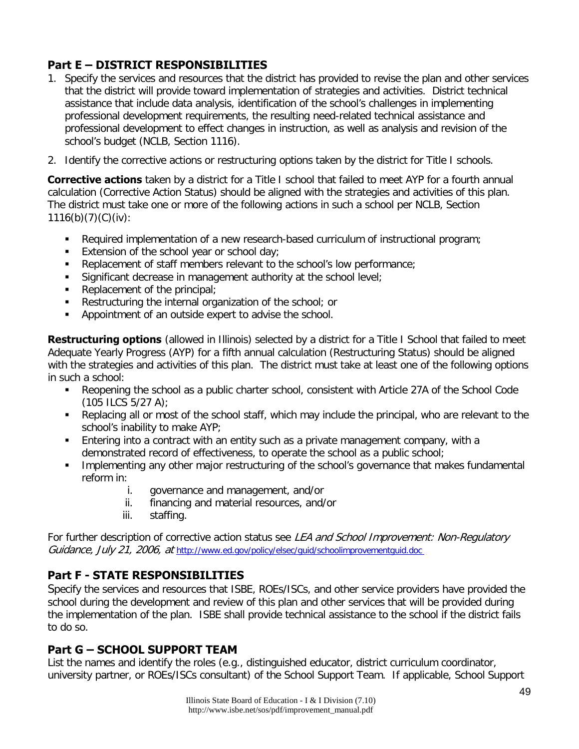## Part E – DISTRICT RESPONSIBILITIES

1. Specify the services and resources that the district has provided to revise the plan and other services that the district will provide toward implementation of strategies and activities. District technical assistance that include data analysis, identification of the school's challenges in implementing professional development requirements, the resulting need-related technical assistance and professional development to effect changes in instruction, as well as analysis and revision of the school's budget (NCLB, Section 1116).
2. Identify the corrective actions or restructuring options taken by the district for Title I schools.

**Corrective actions** taken by a district for a Title I school that failed to meet AYP for a fourth annual calculation (Corrective Action Status) should be aligned with the strategies and activities of this plan. The district must take one or more of the following actions in such a school per NCLB, Section 1116(b)(7)(C)(iv):

- Required implementation of a new research-based curriculum of instructional program;
- Extension of the school year or school day;
- Replacement of staff members relevant to the school's low performance;
- Significant decrease in management authority at the school level;
- Replacement of the principal;
- Restructuring the internal organization of the school; or
- Appointment of an outside expert to advise the school.

**Restructuring options** (allowed in Illinois) selected by a district for a Title I School that failed to meet Adequate Yearly Progress (AYP) for a fifth annual calculation (Restructuring Status) should be aligned with the strategies and activities of this plan. The district must take at least one of the following options in such a school:

- Reopening the school as a public charter school, consistent with Article 27A of the School Code (105 ILCS 5/27 A);
- Replacing all or most of the school staff, which may include the principal, who are relevant to the school's inability to make AYP;
- Entering into a contract with an entity such as a private management company, with a demonstrated record of effectiveness, to operate the school as a public school;
- Implementing any other major restructuring of the school's governance that makes fundamental reform in:
    i. governance and management, and/or
    ii. financing and material resources, and/or
    iii. staffing.

For further description of corrective action status see *LEA and School Improvement: Non-Regulatory Guidance, July 21, 2006, at* http://www.ed.gov/policy/elsec/guid/schoolimprovementguid.doc

## Part F - STATE RESPONSIBILITIES

Specify the services and resources that ISBE, ROEs/ISCs, and other service providers have provided the school during the development and review of this plan and other services that will be provided during the implementation of the plan. ISBE shall provide technical assistance to the school if the district fails to do so.

## Part G – SCHOOL SUPPORT TEAM

List the names and identify the roles (e.g., distinguished educator, district curriculum coordinator, university partner, or ROEs/ISCs consultant) of the School Support Team. If applicable, School Support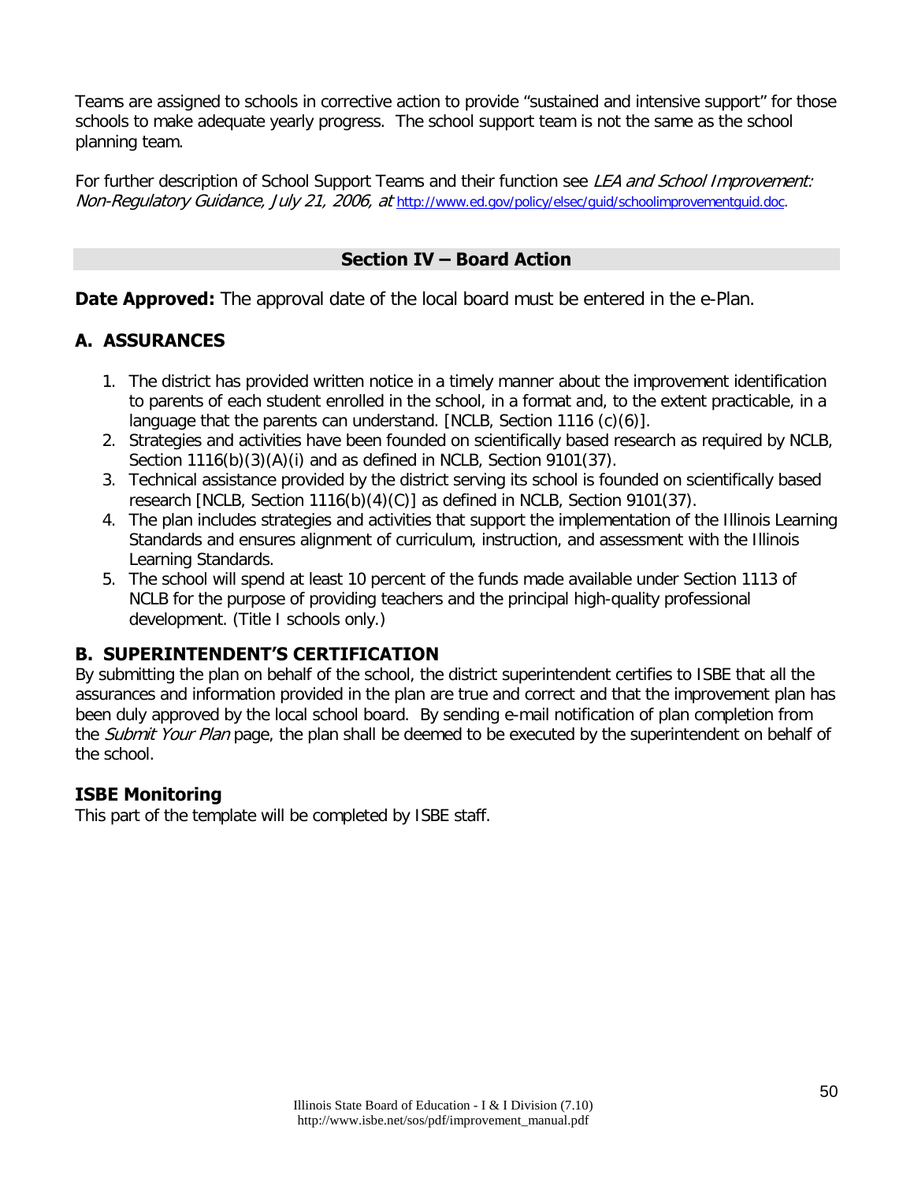Teams are assigned to schools in corrective action to provide "sustained and intensive support" for those schools to make adequate yearly progress. The school support team is not the same as the school planning team.

For further description of School Support Teams and their function see *LEA and School Improvement: Non-Regulatory Guidance, July 21, 2006, at* http://www.ed.gov/policy/elsec/guid/schoolimprovementguid.doc.

## Section IV – Board Action

**Date Approved:** The approval date of the local board must be entered in the e-Plan.

### A. ASSURANCES

1. The district has provided written notice in a timely manner about the improvement identification to parents of each student enrolled in the school, in a format and, to the extent practicable, in a language that the parents can understand. [NCLB, Section 1116 (c)(6)].
2. Strategies and activities have been founded on scientifically based research as required by NCLB, Section 1116(b)(3)(A)(i) and as defined in NCLB, Section 9101(37).
3. Technical assistance provided by the district serving its school is founded on scientifically based research [NCLB, Section 1116(b)(4)(C)] as defined in NCLB, Section 9101(37).
4. The plan includes strategies and activities that support the implementation of the Illinois Learning Standards and ensures alignment of curriculum, instruction, and assessment with the Illinois Learning Standards.
5. The school will spend at least 10 percent of the funds made available under Section 1113 of NCLB for the purpose of providing teachers and the principal high-quality professional development. (Title I schools only.)

### B. SUPERINTENDENT'S CERTIFICATION

By submitting the plan on behalf of the school, the district superintendent certifies to ISBE that all the assurances and information provided in the plan are true and correct and that the improvement plan has been duly approved by the local school board. By sending e-mail notification of plan completion from the *Submit Your Plan* page, the plan shall be deemed to be executed by the superintendent on behalf of the school.

### ISBE Monitoring

This part of the template will be completed by ISBE staff.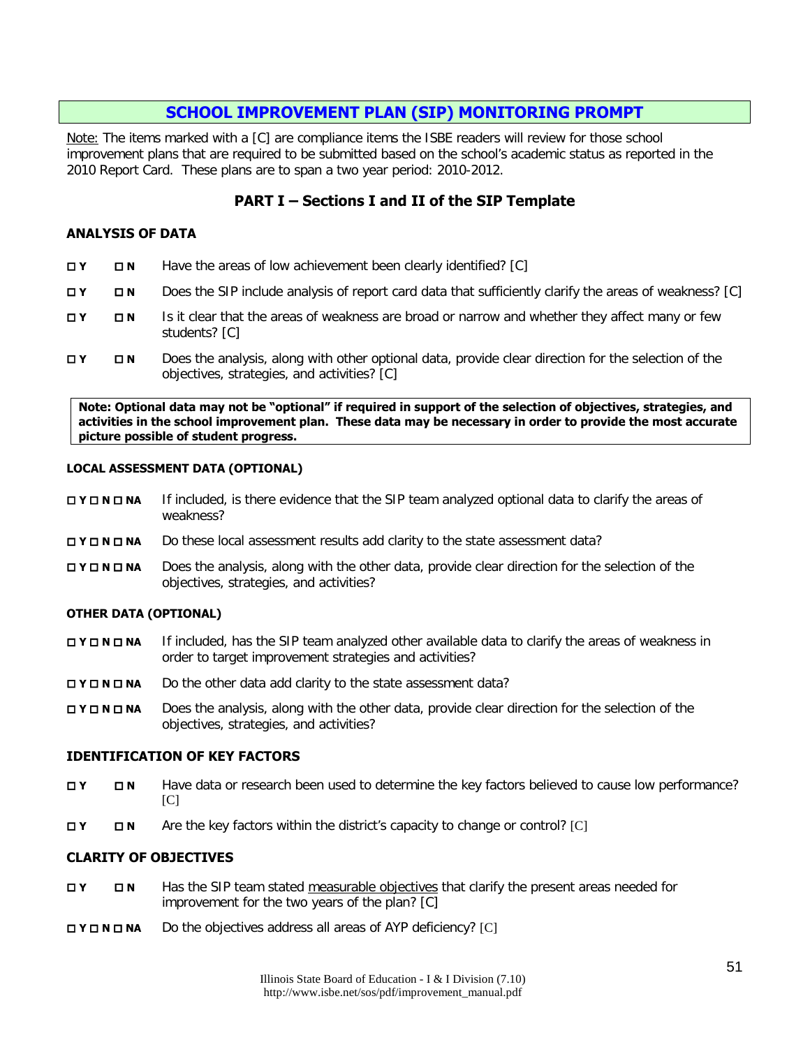## SCHOOL IMPROVEMENT PLAN (SIP) MONITORING PROMPT

Note: The items marked with a [C] are compliance items the ISBE readers will review for those school improvement plans that are required to be submitted based on the school's academic status as reported in the 2010 Report Card. These plans are to span a two year period: 2010-2012.

### PART I – Sections I and II of the SIP Template

#### ANALYSIS OF DATA

- ☐ **Y** ☐ **N** Have the areas of low achievement been clearly identified? [C]
- ☐ **Y** ☐ **N** Does the SIP include analysis of report card data that sufficiently clarify the areas of weakness? [C]
- ☐ **Y** ☐ **N** Is it clear that the areas of weakness are broad or narrow and whether they affect many or few students? [C]
- ☐ **Y** ☐ **N** Does the analysis, along with other optional data, provide clear direction for the selection of the objectives, strategies, and activities? [C]

**Note: Optional data may not be "optional" if required in support of the selection of objectives, strategies, and activities in the school improvement plan. These data may be necessary in order to provide the most accurate picture possible of student progress.**

##### LOCAL ASSESSMENT DATA (OPTIONAL)

- ☐ **Y** ☐ **N** ☐ **NA** If included, is there evidence that the SIP team analyzed optional data to clarify the areas of weakness?
- ☐ **Y** ☐ **N** ☐ **NA** Do these local assessment results add clarity to the state assessment data?
- ☐ **Y** ☐ **N** ☐ **NA** Does the analysis, along with the other data, provide clear direction for the selection of the objectives, strategies, and activities?

##### OTHER DATA (OPTIONAL)

- ☐ **Y** ☐ **N** ☐ **NA** If included, has the SIP team analyzed other available data to clarify the areas of weakness in order to target improvement strategies and activities?
- ☐ **Y** ☐ **N** ☐ **NA** Do the other data add clarity to the state assessment data?
- ☐ **Y** ☐ **N** ☐ **NA** Does the analysis, along with the other data, provide clear direction for the selection of the objectives, strategies, and activities?

#### IDENTIFICATION OF KEY FACTORS

- ☐ **Y** ☐ **N** Have data or research been used to determine the key factors believed to cause low performance? [C]
- ☐ **Y** ☐ **N** Are the key factors within the district's capacity to change or control? [C]

#### CLARITY OF OBJECTIVES

- ☐ **Y** ☐ **N** Has the SIP team stated measurable objectives that clarify the present areas needed for improvement for the two years of the plan? [C]
- ☐ **Y** ☐ **N** ☐ **NA** Do the objectives address all areas of AYP deficiency? [C]

Illinois State Board of Education - I & I Division (7.10)
http://www.isbe.net/sos/pdf/improvement_manual.pdf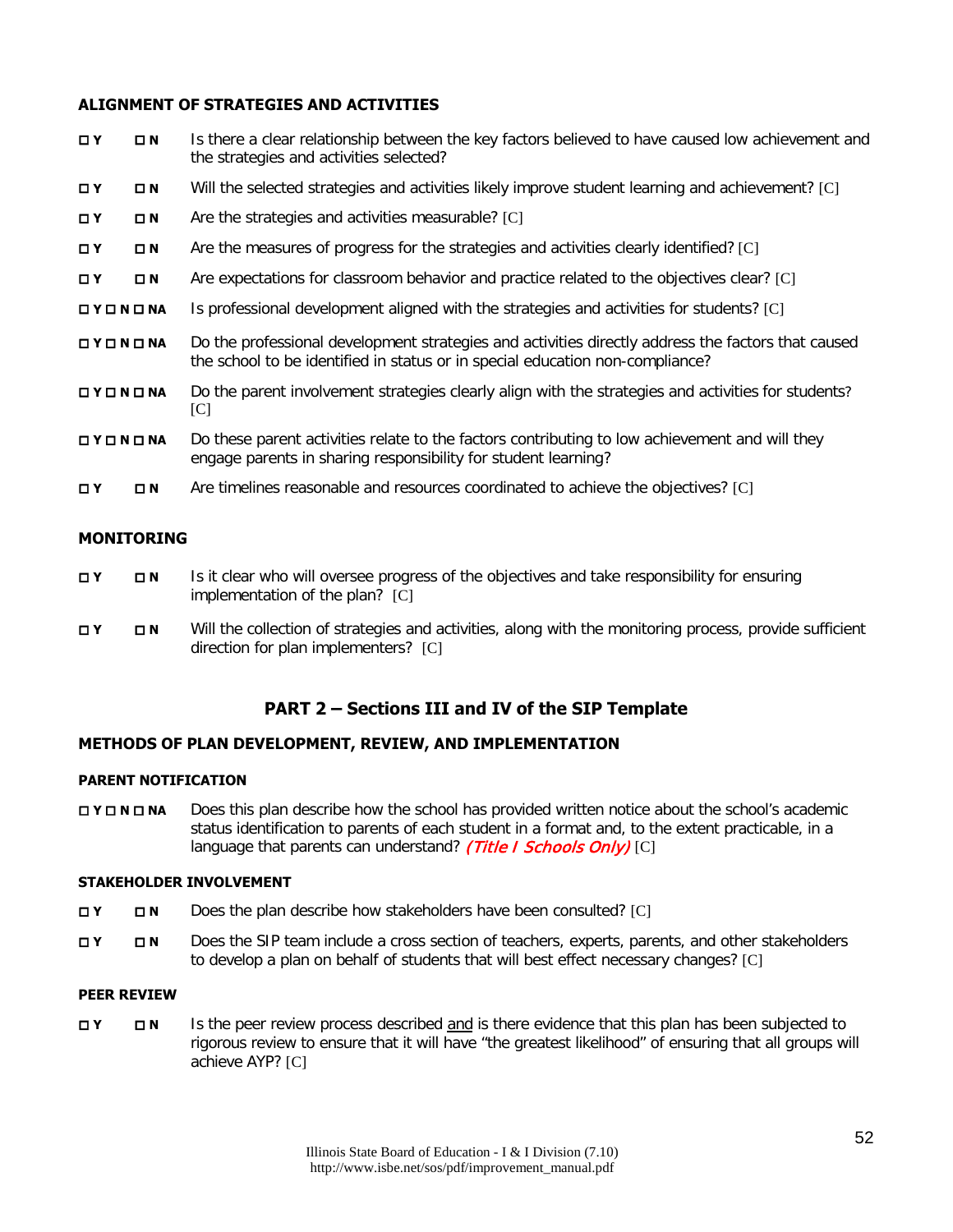**ALIGNMENT OF STRATEGIES AND ACTIVITIES**

- ☐ **Y** ☐ **N** Is there a clear relationship between the key factors believed to have caused low achievement and the strategies and activities selected?
- ☐ **Y** ☐ **N** Will the selected strategies and activities likely improve student learning and achievement? [C]
- ☐ **Y** ☐ **N** Are the strategies and activities measurable? [C]
- ☐ **Y** ☐ **N** Are the measures of progress for the strategies and activities clearly identified? [C]
- ☐ **Y** ☐ **N** Are expectations for classroom behavior and practice related to the objectives clear? [C]
- ☐ **Y** ☐ **N** ☐ **NA** Is professional development aligned with the strategies and activities for students? [C]
- ☐ **Y** ☐ **N** ☐ **NA** Do the professional development strategies and activities directly address the factors that caused the school to be identified in status or in special education non-compliance?
- ☐ **Y** ☐ **N** ☐ **NA** Do the parent involvement strategies clearly align with the strategies and activities for students? [C]
- ☐ **Y** ☐ **N** ☐ **NA** Do these parent activities relate to the factors contributing to low achievement and will they engage parents in sharing responsibility for student learning?
- ☐ **Y** ☐ **N** Are timelines reasonable and resources coordinated to achieve the objectives? [C]

**MONITORING**

- ☐ **Y** ☐ **N** Is it clear who will oversee progress of the objectives and take responsibility for ensuring implementation of the plan? [C]
- ☐ **Y** ☐ **N** Will the collection of strategies and activities, along with the monitoring process, provide sufficient direction for plan implementers? [C]

## PART 2 – Sections III and IV of the SIP Template

**METHODS OF PLAN DEVELOPMENT, REVIEW, AND IMPLEMENTATION**

**PARENT NOTIFICATION**

- ☐ **Y** ☐ **N** ☐ **NA** Does this plan describe how the school has provided written notice about the school's academic status identification to parents of each student in a format and, to the extent practicable, in a language that parents can understand? ***(Title I Schools Only)*** [C]

**STAKEHOLDER INVOLVEMENT**

- ☐ **Y** ☐ **N** Does the plan describe how stakeholders have been consulted? [C]
- ☐ **Y** ☐ **N** Does the SIP team include a cross section of teachers, experts, parents, and other stakeholders to develop a plan on behalf of students that will best effect necessary changes? [C]

**PEER REVIEW**

- ☐ **Y** ☐ **N** Is the peer review process described <u>and</u> is there evidence that this plan has been subjected to rigorous review to ensure that it will have "the greatest likelihood" of ensuring that all groups will achieve AYP? [C]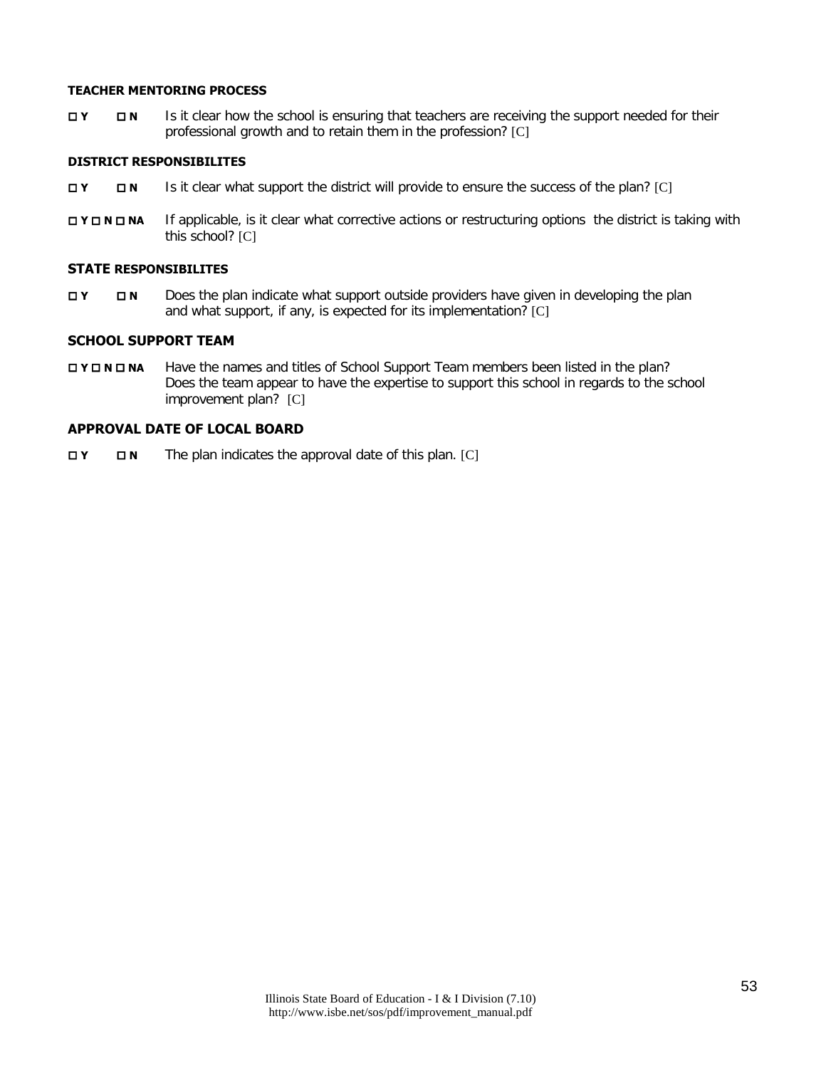**TEACHER MENTORING PROCESS**

☐ **Y** ☐ **N** Is it clear how the school is ensuring that teachers are receiving the support needed for their professional growth and to retain them in the profession? [C]

**DISTRICT RESPONSIBILITES**

☐ **Y** ☐ **N** Is it clear what support the district will provide to ensure the success of the plan? [C]

☐ **Y** ☐ **N** ☐ **NA** If applicable, is it clear what corrective actions or restructuring options the district is taking with this school? [C]

**STATE RESPONSIBILITES**

☐ **Y** ☐ **N** Does the plan indicate what support outside providers have given in developing the plan and what support, if any, is expected for its implementation? [C]

**SCHOOL SUPPORT TEAM**

☐ **Y** ☐ **N** ☐ **NA** Have the names and titles of School Support Team members been listed in the plan? Does the team appear to have the expertise to support this school in regards to the school improvement plan? [C]

**APPROVAL DATE OF LOCAL BOARD**

☐ **Y** ☐ **N** The plan indicates the approval date of this plan. [C]

Illinois State Board of Education - I & I Division (7.10)
http://www.isbe.net/sos/pdf/improvement_manual.pdf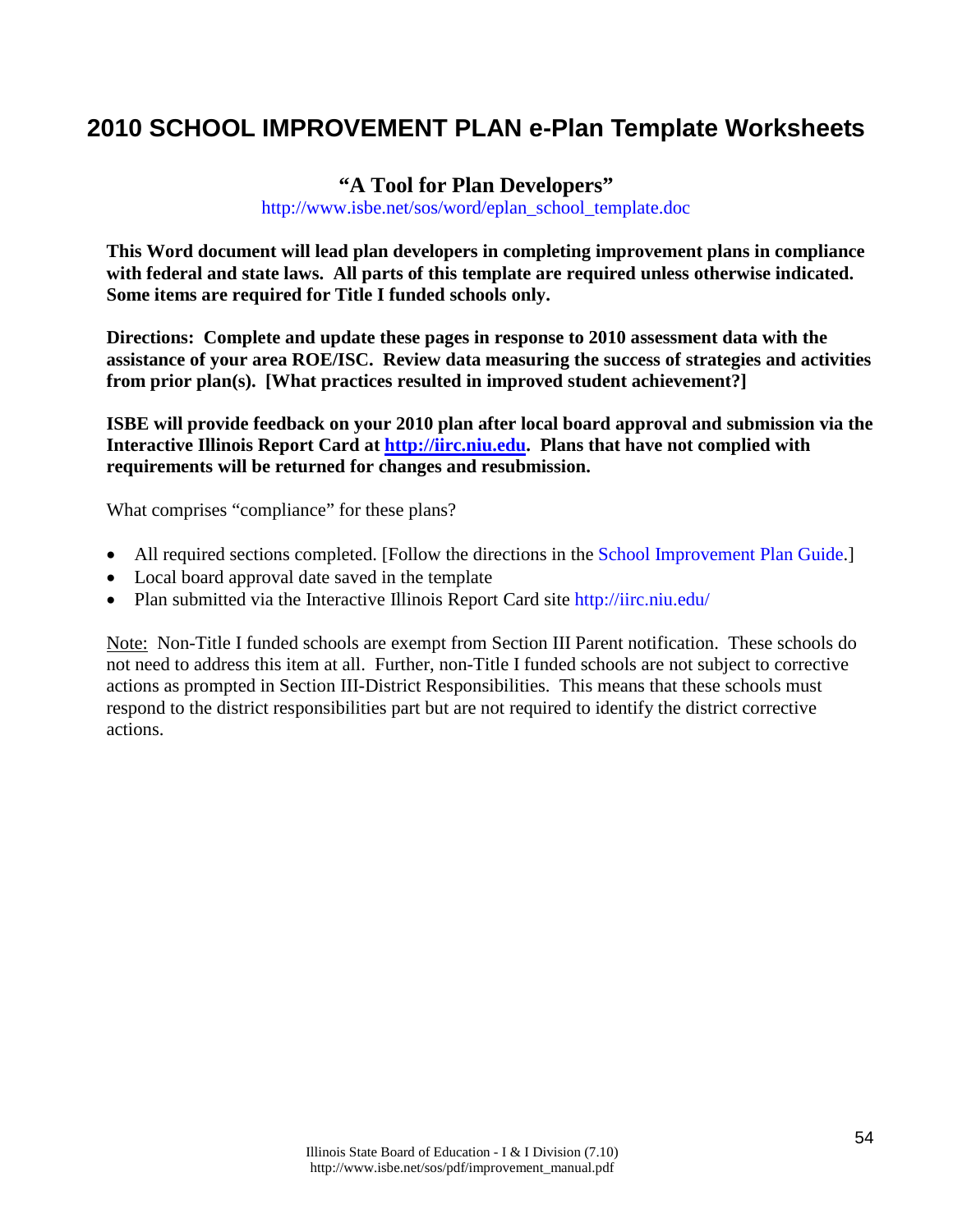# 2010 SCHOOL IMPROVEMENT PLAN e-Plan Template Worksheets

## "A Tool for Plan Developers"

http://www.isbe.net/sos/word/eplan_school_template.doc

**This Word document will lead plan developers in completing improvement plans in compliance with federal and state laws. All parts of this template are required unless otherwise indicated. Some items are required for Title I funded schools only.**

**Directions: Complete and update these pages in response to 2010 assessment data with the assistance of your area ROE/ISC. Review data measuring the success of strategies and activities from prior plan(s). [What practices resulted in improved student achievement?]**

**ISBE will provide feedback on your 2010 plan after local board approval and submission via the Interactive Illinois Report Card at http://iirc.niu.edu. Plans that have not complied with requirements will be returned for changes and resubmission.**

What comprises "compliance" for these plans?

- All required sections completed. [Follow the directions in the School Improvement Plan Guide.]
- Local board approval date saved in the template
- Plan submitted via the Interactive Illinois Report Card site http://iirc.niu.edu/

Note: Non-Title I funded schools are exempt from Section III Parent notification. These schools do not need to address this item at all. Further, non-Title I funded schools are not subject to corrective actions as prompted in Section III-District Responsibilities. This means that these schools must respond to the district responsibilities part but are not required to identify the district corrective actions.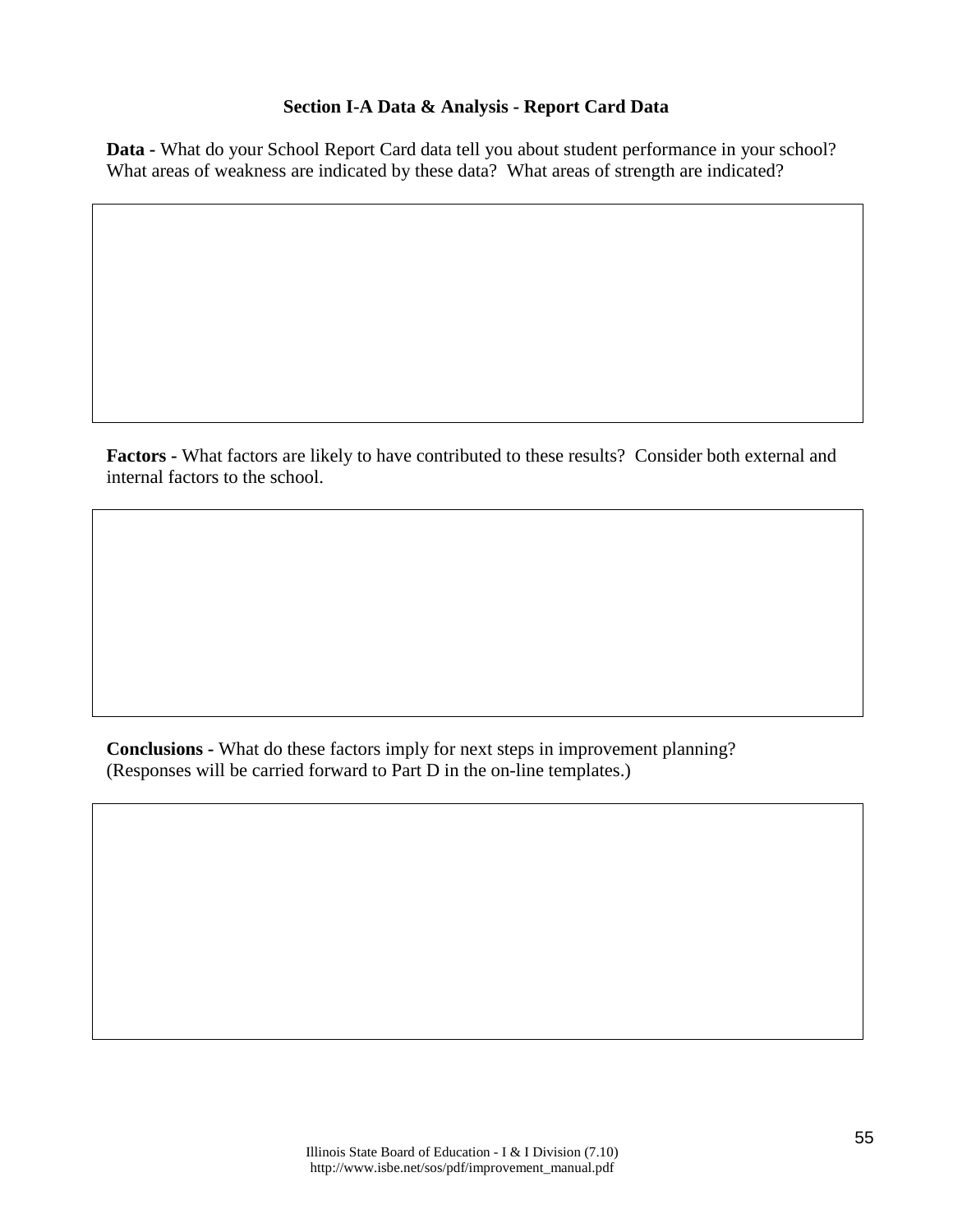## Section I-A Data & Analysis - Report Card Data

**Data -** What do your School Report Card data tell you about student performance in your school? What areas of weakness are indicated by these data? What areas of strength are indicated?

**Factors -** What factors are likely to have contributed to these results? Consider both external and internal factors to the school.

**Conclusions -** What do these factors imply for next steps in improvement planning? (Responses will be carried forward to Part D in the on-line templates.)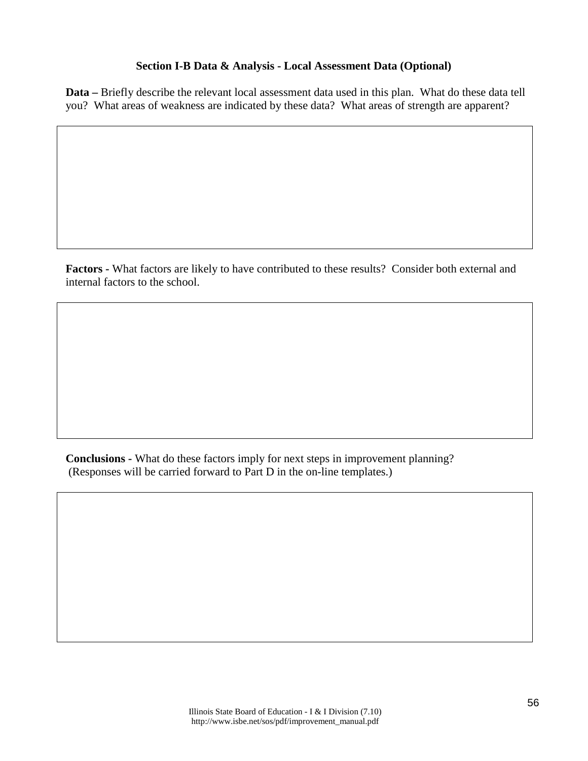### Section I-B Data & Analysis - Local Assessment Data (Optional)

**Data –** Briefly describe the relevant local assessment data used in this plan. What do these data tell you? What areas of weakness are indicated by these data? What areas of strength are apparent?

**Factors -** What factors are likely to have contributed to these results? Consider both external and internal factors to the school.

**Conclusions -** What do these factors imply for next steps in improvement planning? (Responses will be carried forward to Part D in the on-line templates.)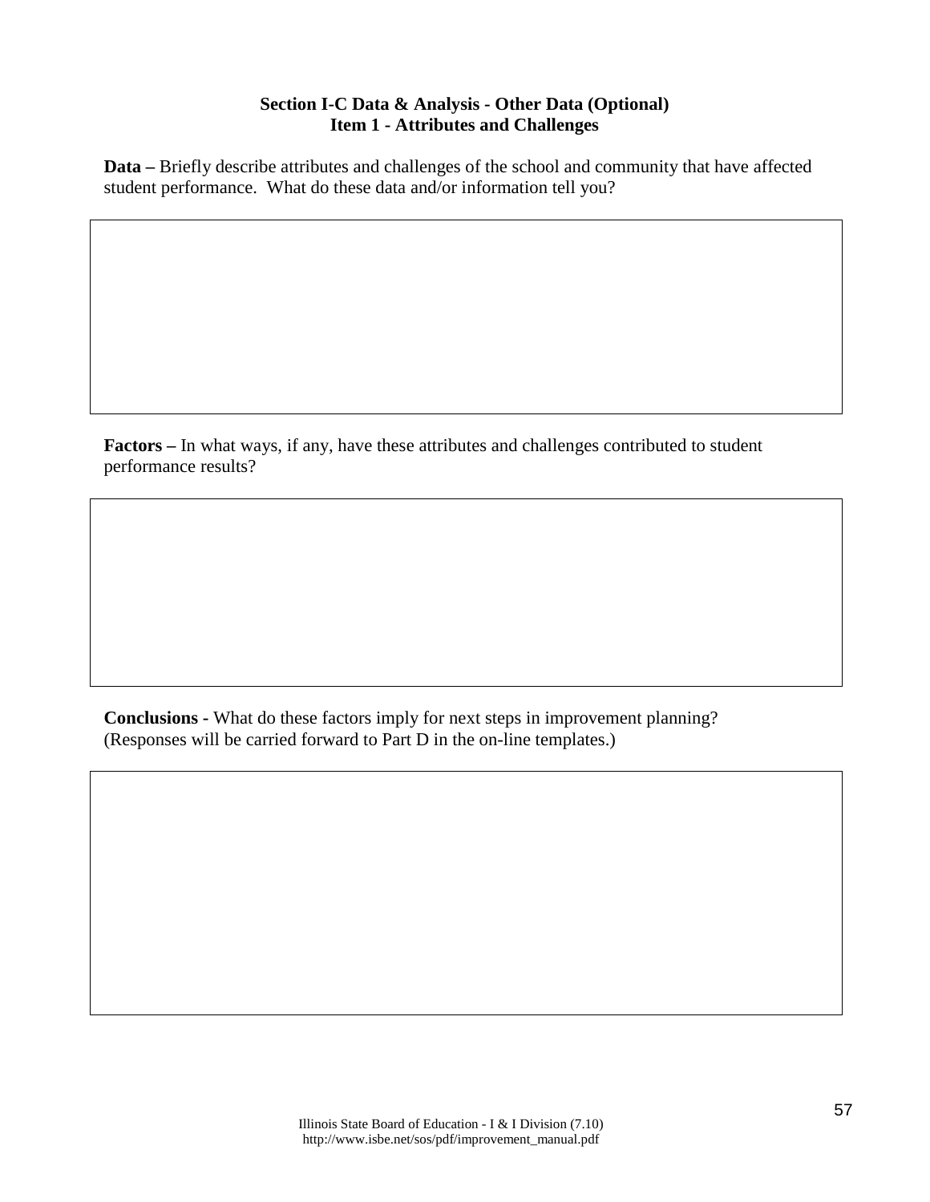**Section I-C Data & Analysis - Other Data (Optional)**
**Item 1 - Attributes and Challenges**

**Data –** Briefly describe attributes and challenges of the school and community that have affected student performance. What do these data and/or information tell you?

**Factors –** In what ways, if any, have these attributes and challenges contributed to student performance results?

**Conclusions -** What do these factors imply for next steps in improvement planning? (Responses will be carried forward to Part D in the on-line templates.)

Illinois State Board of Education - I & I Division (7.10)
http://www.isbe.net/sos/pdf/improvement_manual.pdf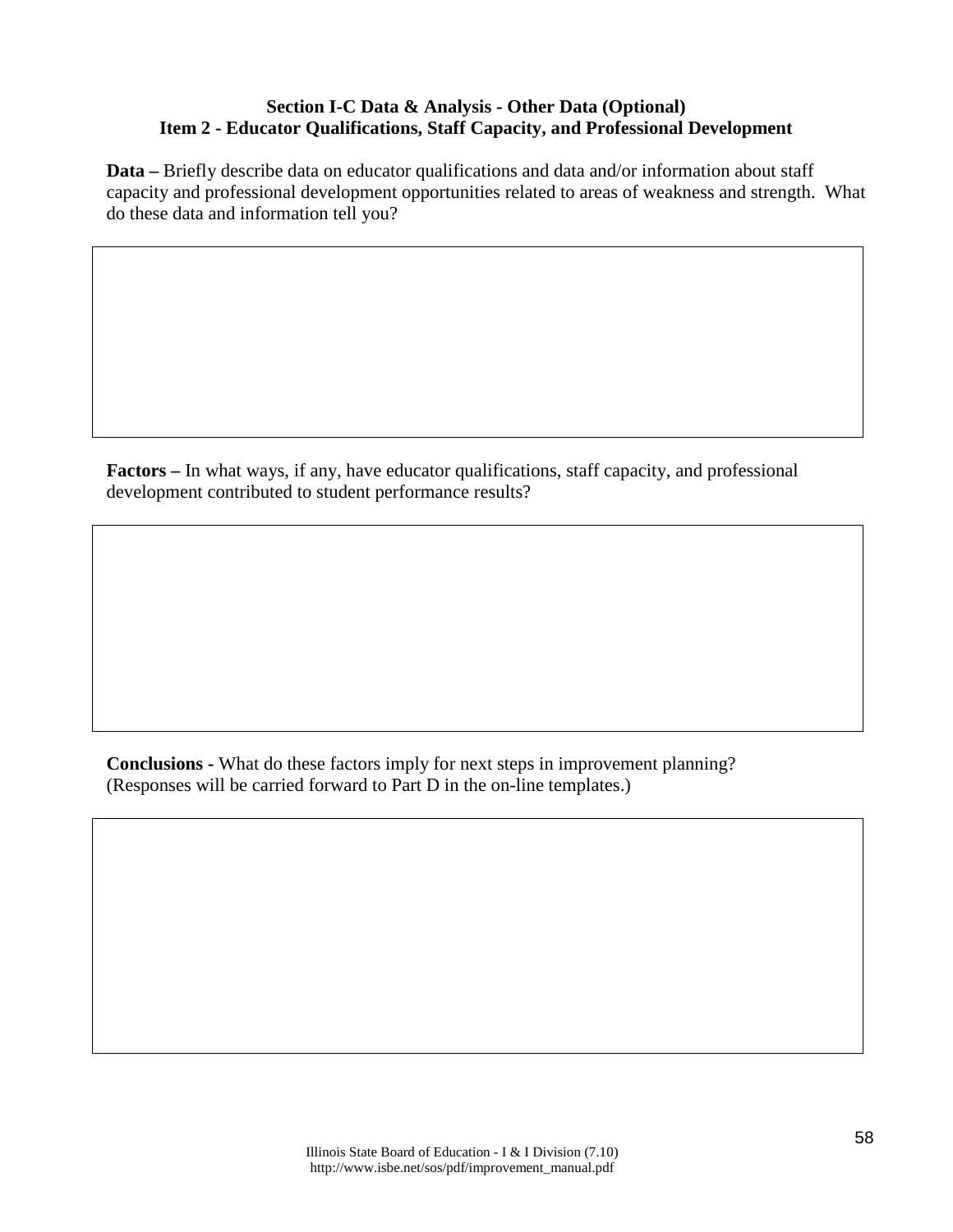**Section I-C Data & Analysis - Other Data (Optional)**
**Item 2 - Educator Qualifications, Staff Capacity, and Professional Development**

**Data –** Briefly describe data on educator qualifications and data and/or information about staff capacity and professional development opportunities related to areas of weakness and strength. What do these data and information tell you?

**Factors –** In what ways, if any, have educator qualifications, staff capacity, and professional development contributed to student performance results?

**Conclusions -** What do these factors imply for next steps in improvement planning? (Responses will be carried forward to Part D in the on-line templates.)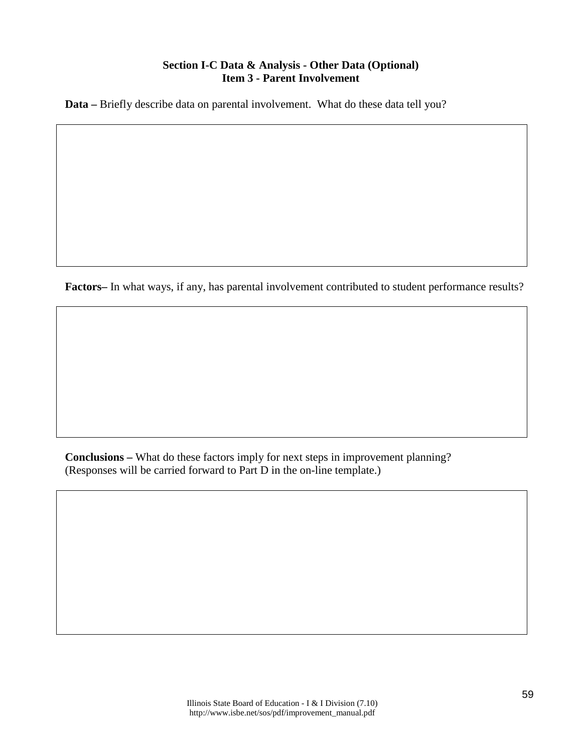**Section I-C Data & Analysis - Other Data (Optional)**
**Item 3 - Parent Involvement**

**Data –** Briefly describe data on parental involvement. What do these data tell you?

**Factors–** In what ways, if any, has parental involvement contributed to student performance results?

**Conclusions –** What do these factors imply for next steps in improvement planning? (Responses will be carried forward to Part D in the on-line template.)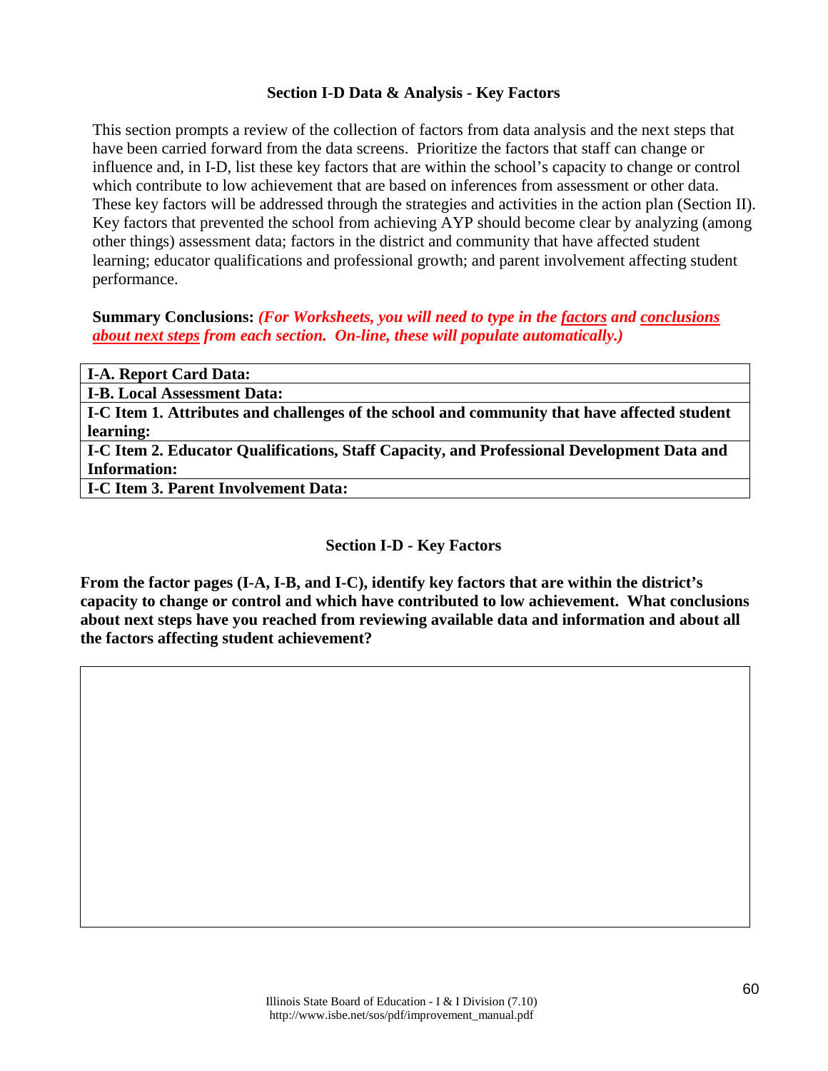### Section I-D Data & Analysis - Key Factors

This section prompts a review of the collection of factors from data analysis and the next steps that have been carried forward from the data screens. Prioritize the factors that staff can change or influence and, in I-D, list these key factors that are within the school's capacity to change or control which contribute to low achievement that are based on inferences from assessment or other data. These key factors will be addressed through the strategies and activities in the action plan (Section II). Key factors that prevented the school from achieving AYP should become clear by analyzing (among other things) assessment data; factors in the district and community that have affected student learning; educator qualifications and professional growth; and parent involvement affecting student performance.

**Summary Conclusions:** ***(For Worksheets, you will need to type in the <u>factors</u> and <u>conclusions about next steps</u> from each section. On-line, these will populate automatically.)***

| **I-A. Report Card Data:** |
|---|
| **I-B. Local Assessment Data:** |
| **I-C Item 1. Attributes and challenges of the school and community that have affected student learning:** |
| **I-C Item 2. Educator Qualifications, Staff Capacity, and Professional Development Data and Information:** |
| **I-C Item 3. Parent Involvement Data:** |

### Section I-D - Key Factors

**From the factor pages (I-A, I-B, and I-C), identify key factors that are within the district's capacity to change or control and which have contributed to low achievement. What conclusions about next steps have you reached from reviewing available data and information and about all the factors affecting student achievement?**

| |
|---|
| |

Illinois State Board of Education - I & I Division (7.10)
http://www.isbe.net/sos/pdf/improvement_manual.pdf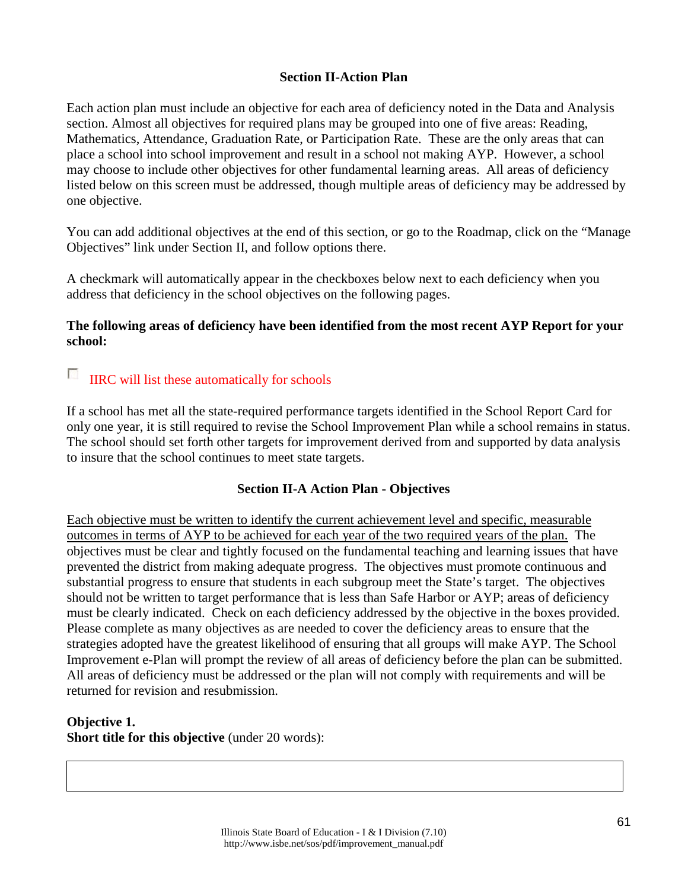## Section II-Action Plan

Each action plan must include an objective for each area of deficiency noted in the Data and Analysis section. Almost all objectives for required plans may be grouped into one of five areas: Reading, Mathematics, Attendance, Graduation Rate, or Participation Rate. These are the only areas that can place a school into school improvement and result in a school not making AYP. However, a school may choose to include other objectives for other fundamental learning areas. All areas of deficiency listed below on this screen must be addressed, though multiple areas of deficiency may be addressed by one objective.

You can add additional objectives at the end of this section, or go to the Roadmap, click on the "Manage Objectives" link under Section II, and follow options there.

A checkmark will automatically appear in the checkboxes below next to each deficiency when you address that deficiency in the school objectives on the following pages.

**The following areas of deficiency have been identified from the most recent AYP Report for your school:**

☐ IIRC will list these automatically for schools

If a school has met all the state-required performance targets identified in the School Report Card for only one year, it is still required to revise the School Improvement Plan while a school remains in status. The school should set forth other targets for improvement derived from and supported by data analysis to insure that the school continues to meet state targets.

## Section II-A Action Plan - Objectives

<u>Each objective must be written to identify the current achievement level and specific, measurable outcomes in terms of AYP to be achieved for each year of the two required years of the plan.</u> The objectives must be clear and tightly focused on the fundamental teaching and learning issues that have prevented the district from making adequate progress. The objectives must promote continuous and substantial progress to ensure that students in each subgroup meet the State's target. The objectives should not be written to target performance that is less than Safe Harbor or AYP; areas of deficiency must be clearly indicated. Check on each deficiency addressed by the objective in the boxes provided. Please complete as many objectives as are needed to cover the deficiency areas to ensure that the strategies adopted have the greatest likelihood of ensuring that all groups will make AYP. The School Improvement e-Plan will prompt the review of all areas of deficiency before the plan can be submitted. All areas of deficiency must be addressed or the plan will not comply with requirements and will be returned for revision and resubmission.

**Objective 1.**
**Short title for this objective** (under 20 words):

| |
|---|
| |

Illinois State Board of Education - I & I Division (7.10)
http://www.isbe.net/sos/pdf/improvement_manual.pdf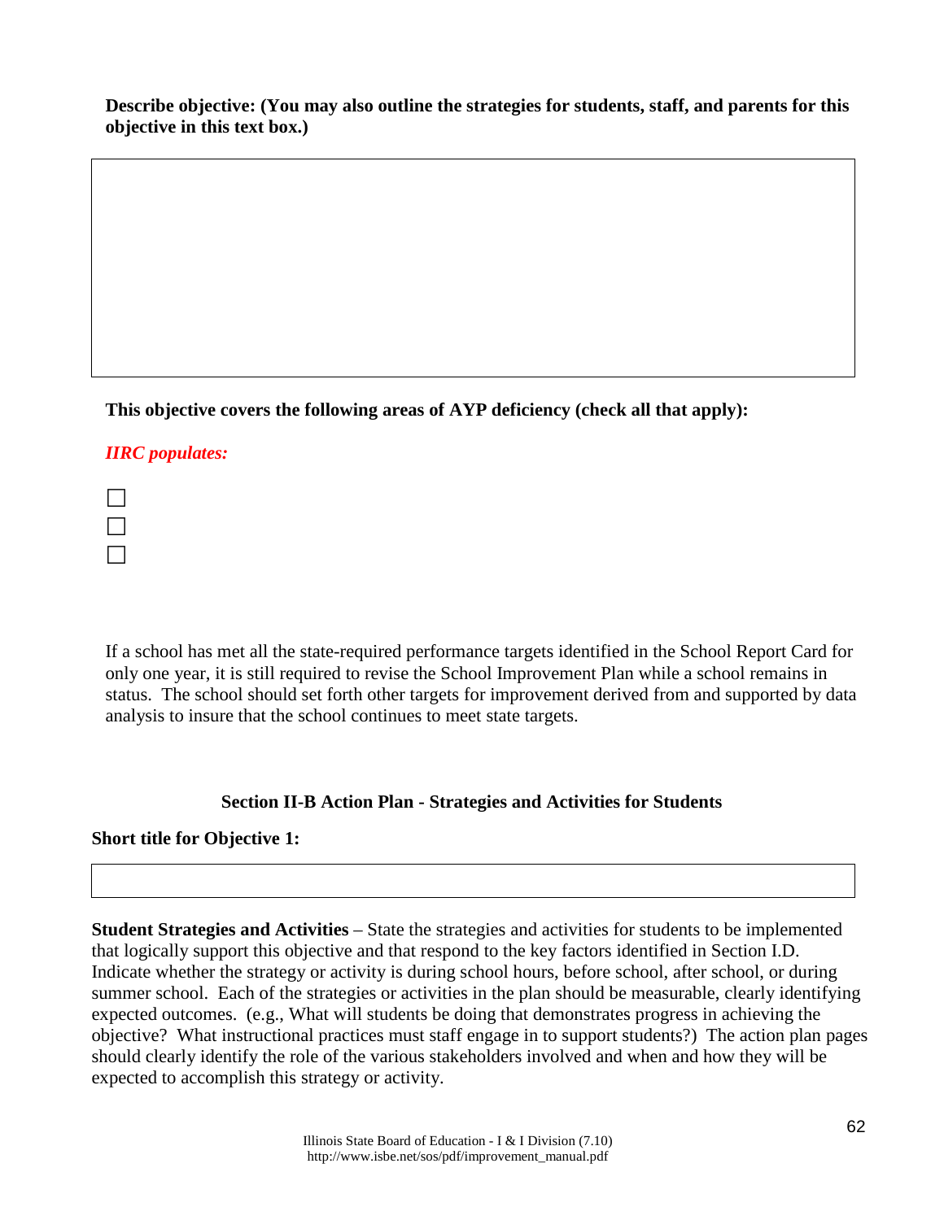**Describe objective: (You may also outline the strategies for students, staff, and parents for this objective in this text box.)**

**This objective covers the following areas of AYP deficiency (check all that apply):**

***IIRC populates:***

- ☐
- ☐
- ☐

If a school has met all the state-required performance targets identified in the School Report Card for only one year, it is still required to revise the School Improvement Plan while a school remains in status. The school should set forth other targets for improvement derived from and supported by data analysis to insure that the school continues to meet state targets.

### Section II-B Action Plan - Strategies and Activities for Students

**Short title for Objective 1:**

**Student Strategies and Activities** – State the strategies and activities for students to be implemented that logically support this objective and that respond to the key factors identified in Section I.D. Indicate whether the strategy or activity is during school hours, before school, after school, or during summer school. Each of the strategies or activities in the plan should be measurable, clearly identifying expected outcomes. (e.g., What will students be doing that demonstrates progress in achieving the objective? What instructional practices must staff engage in to support students?) The action plan pages should clearly identify the role of the various stakeholders involved and when and how they will be expected to accomplish this strategy or activity.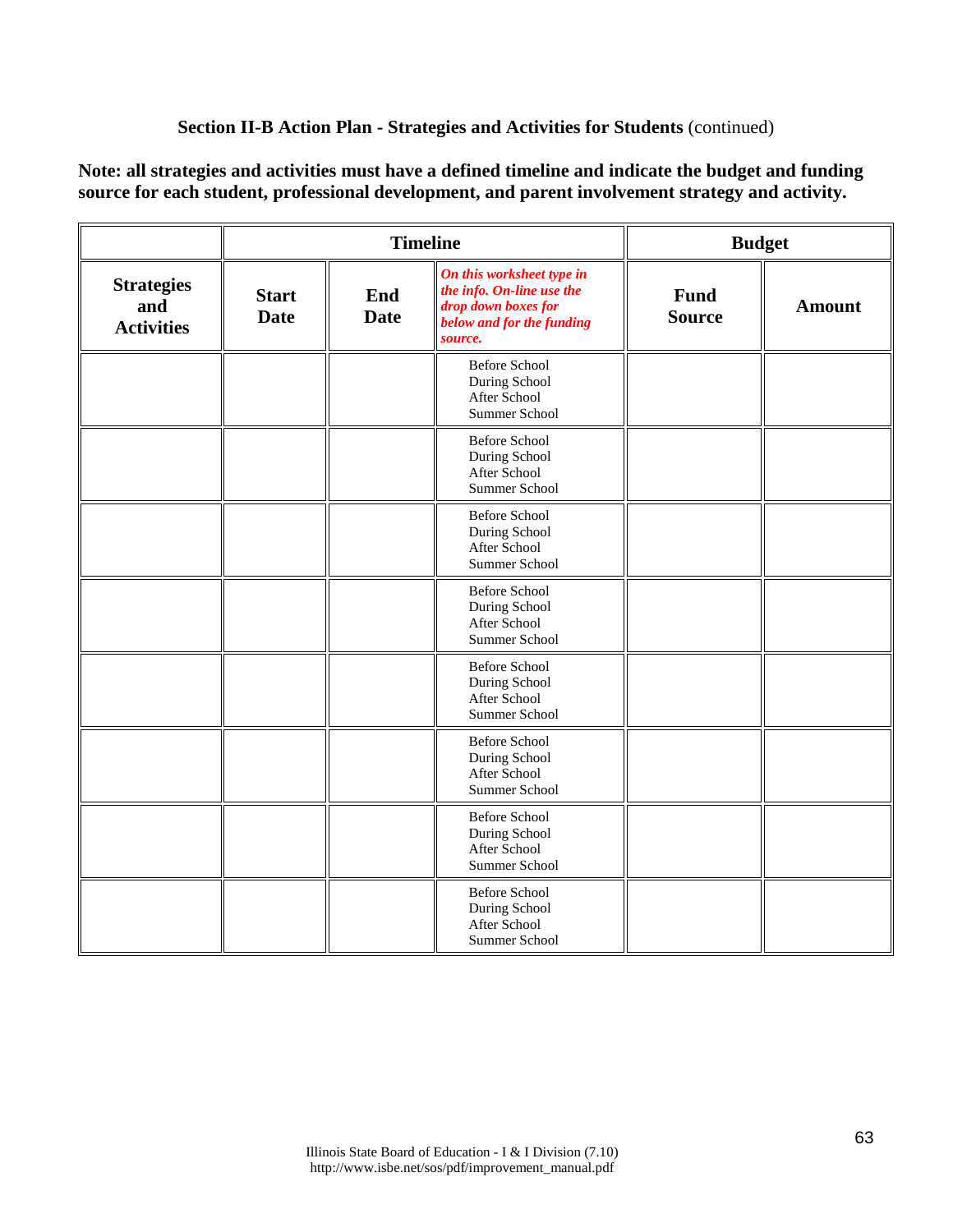### Section II-B Action Plan - Strategies and Activities for Students (continued)

**Note: all strategies and activities must have a defined timeline and indicate the budget and funding source for each student, professional development, and parent involvement strategy and activity.**

| | Timeline | | | Budget | |
|---|---|---|---|---|---|
| **Strategies and Activities** | **Start Date** | **End Date** | ***On this worksheet type in the info. On-line use the drop down boxes for below and for the funding source.*** | **Fund Source** | **Amount** |
| | | | Before School<br>During School<br>After School<br>Summer School | | |
| | | | Before School<br>During School<br>After School<br>Summer School | | |
| | | | Before School<br>During School<br>After School<br>Summer School | | |
| | | | Before School<br>During School<br>After School<br>Summer School | | |
| | | | Before School<br>During School<br>After School<br>Summer School | | |
| | | | Before School<br>During School<br>After School<br>Summer School | | |
| | | | Before School<br>During School<br>After School<br>Summer School | | |
| | | | Before School<br>During School<br>After School<br>Summer School | | |

Illinois State Board of Education - I & I Division (7.10)
http://www.isbe.net/sos/pdf/improvement_manual.pdf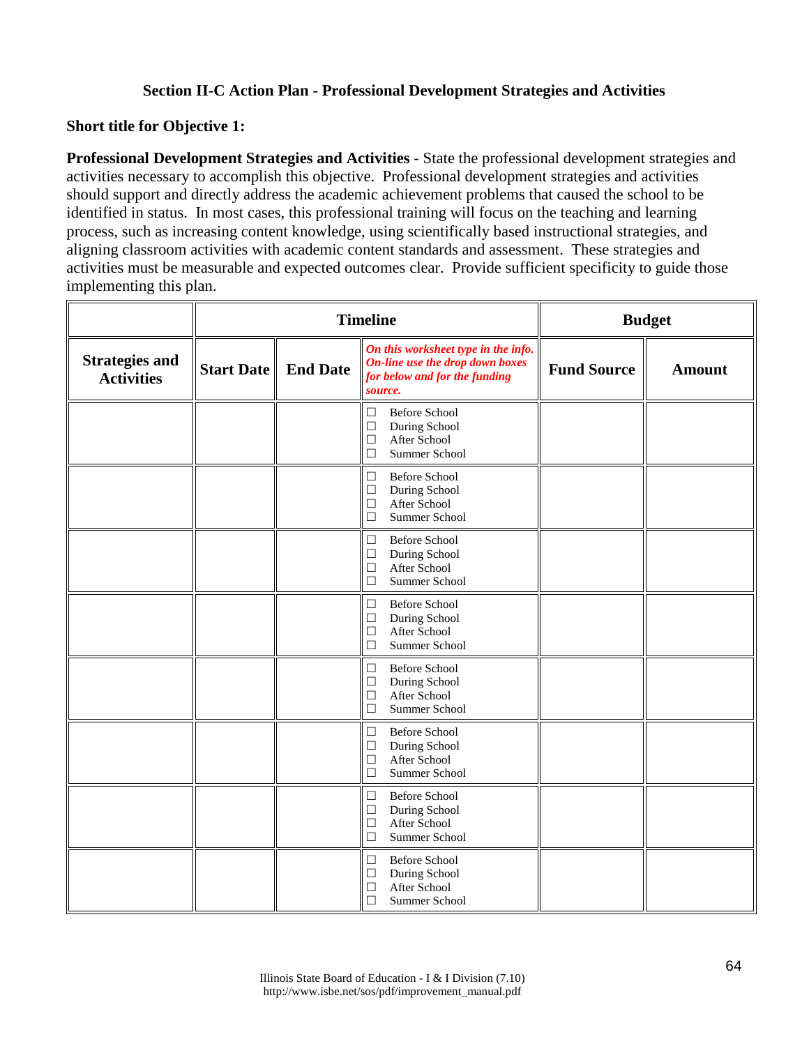## Section II-C Action Plan - Professional Development Strategies and Activities

**Short title for Objective 1:**

**Professional Development Strategies and Activities** - State the professional development strategies and activities necessary to accomplish this objective. Professional development strategies and activities should support and directly address the academic achievement problems that caused the school to be identified in status. In most cases, this professional training will focus on the teaching and learning process, such as increasing content knowledge, using scientifically based instructional strategies, and aligning classroom activities with academic content standards and assessment. These strategies and activities must be measurable and expected outcomes clear. Provide sufficient specificity to guide those implementing this plan.

| | **Timeline** | | | **Budget** | |
|---|---|---|---|---|---|
| **Strategies and Activities** | **Start Date** | **End Date** | *On this worksheet type in the info. On-line use the drop down boxes for below and for the funding source.* | **Fund Source** | **Amount** |
| | | | ☐ Before School<br>☐ During School<br>☐ After School<br>☐ Summer School | | |
| | | | ☐ Before School<br>☐ During School<br>☐ After School<br>☐ Summer School | | |
| | | | ☐ Before School<br>☐ During School<br>☐ After School<br>☐ Summer School | | |
| | | | ☐ Before School<br>☐ During School<br>☐ After School<br>☐ Summer School | | |
| | | | ☐ Before School<br>☐ During School<br>☐ After School<br>☐ Summer School | | |
| | | | ☐ Before School<br>☐ During School<br>☐ After School<br>☐ Summer School | | |
| | | | ☐ Before School<br>☐ During School<br>☐ After School<br>☐ Summer School | | |
| | | | ☐ Before School<br>☐ During School<br>☐ After School<br>☐ Summer School | | |

Illinois State Board of Education - I & I Division (7.10)
http://www.isbe.net/sos/pdf/improvement_manual.pdf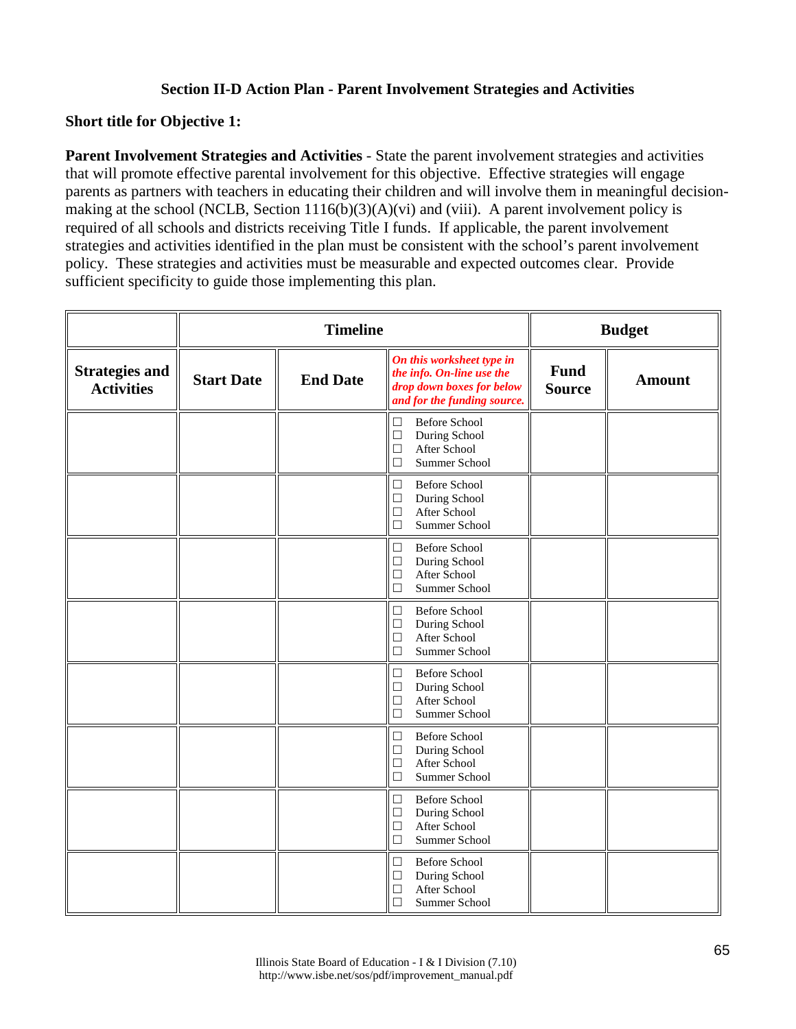## Section II-D Action Plan - Parent Involvement Strategies and Activities

**Short title for Objective 1:**

**Parent Involvement Strategies and Activities** - State the parent involvement strategies and activities that will promote effective parental involvement for this objective. Effective strategies will engage parents as partners with teachers in educating their children and will involve them in meaningful decision-making at the school (NCLB, Section 1116(b)(3)(A)(vi) and (viii). A parent involvement policy is required of all schools and districts receiving Title I funds. If applicable, the parent involvement strategies and activities identified in the plan must be consistent with the school's parent involvement policy. These strategies and activities must be measurable and expected outcomes clear. Provide sufficient specificity to guide those implementing this plan.

| | Timeline | | | Budget | |
|---|---|---|---|---|---|
| **Strategies and Activities** | **Start Date** | **End Date** | ***On this worksheet type in the info. On-line use the drop down boxes for below and for the funding source.*** | **Fund Source** | **Amount** |
| | | | ☐ Before School<br>☐ During School<br>☐ After School<br>☐ Summer School | | |
| | | | ☐ Before School<br>☐ During School<br>☐ After School<br>☐ Summer School | | |
| | | | ☐ Before School<br>☐ During School<br>☐ After School<br>☐ Summer School | | |
| | | | ☐ Before School<br>☐ During School<br>☐ After School<br>☐ Summer School | | |
| | | | ☐ Before School<br>☐ During School<br>☐ After School<br>☐ Summer School | | |
| | | | ☐ Before School<br>☐ During School<br>☐ After School<br>☐ Summer School | | |
| | | | ☐ Before School<br>☐ During School<br>☐ After School<br>☐ Summer School | | |
| | | | ☐ Before School<br>☐ During School<br>☐ After School<br>☐ Summer School | | |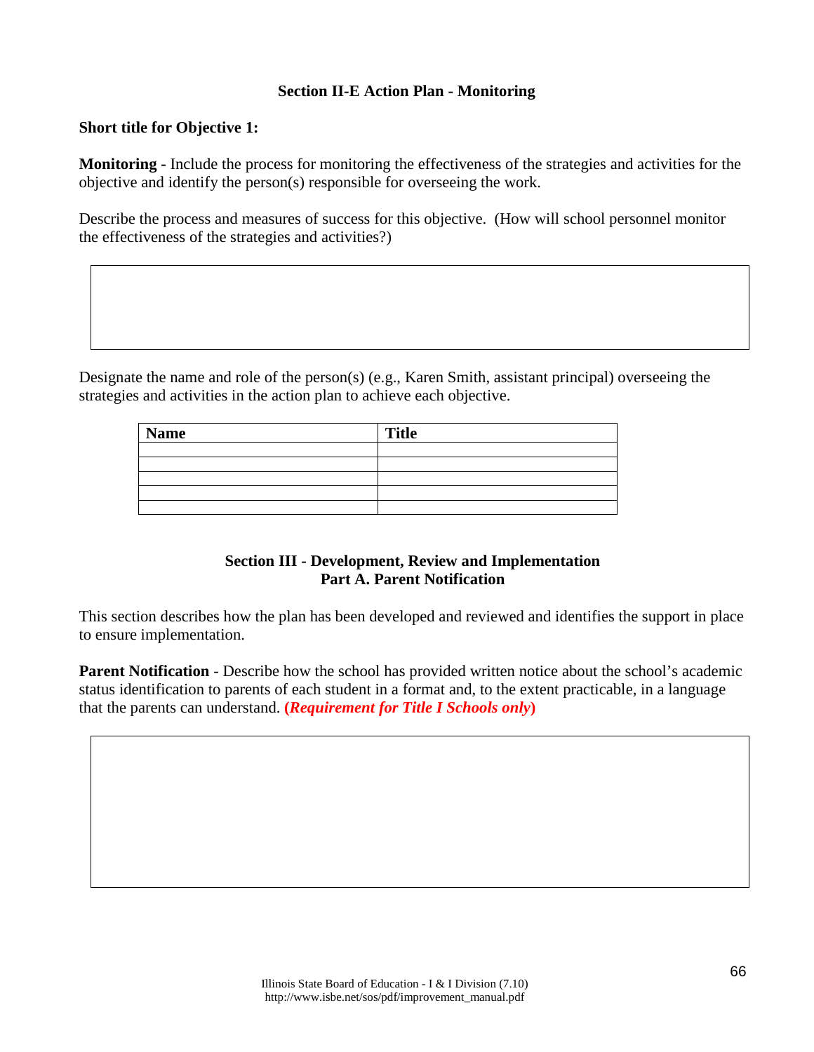### Section II-E Action Plan - Monitoring

**Short title for Objective 1:**

**Monitoring -** Include the process for monitoring the effectiveness of the strategies and activities for the objective and identify the person(s) responsible for overseeing the work.

Describe the process and measures of success for this objective. (How will school personnel monitor the effectiveness of the strategies and activities?)

Designate the name and role of the person(s) (e.g., Karen Smith, assistant principal) overseeing the strategies and activities in the action plan to achieve each objective.

| Name | Title |
|---|---|
| | |
| | |
| | |
| | |
| | |

### Section III - Development, Review and Implementation
### Part A. Parent Notification

This section describes how the plan has been developed and reviewed and identifies the support in place to ensure implementation.

**Parent Notification** - Describe how the school has provided written notice about the school's academic status identification to parents of each student in a format and, to the extent practicable, in a language that the parents can understand. **(*Requirement for Title I Schools only*)**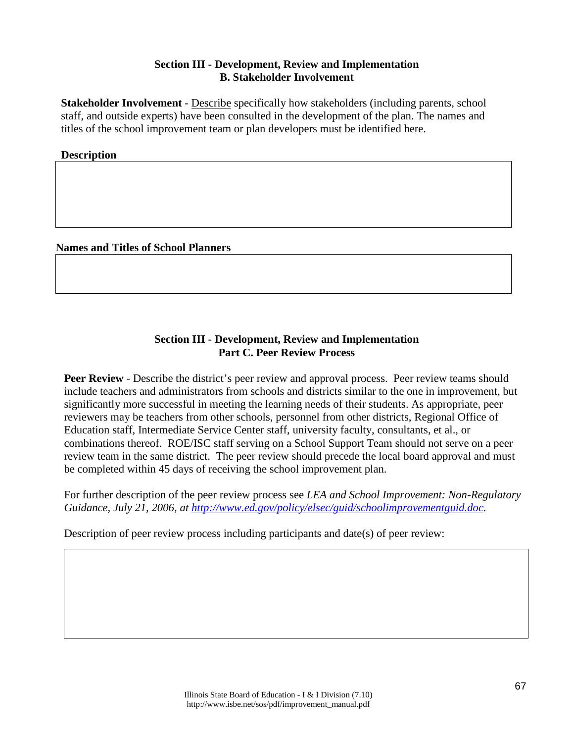### Section III - Development, Review and Implementation
### B. Stakeholder Involvement

**Stakeholder Involvement** - Describe specifically how stakeholders (including parents, school staff, and outside experts) have been consulted in the development of the plan. The names and titles of the school improvement team or plan developers must be identified here.

**Description**

| |
|---|
| |

**Names and Titles of School Planners**

| |
|---|
| |

### Section III - Development, Review and Implementation
### Part C. Peer Review Process

**Peer Review** - Describe the district's peer review and approval process. Peer review teams should include teachers and administrators from schools and districts similar to the one in improvement, but significantly more successful in meeting the learning needs of their students. As appropriate, peer reviewers may be teachers from other schools, personnel from other districts, Regional Office of Education staff, Intermediate Service Center staff, university faculty, consultants, et al., or combinations thereof. ROE/ISC staff serving on a School Support Team should not serve on a peer review team in the same district. The peer review should precede the local board approval and must be completed within 45 days of receiving the school improvement plan.

For further description of the peer review process see *LEA and School Improvement: Non-Regulatory Guidance, July 21, 2006, at http://www.ed.gov/policy/elsec/guid/schoolimprovementguid.doc.*

Description of peer review process including participants and date(s) of peer review:

| |
|---|
| |

Illinois State Board of Education - I & I Division (7.10)
http://www.isbe.net/sos/pdf/improvement_manual.pdf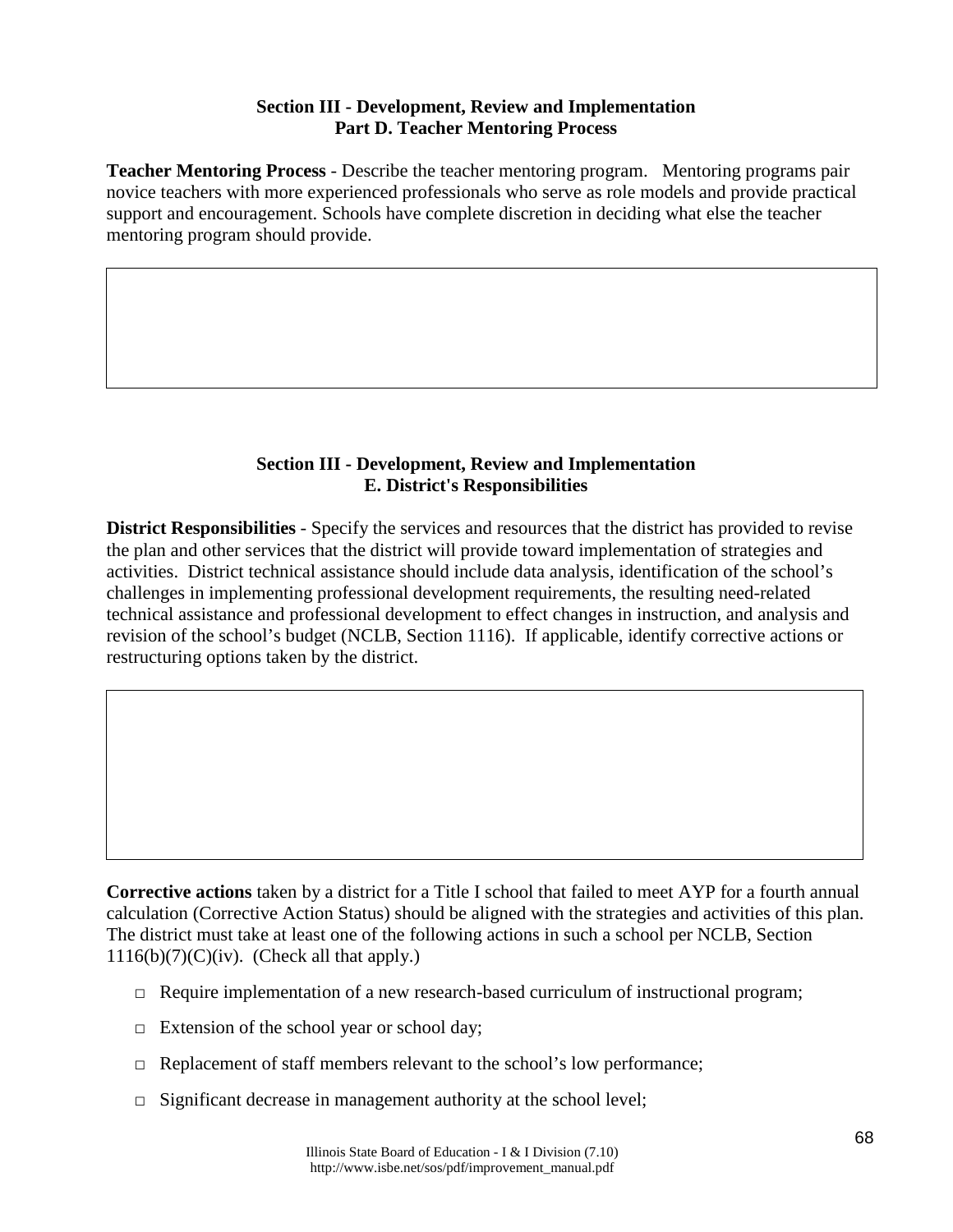## Section III - Development, Review and Implementation
## Part D. Teacher Mentoring Process

**Teacher Mentoring Process** - Describe the teacher mentoring program. Mentoring programs pair novice teachers with more experienced professionals who serve as role models and provide practical support and encouragement. Schools have complete discretion in deciding what else the teacher mentoring program should provide.

## Section III - Development, Review and Implementation
## E. District's Responsibilities

**District Responsibilities** - Specify the services and resources that the district has provided to revise the plan and other services that the district will provide toward implementation of strategies and activities. District technical assistance should include data analysis, identification of the school's challenges in implementing professional development requirements, the resulting need-related technical assistance and professional development to effect changes in instruction, and analysis and revision of the school's budget (NCLB, Section 1116). If applicable, identify corrective actions or restructuring options taken by the district.

**Corrective actions** taken by a district for a Title I school that failed to meet AYP for a fourth annual calculation (Corrective Action Status) should be aligned with the strategies and activities of this plan. The district must take at least one of the following actions in such a school per NCLB, Section 1116(b)(7)(C)(iv). (Check all that apply.)

- ☐ Require implementation of a new research-based curriculum of instructional program;
- ☐ Extension of the school year or school day;
- ☐ Replacement of staff members relevant to the school's low performance;
- ☐ Significant decrease in management authority at the school level;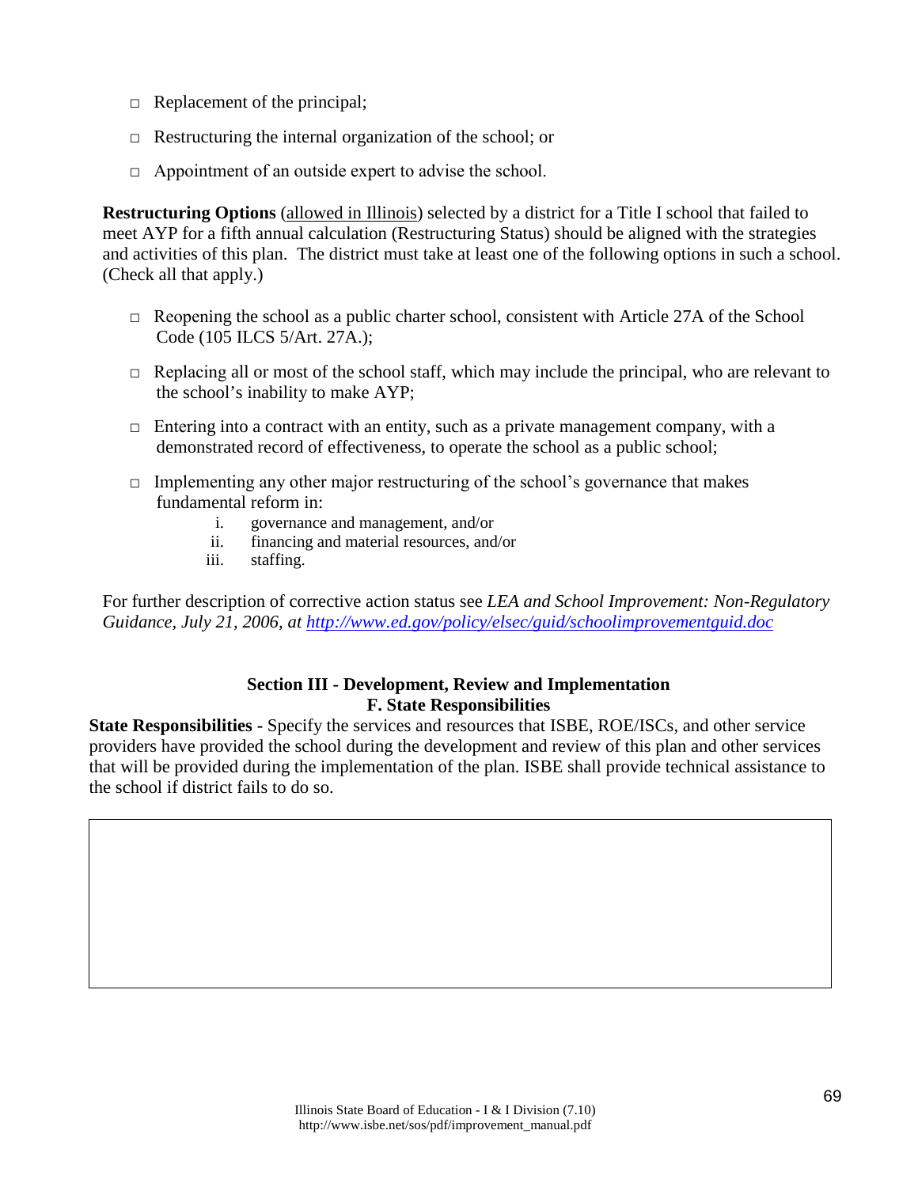- □ Replacement of the principal;
- □ Restructuring the internal organization of the school; or
- □ Appointment of an outside expert to advise the school.

**Restructuring Options** (allowed in Illinois) selected by a district for a Title I school that failed to meet AYP for a fifth annual calculation (Restructuring Status) should be aligned with the strategies and activities of this plan. The district must take at least one of the following options in such a school. (Check all that apply.)

- □ Reopening the school as a public charter school, consistent with Article 27A of the School Code (105 ILCS 5/Art. 27A.);
- □ Replacing all or most of the school staff, which may include the principal, who are relevant to the school's inability to make AYP;
- □ Entering into a contract with an entity, such as a private management company, with a demonstrated record of effectiveness, to operate the school as a public school;
- □ Implementing any other major restructuring of the school's governance that makes fundamental reform in:
  - i. governance and management, and/or
  - ii. financing and material resources, and/or
  - iii. staffing.

For further description of corrective action status see *LEA and School Improvement: Non-Regulatory Guidance, July 21, 2006, at http://www.ed.gov/policy/elsec/guid/schoolimprovementguid.doc*

## Section III - Development, Review and Implementation
### F. State Responsibilities

**State Responsibilities -** Specify the services and resources that ISBE, ROE/ISCs, and other service providers have provided the school during the development and review of this plan and other services that will be provided during the implementation of the plan. ISBE shall provide technical assistance to the school if district fails to do so.

| |
|---|
| |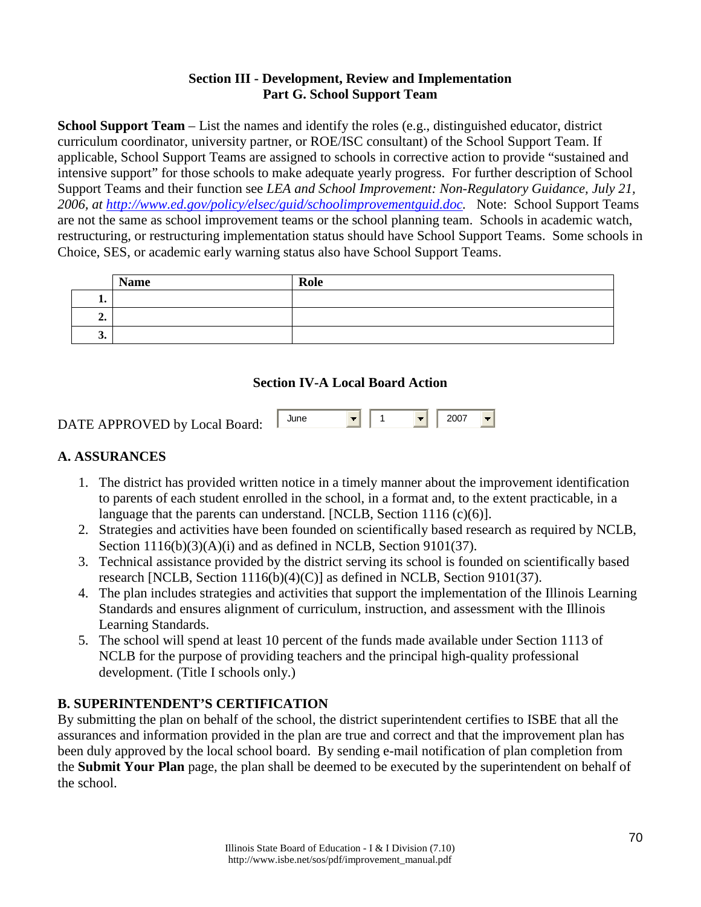**Section III - Development, Review and Implementation**
**Part G. School Support Team**

**School Support Team** – List the names and identify the roles (e.g., distinguished educator, district curriculum coordinator, university partner, or ROE/ISC consultant) of the School Support Team. If applicable, School Support Teams are assigned to schools in corrective action to provide "sustained and intensive support" for those schools to make adequate yearly progress. For further description of School Support Teams and their function see *LEA and School Improvement: Non-Regulatory Guidance, July 21, 2006, at http://www.ed.gov/policy/elsec/guid/schoolimprovementguid.doc.* Note: School Support Teams are not the same as school improvement teams or the school planning team. Schools in academic watch, restructuring, or restructuring implementation status should have School Support Teams. Some schools in Choice, SES, or academic early warning status also have School Support Teams.

| | Name | Role |
|---|---|---|
| **1.** | | |
| **2.** | | |
| **3.** | | |

**Section IV-A Local Board Action**

DATE APPROVED by Local Board: June 1 2007

**A. ASSURANCES**

1. The district has provided written notice in a timely manner about the improvement identification to parents of each student enrolled in the school, in a format and, to the extent practicable, in a language that the parents can understand. [NCLB, Section 1116 (c)(6)].
2. Strategies and activities have been founded on scientifically based research as required by NCLB, Section 1116(b)(3)(A)(i) and as defined in NCLB, Section 9101(37).
3. Technical assistance provided by the district serving its school is founded on scientifically based research [NCLB, Section 1116(b)(4)(C)] as defined in NCLB, Section 9101(37).
4. The plan includes strategies and activities that support the implementation of the Illinois Learning Standards and ensures alignment of curriculum, instruction, and assessment with the Illinois Learning Standards.
5. The school will spend at least 10 percent of the funds made available under Section 1113 of NCLB for the purpose of providing teachers and the principal high-quality professional development. (Title I schools only.)

**B. SUPERINTENDENT'S CERTIFICATION**

By submitting the plan on behalf of the school, the district superintendent certifies to ISBE that all the assurances and information provided in the plan are true and correct and that the improvement plan has been duly approved by the local school board. By sending e-mail notification of plan completion from the **Submit Your Plan** page, the plan shall be deemed to be executed by the superintendent on behalf of the school.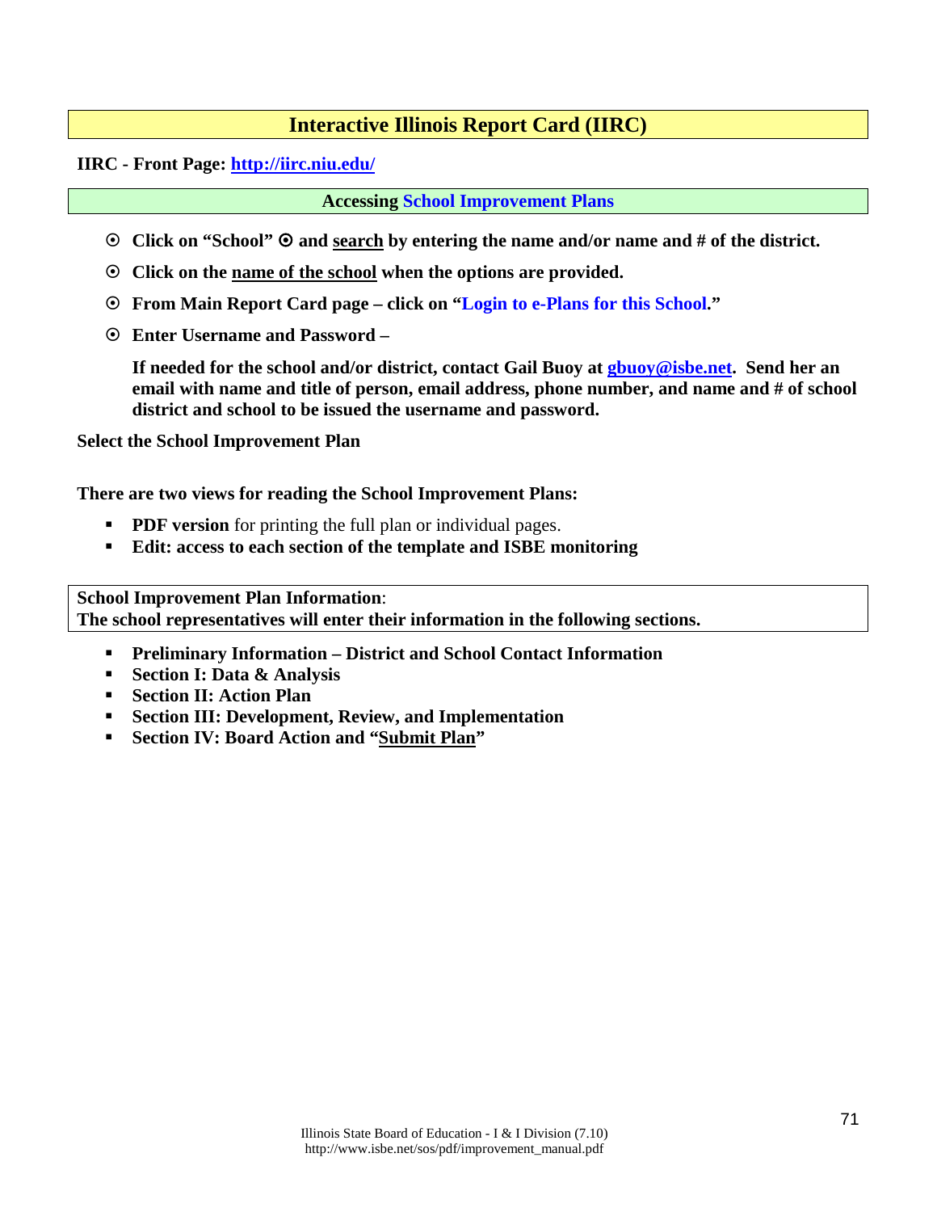## Interactive Illinois Report Card (IIRC)

**IIRC - Front Page: http://iirc.niu.edu/**

### Accessing School Improvement Plans

- ⊙ **Click on "School" ⊙ and search by entering the name and/or name and # of the district.**
- ⊙ **Click on the name of the school when the options are provided.**
- ⊙ **From Main Report Card page – click on "Login to e-Plans for this School."**
- ⊙ **Enter Username and Password –**

  **If needed for the school and/or district, contact Gail Buoy at gbuoy@isbe.net. Send her an email with name and title of person, email address, phone number, and name and # of school district and school to be issued the username and password.**

**Select the School Improvement Plan**

**There are two views for reading the School Improvement Plans:**

- **PDF version** for printing the full plan or individual pages.
- **Edit: access to each section of the template and ISBE monitoring**

**School Improvement Plan Information**:
**The school representatives will enter their information in the following sections.**

- **Preliminary Information – District and School Contact Information**
- **Section I: Data & Analysis**
- **Section II: Action Plan**
- **Section III: Development, Review, and Implementation**
- **Section IV: Board Action and "Submit Plan"**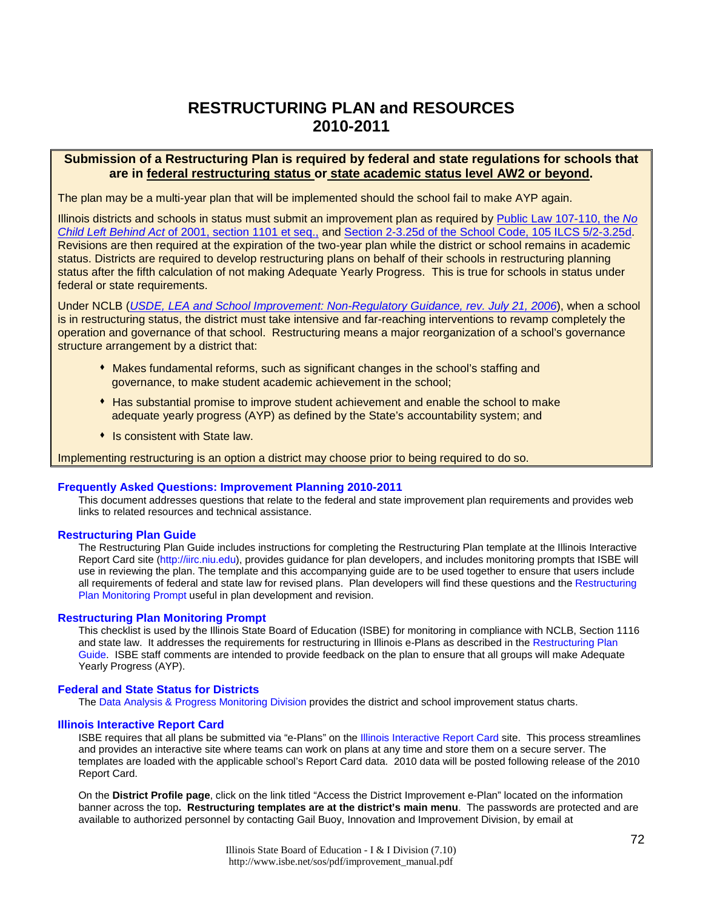# RESTRUCTURING PLAN and RESOURCES 2010-2011

**Submission of a Restructuring Plan is required by federal and state regulations for schools that are in federal restructuring status or state academic status level AW2 or beyond.**

The plan may be a multi-year plan that will be implemented should the school fail to make AYP again.

Illinois districts and schools in status must submit an improvement plan as required by Public Law 107-110, the *No Child Left Behind Act* of 2001, section 1101 et seq., and Section 2-3.25d of the School Code, 105 ILCS 5/2-3.25d. Revisions are then required at the expiration of the two-year plan while the district or school remains in academic status. Districts are required to develop restructuring plans on behalf of their schools in restructuring planning status after the fifth calculation of not making Adequate Yearly Progress. This is true for schools in status under federal or state requirements.

Under NCLB (*USDE, LEA and School Improvement: Non-Regulatory Guidance, rev. July 21, 2006*), when a school is in restructuring status, the district must take intensive and far-reaching interventions to revamp completely the operation and governance of that school. Restructuring means a major reorganization of a school's governance structure arrangement by a district that:

- Makes fundamental reforms, such as significant changes in the school's staffing and governance, to make student academic achievement in the school;
- Has substantial promise to improve student achievement and enable the school to make adequate yearly progress (AYP) as defined by the State's accountability system; and
- Is consistent with State law.

Implementing restructuring is an option a district may choose prior to being required to do so.

### Frequently Asked Questions: Improvement Planning 2010-2011

This document addresses questions that relate to the federal and state improvement plan requirements and provides web links to related resources and technical assistance.

### Restructuring Plan Guide

The Restructuring Plan Guide includes instructions for completing the Restructuring Plan template at the Illinois Interactive Report Card site (http://iirc.niu.edu), provides guidance for plan developers, and includes monitoring prompts that ISBE will use in reviewing the plan. The template and this accompanying guide are to be used together to ensure that users include all requirements of federal and state law for revised plans. Plan developers will find these questions and the Restructuring Plan Monitoring Prompt useful in plan development and revision.

### Restructuring Plan Monitoring Prompt

This checklist is used by the Illinois State Board of Education (ISBE) for monitoring in compliance with NCLB, Section 1116 and state law. It addresses the requirements for restructuring in Illinois e-Plans as described in the Restructuring Plan Guide. ISBE staff comments are intended to provide feedback on the plan to ensure that all groups will make Adequate Yearly Progress (AYP).

### Federal and State Status for Districts

The Data Analysis & Progress Monitoring Division provides the district and school improvement status charts.

### Illinois Interactive Report Card

ISBE requires that all plans be submitted via "e-Plans" on the Illinois Interactive Report Card site. This process streamlines and provides an interactive site where teams can work on plans at any time and store them on a secure server. The templates are loaded with the applicable school's Report Card data. 2010 data will be posted following release of the 2010 Report Card.

On the **District Profile page**, click on the link titled "Access the District Improvement e-Plan" located on the information banner across the top**. Restructuring templates are at the district's main menu**. The passwords are protected and are available to authorized personnel by contacting Gail Buoy, Innovation and Improvement Division, by email at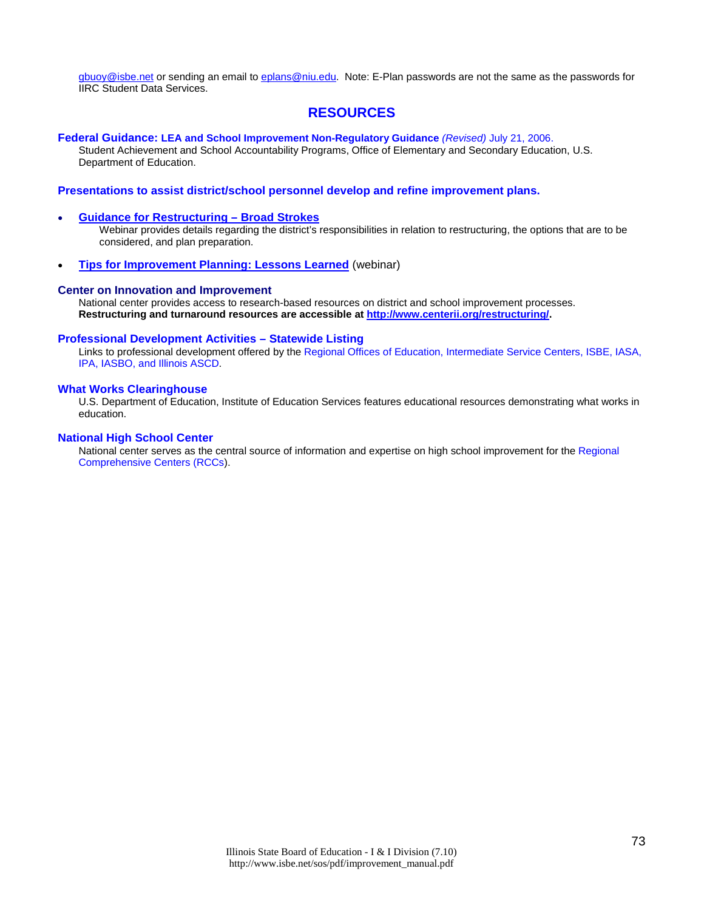gbuoy@isbe.net or sending an email to eplans@niu.edu. Note: E-Plan passwords are not the same as the passwords for IIRC Student Data Services.

# RESOURCES

**Federal Guidance: LEA and School Improvement Non-Regulatory Guidance** *(Revised)* July 21, 2006.
Student Achievement and School Accountability Programs, Office of Elementary and Secondary Education, U.S. Department of Education.

**Presentations to assist district/school personnel develop and refine improvement plans.**

- **Guidance for Restructuring – Broad Strokes**
  Webinar provides details regarding the district's responsibilities in relation to restructuring, the options that are to be considered, and plan preparation.
- **Tips for Improvement Planning: Lessons Learned** (webinar)

**Center on Innovation and Improvement**
National center provides access to research-based resources on district and school improvement processes. **Restructuring and turnaround resources are accessible at http://www.centerii.org/restructuring/.**

**Professional Development Activities – Statewide Listing**
Links to professional development offered by the Regional Offices of Education, Intermediate Service Centers, ISBE, IASA, IPA, IASBO, and Illinois ASCD.

**What Works Clearinghouse**
U.S. Department of Education, Institute of Education Services features educational resources demonstrating what works in education.

**National High School Center**
National center serves as the central source of information and expertise on high school improvement for the Regional Comprehensive Centers (RCCs).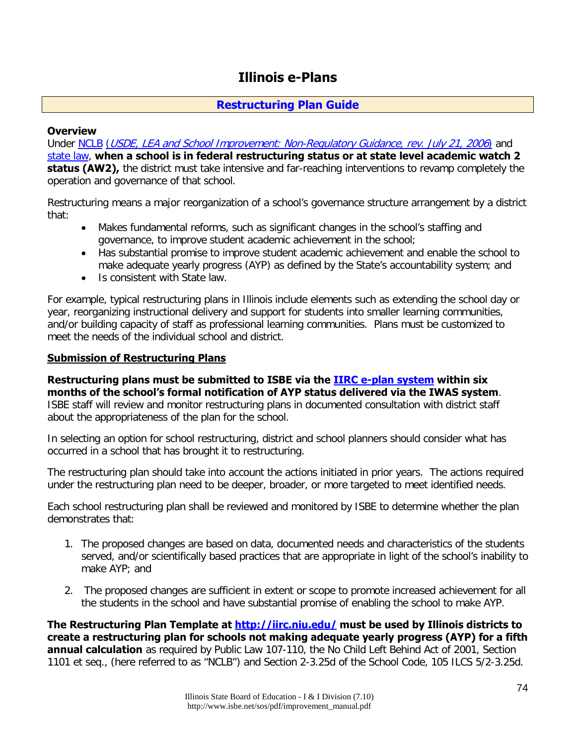# Illinois e-Plans

## Restructuring Plan Guide

**Overview**

Under NCLB (*USDE, LEA and School Improvement: Non-Regulatory Guidance, rev. July 21, 2006*) and state law, **when a school is in federal restructuring status or at state level academic watch 2 status (AW2),** the district must take intensive and far-reaching interventions to revamp completely the operation and governance of that school.

Restructuring means a major reorganization of a school's governance structure arrangement by a district that:

- Makes fundamental reforms, such as significant changes in the school's staffing and governance, to improve student academic achievement in the school;
- Has substantial promise to improve student academic achievement and enable the school to make adequate yearly progress (AYP) as defined by the State's accountability system; and
- Is consistent with State law.

For example, typical restructuring plans in Illinois include elements such as extending the school day or year, reorganizing instructional delivery and support for students into smaller learning communities, and/or building capacity of staff as professional learning communities. Plans must be customized to meet the needs of the individual school and district.

**Submission of Restructuring Plans**

**Restructuring plans must be submitted to ISBE via the IIRC e-plan system within six months of the school's formal notification of AYP status delivered via the IWAS system**. ISBE staff will review and monitor restructuring plans in documented consultation with district staff about the appropriateness of the plan for the school.

In selecting an option for school restructuring, district and school planners should consider what has occurred in a school that has brought it to restructuring.

The restructuring plan should take into account the actions initiated in prior years. The actions required under the restructuring plan need to be deeper, broader, or more targeted to meet identified needs.

Each school restructuring plan shall be reviewed and monitored by ISBE to determine whether the plan demonstrates that:

1. The proposed changes are based on data, documented needs and characteristics of the students served, and/or scientifically based practices that are appropriate in light of the school's inability to make AYP; and

2. The proposed changes are sufficient in extent or scope to promote increased achievement for all the students in the school and have substantial promise of enabling the school to make AYP.

**The Restructuring Plan Template at http://iirc.niu.edu/ must be used by Illinois districts to create a restructuring plan for schools not making adequate yearly progress (AYP) for a fifth annual calculation** as required by Public Law 107-110, the No Child Left Behind Act of 2001, Section 1101 et seq., (here referred to as "NCLB") and Section 2-3.25d of the School Code, 105 ILCS 5/2-3.25d.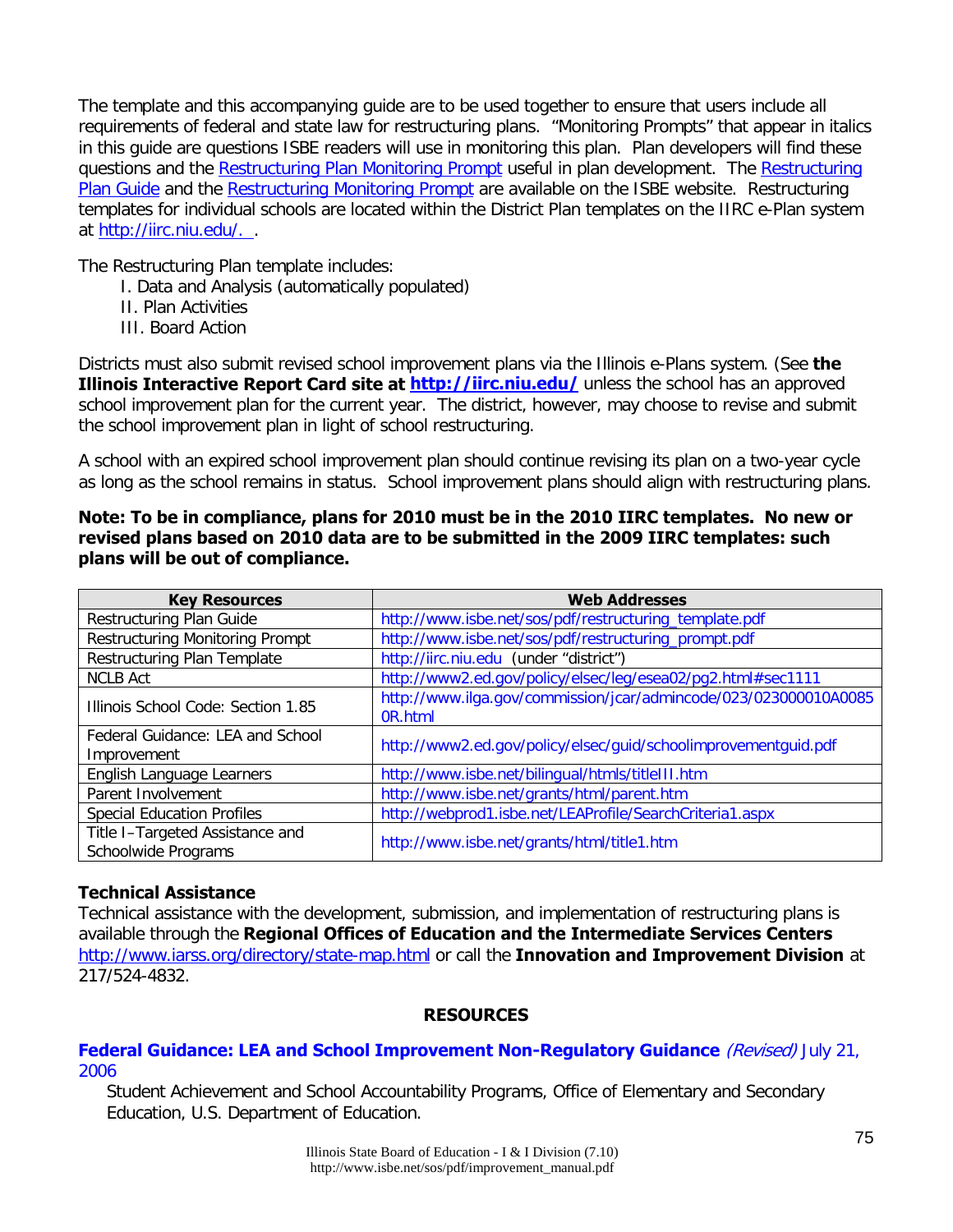The template and this accompanying guide are to be used together to ensure that users include all requirements of federal and state law for restructuring plans. "Monitoring Prompts" that appear in italics in this guide are questions ISBE readers will use in monitoring this plan. Plan developers will find these questions and the Restructuring Plan Monitoring Prompt useful in plan development. The Restructuring Plan Guide and the Restructuring Monitoring Prompt are available on the ISBE website. Restructuring templates for individual schools are located within the District Plan templates on the IIRC e-Plan system at http://iirc.niu.edu/. .

The Restructuring Plan template includes:

I. Data and Analysis (automatically populated)
II. Plan Activities
III. Board Action

Districts must also submit revised school improvement plans via the Illinois e-Plans system. (See **the Illinois Interactive Report Card site at http://iirc.niu.edu/** unless the school has an approved school improvement plan for the current year. The district, however, may choose to revise and submit the school improvement plan in light of school restructuring.

A school with an expired school improvement plan should continue revising its plan on a two-year cycle as long as the school remains in status. School improvement plans should align with restructuring plans.

**Note: To be in compliance, plans for 2010 must be in the 2010 IIRC templates. No new or revised plans based on 2010 data are to be submitted in the 2009 IIRC templates: such plans will be out of compliance.**

| Key Resources | Web Addresses |
|---|---|
| Restructuring Plan Guide | http://www.isbe.net/sos/pdf/restructuring_template.pdf |
| Restructuring Monitoring Prompt | http://www.isbe.net/sos/pdf/restructuring_prompt.pdf |
| Restructuring Plan Template | http://iirc.niu.edu (under "district") |
| NCLB Act | http://www2.ed.gov/policy/elsec/leg/esea02/pg2.html#sec1111 |
| Illinois School Code: Section 1.85 | http://www.ilga.gov/commission/jcar/admincode/023/023000010A00850R.html |
| Federal Guidance: LEA and School Improvement | http://www2.ed.gov/policy/elsec/guid/schoolimprovementguid.pdf |
| English Language Learners | http://www.isbe.net/bilingual/htmls/titleIII.htm |
| Parent Involvement | http://www.isbe.net/grants/html/parent.htm |
| Special Education Profiles | http://webprod1.isbe.net/LEAProfile/SearchCriteria1.aspx |
| Title I–Targeted Assistance and Schoolwide Programs | http://www.isbe.net/grants/html/title1.htm |

**Technical Assistance**

Technical assistance with the development, submission, and implementation of restructuring plans is available through the **Regional Offices of Education and the Intermediate Services Centers** http://www.iarss.org/directory/state-map.html or call the **Innovation and Improvement Division** at 217/524-4832.

## RESOURCES

**Federal Guidance: LEA and School Improvement Non-Regulatory Guidance** *(Revised)* July 21, 2006

Student Achievement and School Accountability Programs, Office of Elementary and Secondary Education, U.S. Department of Education.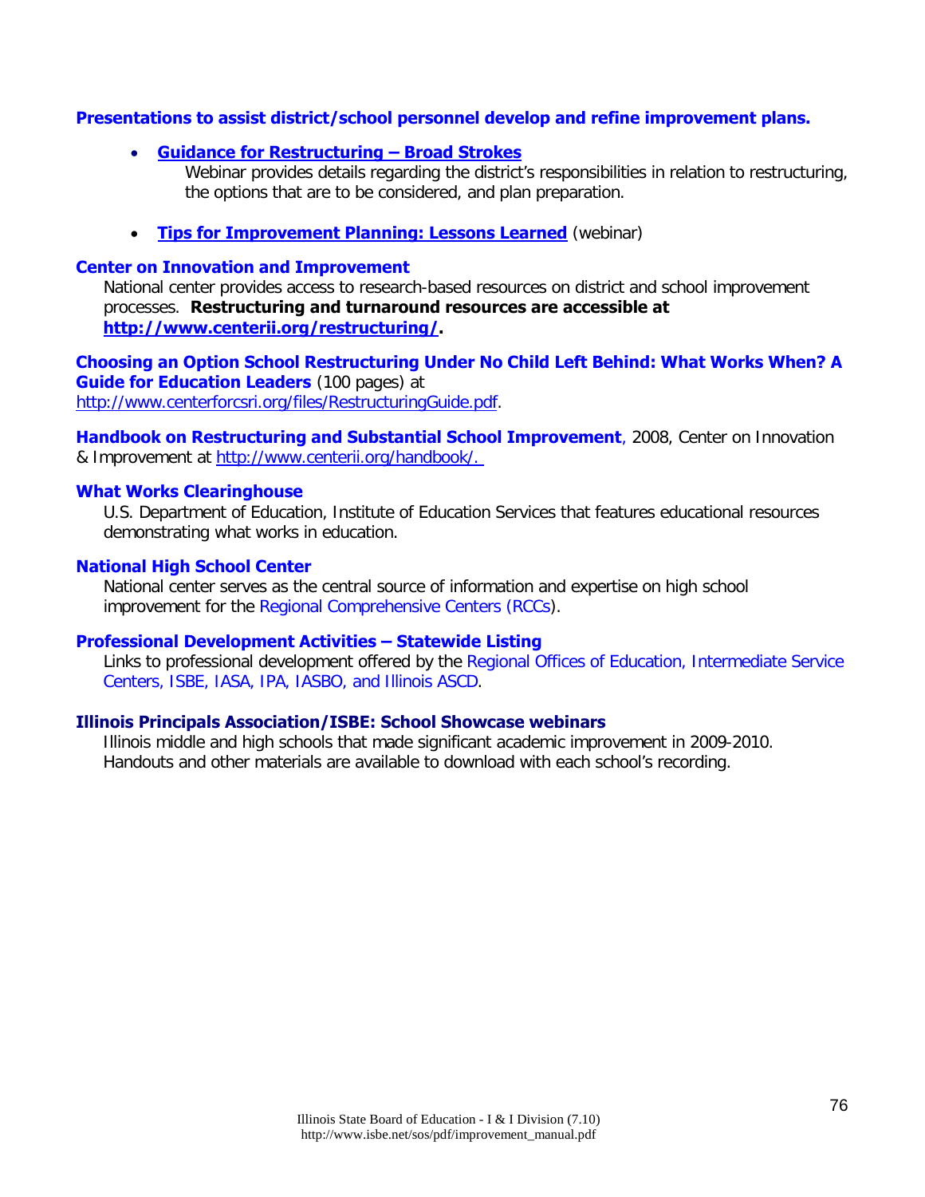**Presentations to assist district/school personnel develop and refine improvement plans.**

- **Guidance for Restructuring – Broad Strokes**
  Webinar provides details regarding the district's responsibilities in relation to restructuring, the options that are to be considered, and plan preparation.

- **Tips for Improvement Planning: Lessons Learned** (webinar)

**Center on Innovation and Improvement**
National center provides access to research-based resources on district and school improvement processes. **Restructuring and turnaround resources are accessible at http://www.centerii.org/restructuring/.**

**Choosing an Option School Restructuring Under No Child Left Behind: What Works When? A Guide for Education Leaders** (100 pages) at http://www.centerforcsri.org/files/RestructuringGuide.pdf.

**Handbook on Restructuring and Substantial School Improvement**, 2008, Center on Innovation & Improvement at http://www.centerii.org/handbook/.

**What Works Clearinghouse**
U.S. Department of Education, Institute of Education Services that features educational resources demonstrating what works in education.

**National High School Center**
National center serves as the central source of information and expertise on high school improvement for the Regional Comprehensive Centers (RCCs).

**Professional Development Activities – Statewide Listing**
Links to professional development offered by the Regional Offices of Education, Intermediate Service Centers, ISBE, IASA, IPA, IASBO, and Illinois ASCD.

**Illinois Principals Association/ISBE: School Showcase webinars**
Illinois middle and high schools that made significant academic improvement in 2009-2010. Handouts and other materials are available to download with each school's recording.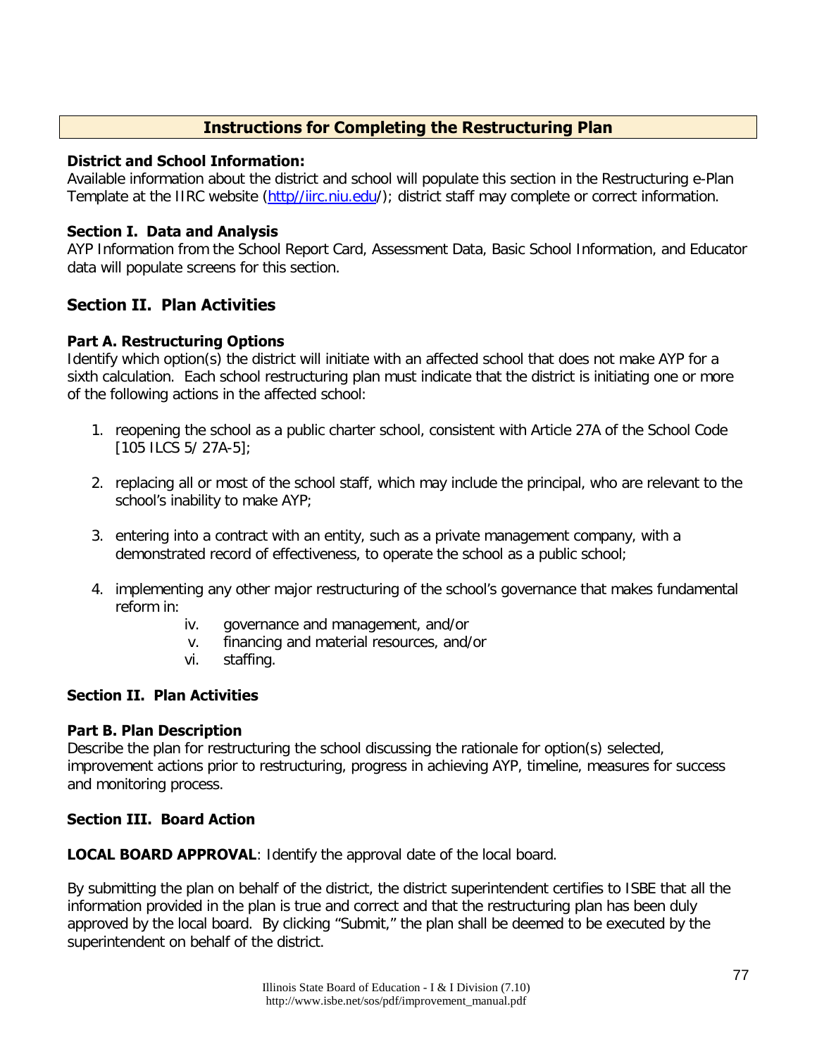## Instructions for Completing the Restructuring Plan

**District and School Information:**
Available information about the district and school will populate this section in the Restructuring e-Plan Template at the IIRC website (http//iirc.niu.edu/); district staff may complete or correct information.

**Section I. Data and Analysis**
AYP Information from the School Report Card, Assessment Data, Basic School Information, and Educator data will populate screens for this section.

### Section II. Plan Activities

**Part A. Restructuring Options**
Identify which option(s) the district will initiate with an affected school that does not make AYP for a sixth calculation. Each school restructuring plan must indicate that the district is initiating one or more of the following actions in the affected school:

1. reopening the school as a public charter school, consistent with Article 27A of the School Code [105 ILCS 5/ 27A-5];
2. replacing all or most of the school staff, which may include the principal, who are relevant to the school's inability to make AYP;
3. entering into a contract with an entity, such as a private management company, with a demonstrated record of effectiveness, to operate the school as a public school;
4. implementing any other major restructuring of the school's governance that makes fundamental reform in:
   - iv. governance and management, and/or
   - v. financing and material resources, and/or
   - vi. staffing.

**Section II. Plan Activities**

**Part B. Plan Description**
Describe the plan for restructuring the school discussing the rationale for option(s) selected, improvement actions prior to restructuring, progress in achieving AYP, timeline, measures for success and monitoring process.

**Section III. Board Action**

**LOCAL BOARD APPROVAL**: Identify the approval date of the local board.

By submitting the plan on behalf of the district, the district superintendent certifies to ISBE that all the information provided in the plan is true and correct and that the restructuring plan has been duly approved by the local board. By clicking "Submit," the plan shall be deemed to be executed by the superintendent on behalf of the district.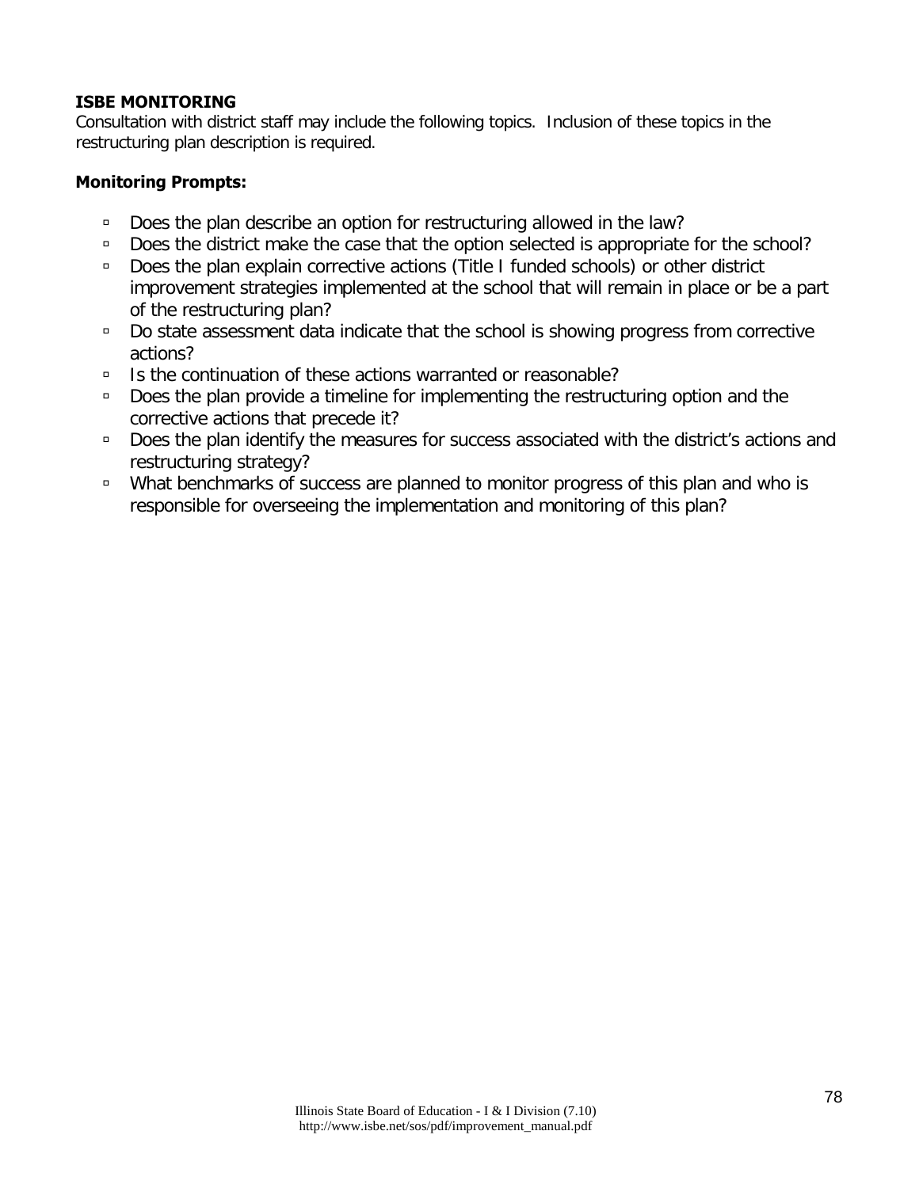**ISBE MONITORING**

Consultation with district staff may include the following topics. Inclusion of these topics in the restructuring plan description is required.

**Monitoring Prompts:**

- Does the plan describe an option for restructuring allowed in the law?
- Does the district make the case that the option selected is appropriate for the school?
- Does the plan explain corrective actions (Title I funded schools) or other district improvement strategies implemented at the school that will remain in place or be a part of the restructuring plan?
- Do state assessment data indicate that the school is showing progress from corrective actions?
- Is the continuation of these actions warranted or reasonable?
- Does the plan provide a timeline for implementing the restructuring option and the corrective actions that precede it?
- Does the plan identify the measures for success associated with the district's actions and restructuring strategy?
- What benchmarks of success are planned to monitor progress of this plan and who is responsible for overseeing the implementation and monitoring of this plan?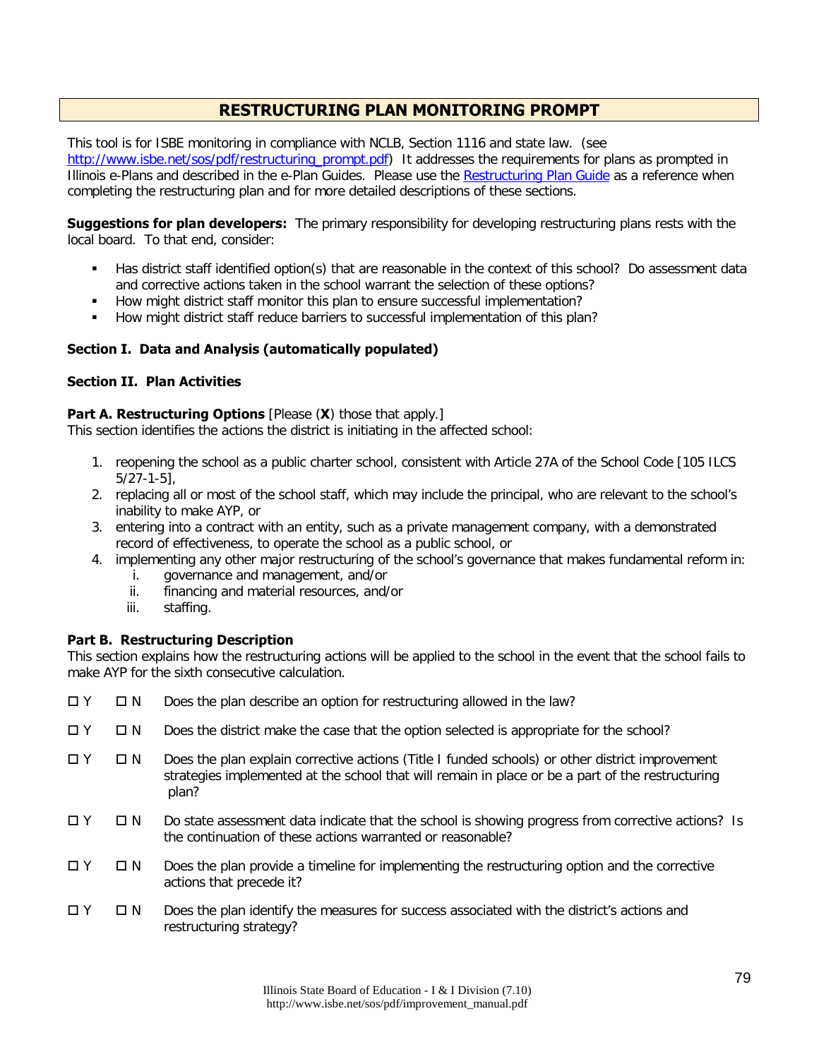## RESTRUCTURING PLAN MONITORING PROMPT

This tool is for ISBE monitoring in compliance with NCLB, Section 1116 and state law. (see http://www.isbe.net/sos/pdf/restructuring_prompt.pdf) It addresses the requirements for plans as prompted in Illinois e-Plans and described in the e-Plan Guides. Please use the Restructuring Plan Guide as a reference when completing the restructuring plan and for more detailed descriptions of these sections.

**Suggestions for plan developers:** The primary responsibility for developing restructuring plans rests with the local board. To that end, consider:

- Has district staff identified option(s) that are reasonable in the context of this school? Do assessment data and corrective actions taken in the school warrant the selection of these options?
- How might district staff monitor this plan to ensure successful implementation?
- How might district staff reduce barriers to successful implementation of this plan?

**Section I. Data and Analysis (automatically populated)**

**Section II. Plan Activities**

**Part A. Restructuring Options** [Please (**X**) those that apply.]
This section identifies the actions the district is initiating in the affected school:

1. reopening the school as a public charter school, consistent with Article 27A of the School Code [105 ILCS 5/27-1-5],
2. replacing all or most of the school staff, which may include the principal, who are relevant to the school's inability to make AYP, or
3. entering into a contract with an entity, such as a private management company, with a demonstrated record of effectiveness, to operate the school as a public school, or
4. implementing any other major restructuring of the school's governance that makes fundamental reform in:
   i. governance and management, and/or
   ii. financing and material resources, and/or
   iii. staffing.

**Part B. Restructuring Description**
This section explains how the restructuring actions will be applied to the school in the event that the school fails to make AYP for the sixth consecutive calculation.

- ☐ Y ☐ N Does the plan describe an option for restructuring allowed in the law?
- ☐ Y ☐ N Does the district make the case that the option selected is appropriate for the school?
- ☐ Y ☐ N Does the plan explain corrective actions (Title I funded schools) or other district improvement strategies implemented at the school that will remain in place or be a part of the restructuring plan?
- ☐ Y ☐ N Do state assessment data indicate that the school is showing progress from corrective actions? Is the continuation of these actions warranted or reasonable?
- ☐ Y ☐ N Does the plan provide a timeline for implementing the restructuring option and the corrective actions that precede it?
- ☐ Y ☐ N Does the plan identify the measures for success associated with the district's actions and restructuring strategy?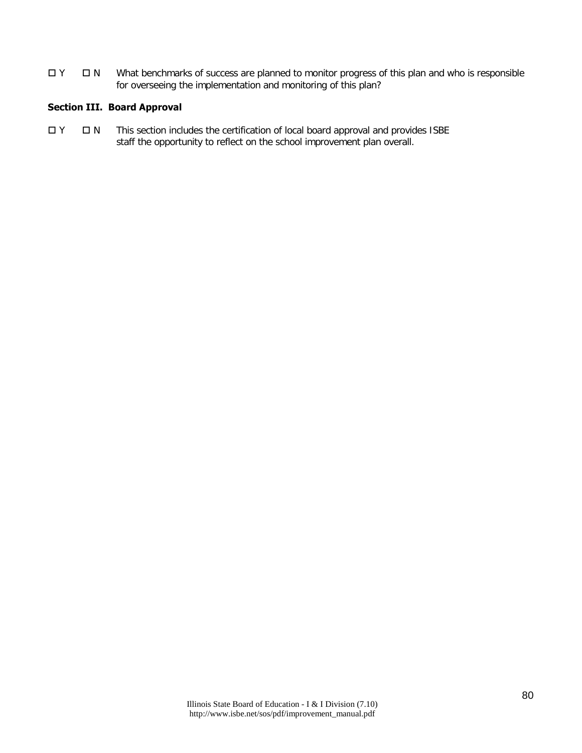☐ Y ☐ N What benchmarks of success are planned to monitor progress of this plan and who is responsible for overseeing the implementation and monitoring of this plan?

**Section III. Board Approval**

☐ Y ☐ N This section includes the certification of local board approval and provides ISBE staff the opportunity to reflect on the school improvement plan overall.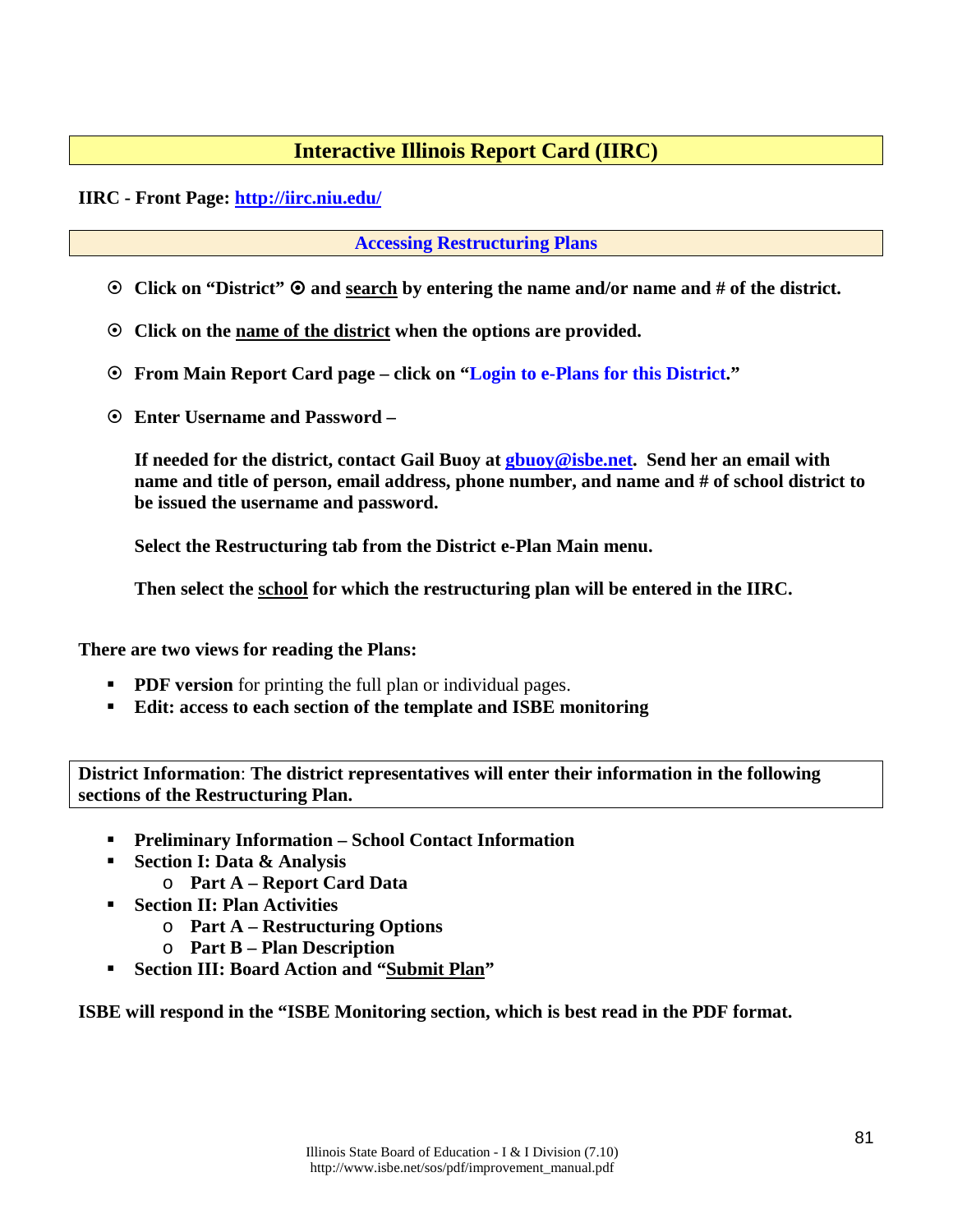# Interactive Illinois Report Card (IIRC)

**IIRC - Front Page: http://iirc.niu.edu/**

## Accessing Restructuring Plans

- **Click on "District" ⊙ and search by entering the name and/or name and # of the district.**
- **Click on the name of the district when the options are provided.**
- **From Main Report Card page – click on "Login to e-Plans for this District."**
- **Enter Username and Password –**

  **If needed for the district, contact Gail Buoy at gbuoy@isbe.net. Send her an email with name and title of person, email address, phone number, and name and # of school district to be issued the username and password.**

  **Select the Restructuring tab from the District e-Plan Main menu.**

  **Then select the school for which the restructuring plan will be entered in the IIRC.**

**There are two views for reading the Plans:**

- **PDF version** for printing the full plan or individual pages.
- **Edit: access to each section of the template and ISBE monitoring**

**District Information**: **The district representatives will enter their information in the following sections of the Restructuring Plan.**

- **Preliminary Information – School Contact Information**
- **Section I: Data & Analysis**
  - **Part A – Report Card Data**
- **Section II: Plan Activities**
  - **Part A – Restructuring Options**
  - **Part B – Plan Description**
- **Section III: Board Action and "Submit Plan"**

**ISBE will respond in the "ISBE Monitoring section, which is best read in the PDF format.**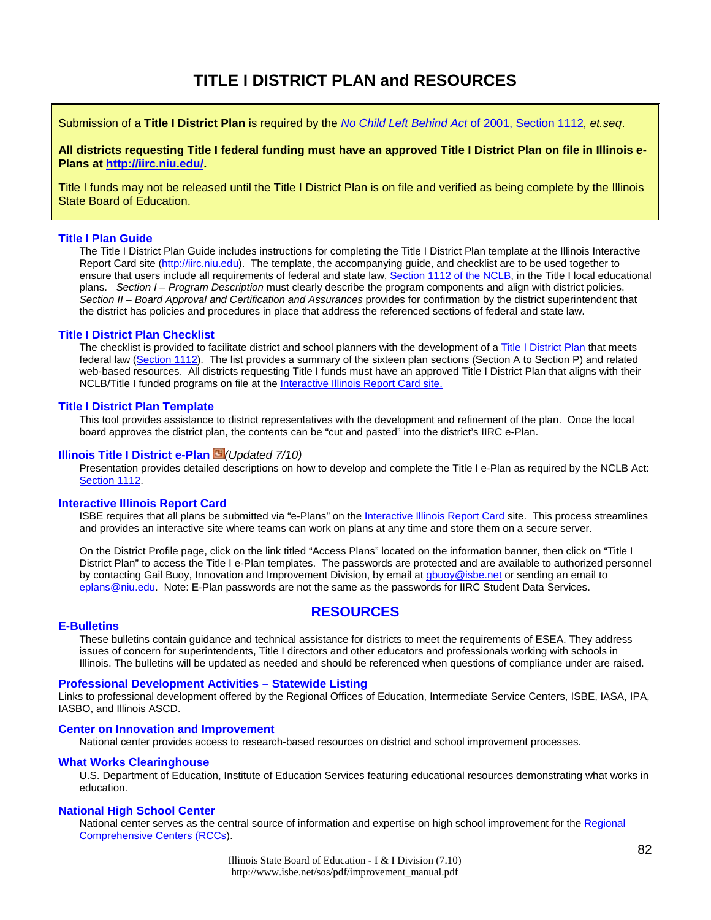# TITLE I DISTRICT PLAN and RESOURCES

Submission of a **Title I District Plan** is required by the *No Child Left Behind Act* of 2001, Section 1112*, et.seq*.

**All districts requesting Title I federal funding must have an approved Title I District Plan on file in Illinois e-Plans at http://iirc.niu.edu/.**

Title I funds may not be released until the Title I District Plan is on file and verified as being complete by the Illinois State Board of Education.

### Title I Plan Guide

The Title I District Plan Guide includes instructions for completing the Title I District Plan template at the Illinois Interactive Report Card site (http://iirc.niu.edu). The template, the accompanying guide, and checklist are to be used together to ensure that users include all requirements of federal and state law, Section 1112 of the NCLB, in the Title I local educational plans. *Section I – Program Description* must clearly describe the program components and align with district policies. *Section II – Board Approval and Certification and Assurances* provides for confirmation by the district superintendent that the district has policies and procedures in place that address the referenced sections of federal and state law.

### Title I District Plan Checklist

The checklist is provided to facilitate district and school planners with the development of a Title I District Plan that meets federal law (Section 1112). The list provides a summary of the sixteen plan sections (Section A to Section P) and related web-based resources. All districts requesting Title I funds must have an approved Title I District Plan that aligns with their NCLB/Title I funded programs on file at the Interactive Illinois Report Card site.

### Title I District Plan Template

This tool provides assistance to district representatives with the development and refinement of the plan. Once the local board approves the district plan, the contents can be "cut and pasted" into the district's IIRC e-Plan.

### Illinois Title I District e-Plan *(Updated 7/10)*

Presentation provides detailed descriptions on how to develop and complete the Title I e-Plan as required by the NCLB Act: Section 1112.

### Interactive Illinois Report Card

ISBE requires that all plans be submitted via "e-Plans" on the Interactive Illinois Report Card site. This process streamlines and provides an interactive site where teams can work on plans at any time and store them on a secure server.

On the District Profile page, click on the link titled "Access Plans" located on the information banner, then click on "Title I District Plan" to access the Title I e-Plan templates. The passwords are protected and are available to authorized personnel by contacting Gail Buoy, Innovation and Improvement Division, by email at gbuoy@isbe.net or sending an email to eplans@niu.edu. Note: E-Plan passwords are not the same as the passwords for IIRC Student Data Services.

## RESOURCES

### E-Bulletins

These bulletins contain guidance and technical assistance for districts to meet the requirements of ESEA. They address issues of concern for superintendents, Title I directors and other educators and professionals working with schools in Illinois. The bulletins will be updated as needed and should be referenced when questions of compliance under are raised.

### Professional Development Activities – Statewide Listing

Links to professional development offered by the Regional Offices of Education, Intermediate Service Centers, ISBE, IASA, IPA, IASBO, and Illinois ASCD.

### Center on Innovation and Improvement

National center provides access to research-based resources on district and school improvement processes.

### What Works Clearinghouse

U.S. Department of Education, Institute of Education Services featuring educational resources demonstrating what works in education.

### National High School Center

National center serves as the central source of information and expertise on high school improvement for the Regional Comprehensive Centers (RCCs).

Illinois State Board of Education - I & I Division (7.10)
http://www.isbe.net/sos/pdf/improvement_manual.pdf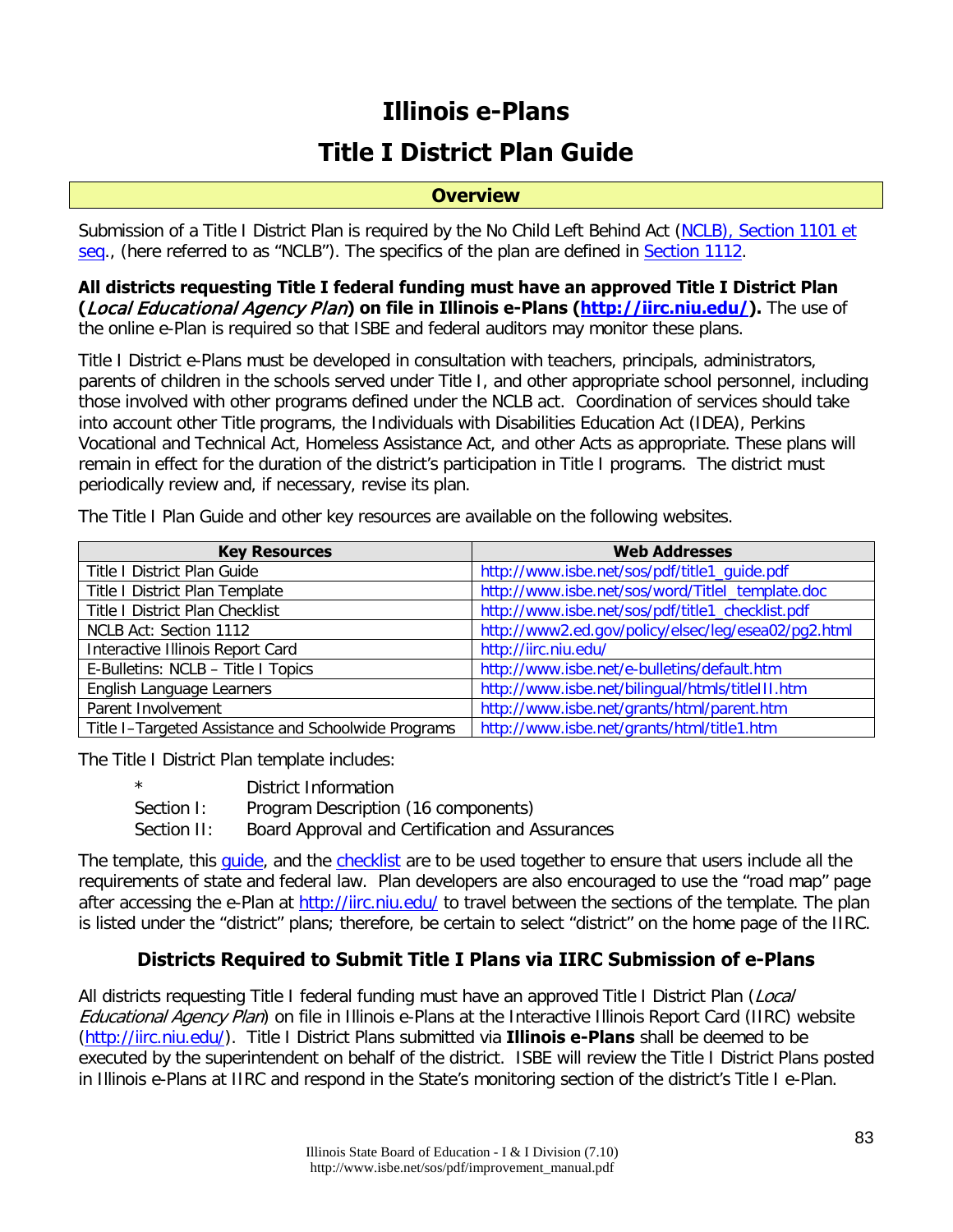# Illinois e-Plans

# Title I District Plan Guide

## Overview

Submission of a Title I District Plan is required by the No Child Left Behind Act (NCLB), Section 1101 et seq., (here referred to as "NCLB"). The specifics of the plan are defined in Section 1112.

**All districts requesting Title I federal funding must have an approved Title I District Plan (*Local Educational Agency Plan*) on file in Illinois e-Plans (http://iirc.niu.edu/).** The use of the online e-Plan is required so that ISBE and federal auditors may monitor these plans.

Title I District e-Plans must be developed in consultation with teachers, principals, administrators, parents of children in the schools served under Title I, and other appropriate school personnel, including those involved with other programs defined under the NCLB act. Coordination of services should take into account other Title programs, the Individuals with Disabilities Education Act (IDEA), Perkins Vocational and Technical Act, Homeless Assistance Act, and other Acts as appropriate. These plans will remain in effect for the duration of the district's participation in Title I programs. The district must periodically review and, if necessary, revise its plan.

The Title I Plan Guide and other key resources are available on the following websites.

| Key Resources | Web Addresses |
|---|---|
| Title I District Plan Guide | http://www.isbe.net/sos/pdf/title1_guide.pdf |
| Title I District Plan Template | http://www.isbe.net/sos/word/TitleI_template.doc |
| Title I District Plan Checklist | http://www.isbe.net/sos/pdf/title1_checklist.pdf |
| NCLB Act: Section 1112 | http://www2.ed.gov/policy/elsec/leg/esea02/pg2.html |
| Interactive Illinois Report Card | http://iirc.niu.edu/ |
| E-Bulletins: NCLB – Title I Topics | http://www.isbe.net/e-bulletins/default.htm |
| English Language Learners | http://www.isbe.net/bilingual/htmls/titleIII.htm |
| Parent Involvement | http://www.isbe.net/grants/html/parent.htm |
| Title I–Targeted Assistance and Schoolwide Programs | http://www.isbe.net/grants/html/title1.htm |

The Title I District Plan template includes:

| | |
|---|---|
| * | District Information |
| Section I: | Program Description (16 components) |
| Section II: | Board Approval and Certification and Assurances |

The template, this guide, and the checklist are to be used together to ensure that users include all the requirements of state and federal law. Plan developers are also encouraged to use the "road map" page after accessing the e-Plan at http://iirc.niu.edu/ to travel between the sections of the template. The plan is listed under the "district" plans; therefore, be certain to select "district" on the home page of the IIRC.

### Districts Required to Submit Title I Plans via IIRC Submission of e-Plans

All districts requesting Title I federal funding must have an approved Title I District Plan (*Local Educational Agency Plan*) on file in Illinois e-Plans at the Interactive Illinois Report Card (IIRC) website (http://iirc.niu.edu/). Title I District Plans submitted via **Illinois e-Plans** shall be deemed to be executed by the superintendent on behalf of the district. ISBE will review the Title I District Plans posted in Illinois e-Plans at IIRC and respond in the State's monitoring section of the district's Title I e-Plan.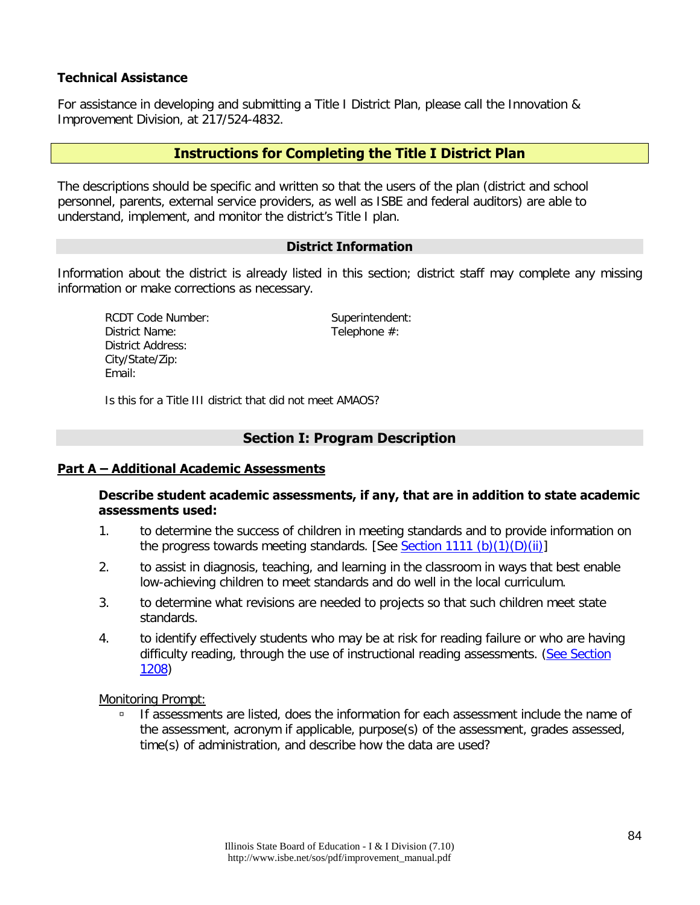**Technical Assistance**

For assistance in developing and submitting a Title I District Plan, please call the Innovation & Improvement Division, at 217/524-4832.

## Instructions for Completing the Title I District Plan

The descriptions should be specific and written so that the users of the plan (district and school personnel, parents, external service providers, as well as ISBE and federal auditors) are able to understand, implement, and monitor the district's Title I plan.

### District Information

Information about the district is already listed in this section; district staff may complete any missing information or make corrections as necessary.

RCDT Code Number:
District Name:
District Address:
City/State/Zip:
Email:

Superintendent:
Telephone #:

Is this for a Title III district that did not meet AMAOS?

### Section I: Program Description

**Part A – Additional Academic Assessments**

**Describe student academic assessments, if any, that are in addition to state academic assessments used:**

1. to determine the success of children in meeting standards and to provide information on the progress towards meeting standards. [See Section 1111 (b)(1)(D)(ii)]
2. to assist in diagnosis, teaching, and learning in the classroom in ways that best enable low-achieving children to meet standards and do well in the local curriculum.
3. to determine what revisions are needed to projects so that such children meet state standards.
4. to identify effectively students who may be at risk for reading failure or who are having difficulty reading, through the use of instructional reading assessments. (See Section 1208)

Monitoring Prompt:

- If assessments are listed, does the information for each assessment include the name of the assessment, acronym if applicable, purpose(s) of the assessment, grades assessed, time(s) of administration, and describe how the data are used?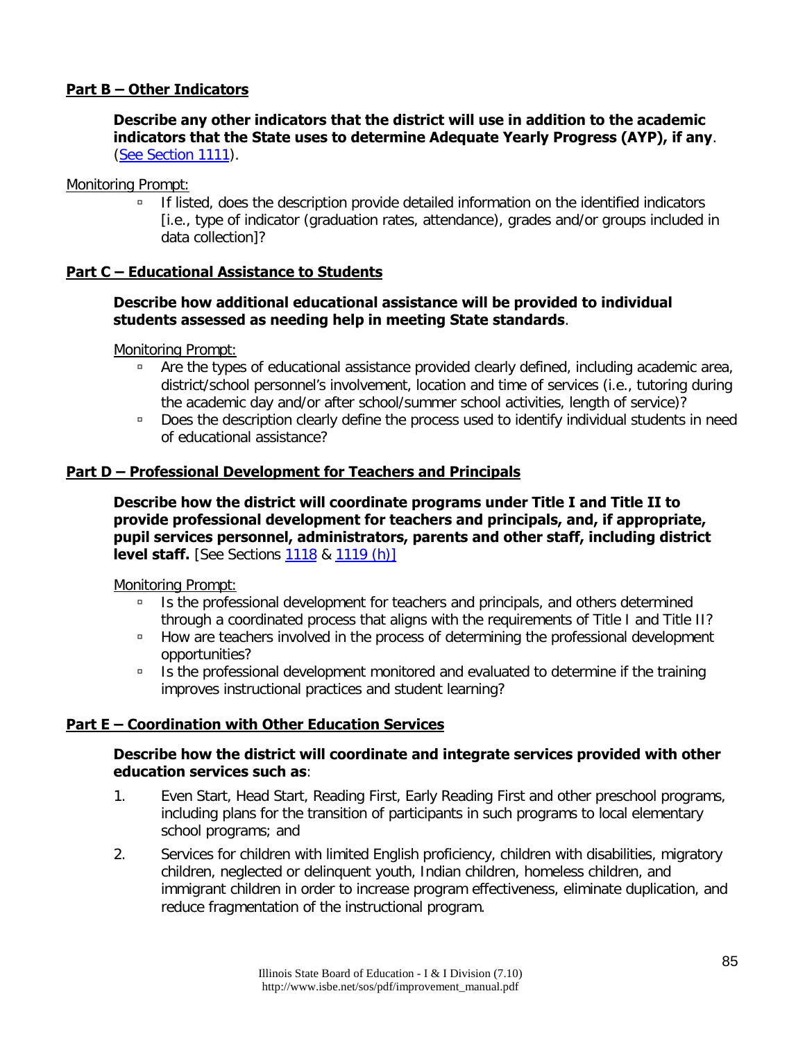**Part B – Other Indicators**

> **Describe any other indicators that the district will use in addition to the academic indicators that the State uses to determine Adequate Yearly Progress (AYP), if any**. (See Section 1111).

Monitoring Prompt:

- If listed, does the description provide detailed information on the identified indicators [i.e., type of indicator (graduation rates, attendance), grades and/or groups included in data collection]?

**Part C – Educational Assistance to Students**

> **Describe how additional educational assistance will be provided to individual students assessed as needing help in meeting State standards**.

Monitoring Prompt:

- Are the types of educational assistance provided clearly defined, including academic area, district/school personnel's involvement, location and time of services (i.e., tutoring during the academic day and/or after school/summer school activities, length of service)?
- Does the description clearly define the process used to identify individual students in need of educational assistance?

**Part D – Professional Development for Teachers and Principals**

> **Describe how the district will coordinate programs under Title I and Title II to provide professional development for teachers and principals, and, if appropriate, pupil services personnel, administrators, parents and other staff, including district level staff.** [See Sections 1118 & 1119 (h)]

Monitoring Prompt:

- Is the professional development for teachers and principals, and others determined through a coordinated process that aligns with the requirements of Title I and Title II?
- How are teachers involved in the process of determining the professional development opportunities?
- Is the professional development monitored and evaluated to determine if the training improves instructional practices and student learning?

**Part E – Coordination with Other Education Services**

> **Describe how the district will coordinate and integrate services provided with other education services such as**:

1. Even Start, Head Start, Reading First, Early Reading First and other preschool programs, including plans for the transition of participants in such programs to local elementary school programs; and
2. Services for children with limited English proficiency, children with disabilities, migratory children, neglected or delinquent youth, Indian children, homeless children, and immigrant children in order to increase program effectiveness, eliminate duplication, and reduce fragmentation of the instructional program.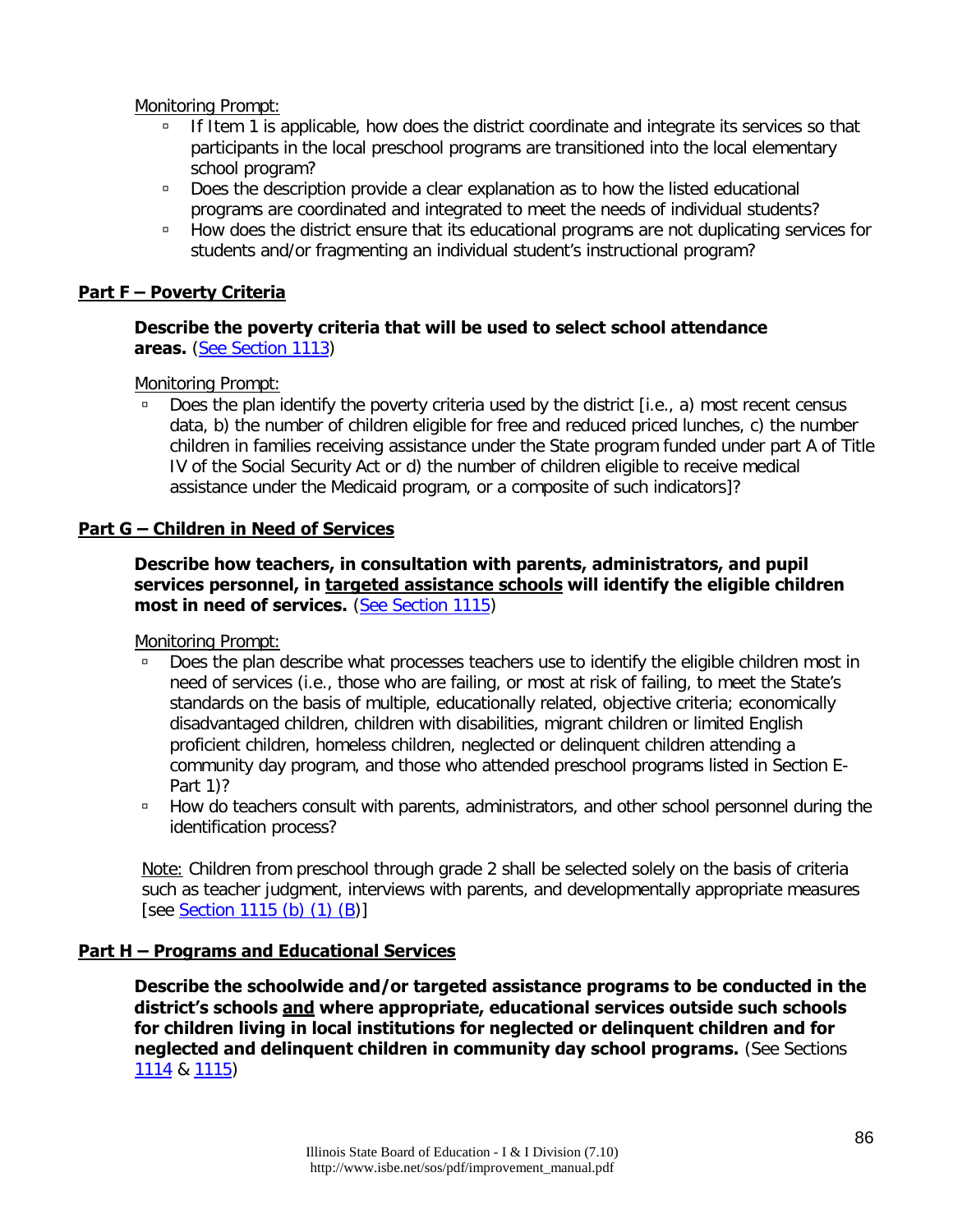Monitoring Prompt:

- If Item 1 is applicable, how does the district coordinate and integrate its services so that participants in the local preschool programs are transitioned into the local elementary school program?
- Does the description provide a clear explanation as to how the listed educational programs are coordinated and integrated to meet the needs of individual students?
- How does the district ensure that its educational programs are not duplicating services for students and/or fragmenting an individual student's instructional program?

## Part F – Poverty Criteria

**Describe the poverty criteria that will be used to select school attendance areas.** (See Section 1113)

Monitoring Prompt:

- Does the plan identify the poverty criteria used by the district [i.e., a) most recent census data, b) the number of children eligible for free and reduced priced lunches, c) the number children in families receiving assistance under the State program funded under part A of Title IV of the Social Security Act or d) the number of children eligible to receive medical assistance under the Medicaid program, or a composite of such indicators]?

## Part G – Children in Need of Services

**Describe how teachers, in consultation with parents, administrators, and pupil services personnel, in <u>targeted assistance schools</u> will identify the eligible children most in need of services.** (See Section 1115)

Monitoring Prompt:

- Does the plan describe what processes teachers use to identify the eligible children most in need of services (i.e., those who are failing, or most at risk of failing, to meet the State's standards on the basis of multiple, educationally related, objective criteria; economically disadvantaged children, children with disabilities, migrant children or limited English proficient children, homeless children, neglected or delinquent children attending a community day program, and those who attended preschool programs listed in Section E-Part 1)?
- How do teachers consult with parents, administrators, and other school personnel during the identification process?

Note: Children from preschool through grade 2 shall be selected solely on the basis of criteria such as teacher judgment, interviews with parents, and developmentally appropriate measures [see Section 1115 (b) (1) (B)]

## Part H – Programs and Educational Services

**Describe the schoolwide and/or targeted assistance programs to be conducted in the district's schools <u>and</u> where appropriate, educational services outside such schools for children living in local institutions for neglected or delinquent children and for neglected and delinquent children in community day school programs.** (See Sections 1114 & 1115)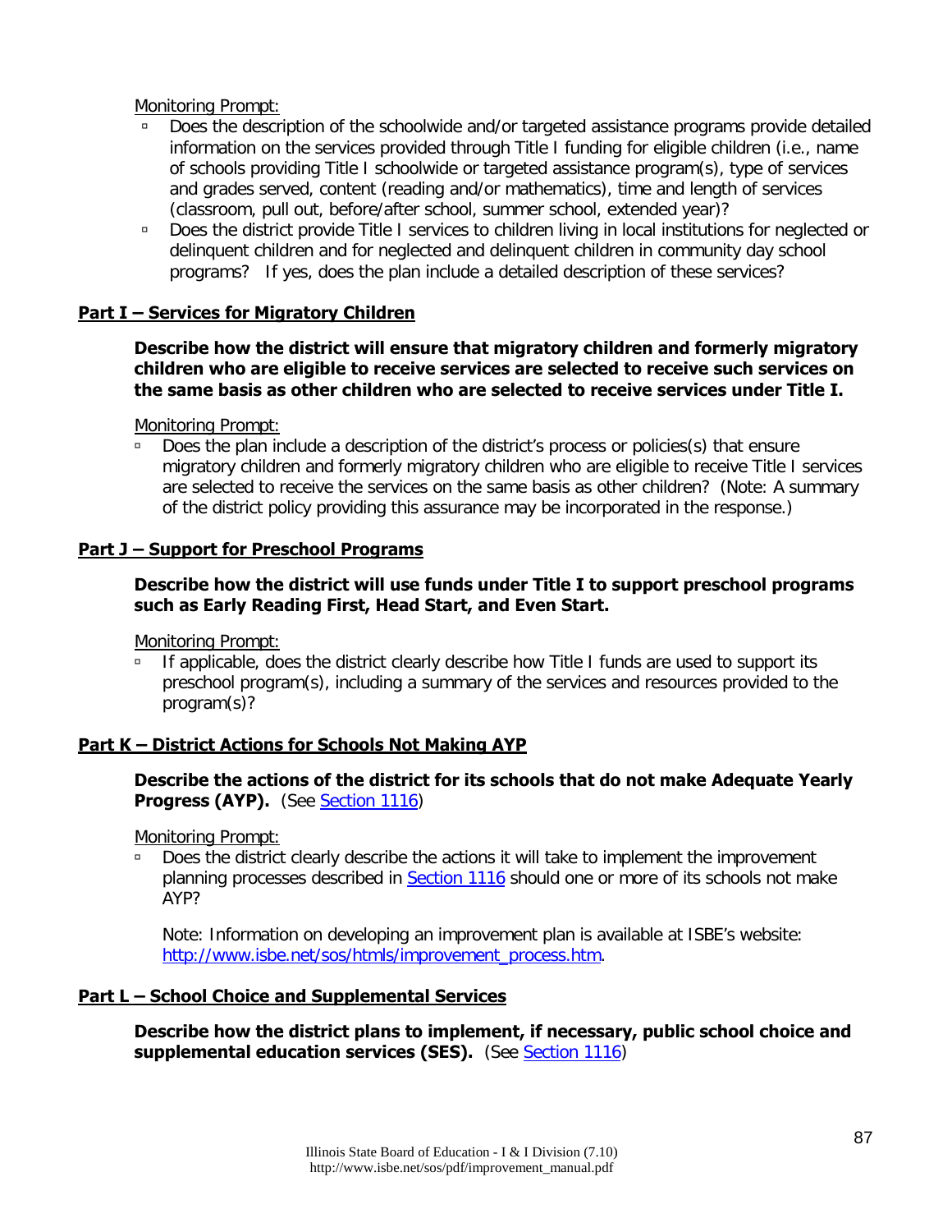Monitoring Prompt:

- Does the description of the schoolwide and/or targeted assistance programs provide detailed information on the services provided through Title I funding for eligible children (i.e., name of schools providing Title I schoolwide or targeted assistance program(s), type of services and grades served, content (reading and/or mathematics), time and length of services (classroom, pull out, before/after school, summer school, extended year)?
- Does the district provide Title I services to children living in local institutions for neglected or delinquent children and for neglected and delinquent children in community day school programs? If yes, does the plan include a detailed description of these services?

## Part I – Services for Migratory Children

**Describe how the district will ensure that migratory children and formerly migratory children who are eligible to receive services are selected to receive such services on the same basis as other children who are selected to receive services under Title I.**

Monitoring Prompt:

- Does the plan include a description of the district's process or policies(s) that ensure migratory children and formerly migratory children who are eligible to receive Title I services are selected to receive the services on the same basis as other children? (Note: A summary of the district policy providing this assurance may be incorporated in the response.)

## Part J – Support for Preschool Programs

**Describe how the district will use funds under Title I to support preschool programs such as Early Reading First, Head Start, and Even Start.**

Monitoring Prompt:

- If applicable, does the district clearly describe how Title I funds are used to support its preschool program(s), including a summary of the services and resources provided to the program(s)?

## Part K – District Actions for Schools Not Making AYP

**Describe the actions of the district for its schools that do not make Adequate Yearly Progress (AYP).** (See Section 1116)

Monitoring Prompt:

- Does the district clearly describe the actions it will take to implement the improvement planning processes described in Section 1116 should one or more of its schools not make AYP?

  Note: Information on developing an improvement plan is available at ISBE's website: http://www.isbe.net/sos/htmls/improvement_process.htm.

## Part L – School Choice and Supplemental Services

**Describe how the district plans to implement, if necessary, public school choice and supplemental education services (SES).** (See Section 1116)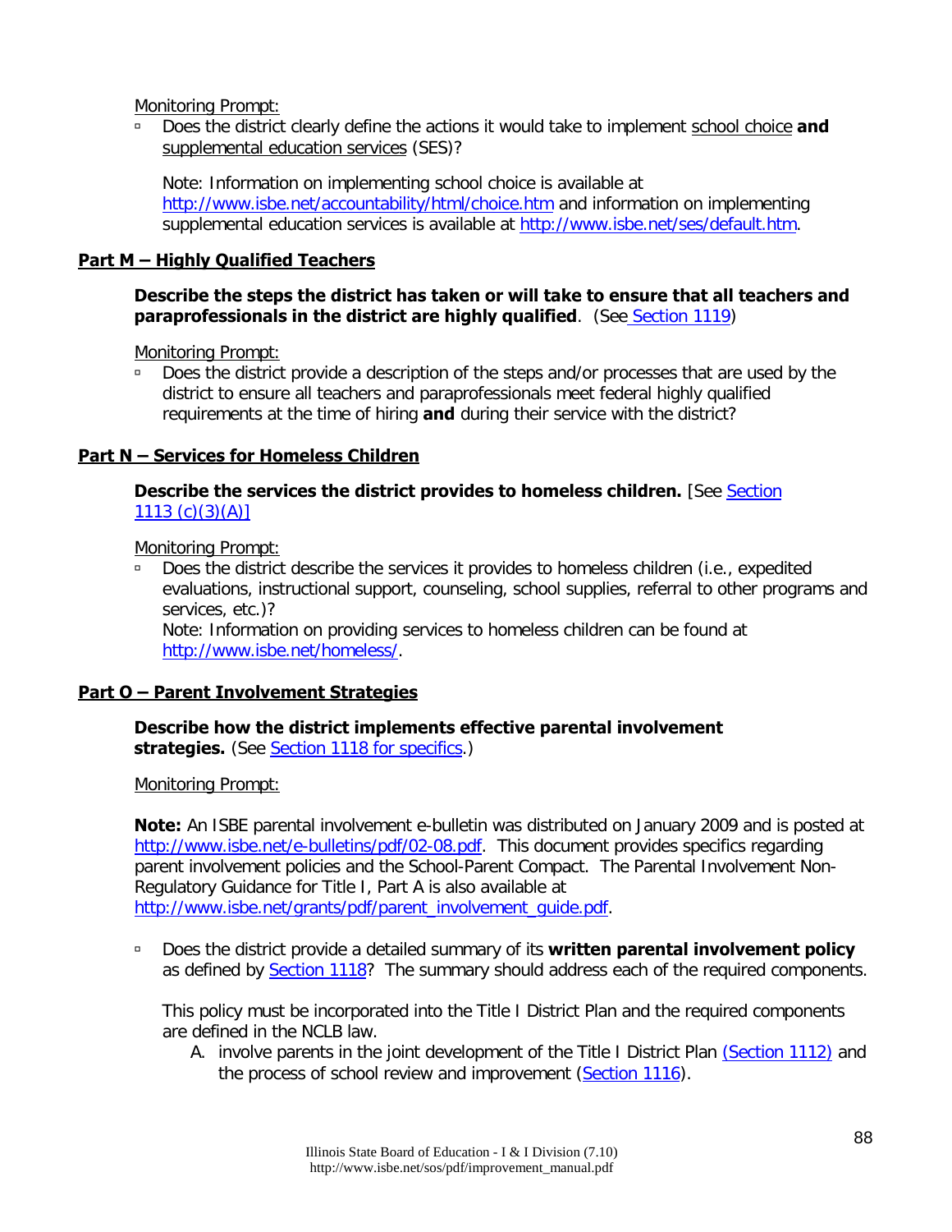Monitoring Prompt:

- Does the district clearly define the actions it would take to implement school choice **and** supplemental education services (SES)?

  Note: Information on implementing school choice is available at http://www.isbe.net/accountability/html/choice.htm and information on implementing supplemental education services is available at http://www.isbe.net/ses/default.htm.

## Part M – Highly Qualified Teachers

**Describe the steps the district has taken or will take to ensure that all teachers and paraprofessionals in the district are highly qualified**. (See Section 1119)

Monitoring Prompt:

- Does the district provide a description of the steps and/or processes that are used by the district to ensure all teachers and paraprofessionals meet federal highly qualified requirements at the time of hiring **and** during their service with the district?

## Part N – Services for Homeless Children

**Describe the services the district provides to homeless children.** [See Section 1113 (c)(3)(A)]

Monitoring Prompt:

- Does the district describe the services it provides to homeless children (i.e., expedited evaluations, instructional support, counseling, school supplies, referral to other programs and services, etc.)?
  Note: Information on providing services to homeless children can be found at http://www.isbe.net/homeless/.

## Part O – Parent Involvement Strategies

**Describe how the district implements effective parental involvement strategies.** (See Section 1118 for specifics.)

Monitoring Prompt:

**Note:** An ISBE parental involvement e-bulletin was distributed on January 2009 and is posted at http://www.isbe.net/e-bulletins/pdf/02-08.pdf. This document provides specifics regarding parent involvement policies and the School-Parent Compact. The Parental Involvement Non-Regulatory Guidance for Title I, Part A is also available at http://www.isbe.net/grants/pdf/parent_involvement_guide.pdf.

- Does the district provide a detailed summary of its **written parental involvement policy** as defined by Section 1118? The summary should address each of the required components.

  This policy must be incorporated into the Title I District Plan and the required components are defined in the NCLB law.

  A. involve parents in the joint development of the Title I District Plan (Section 1112) and the process of school review and improvement (Section 1116).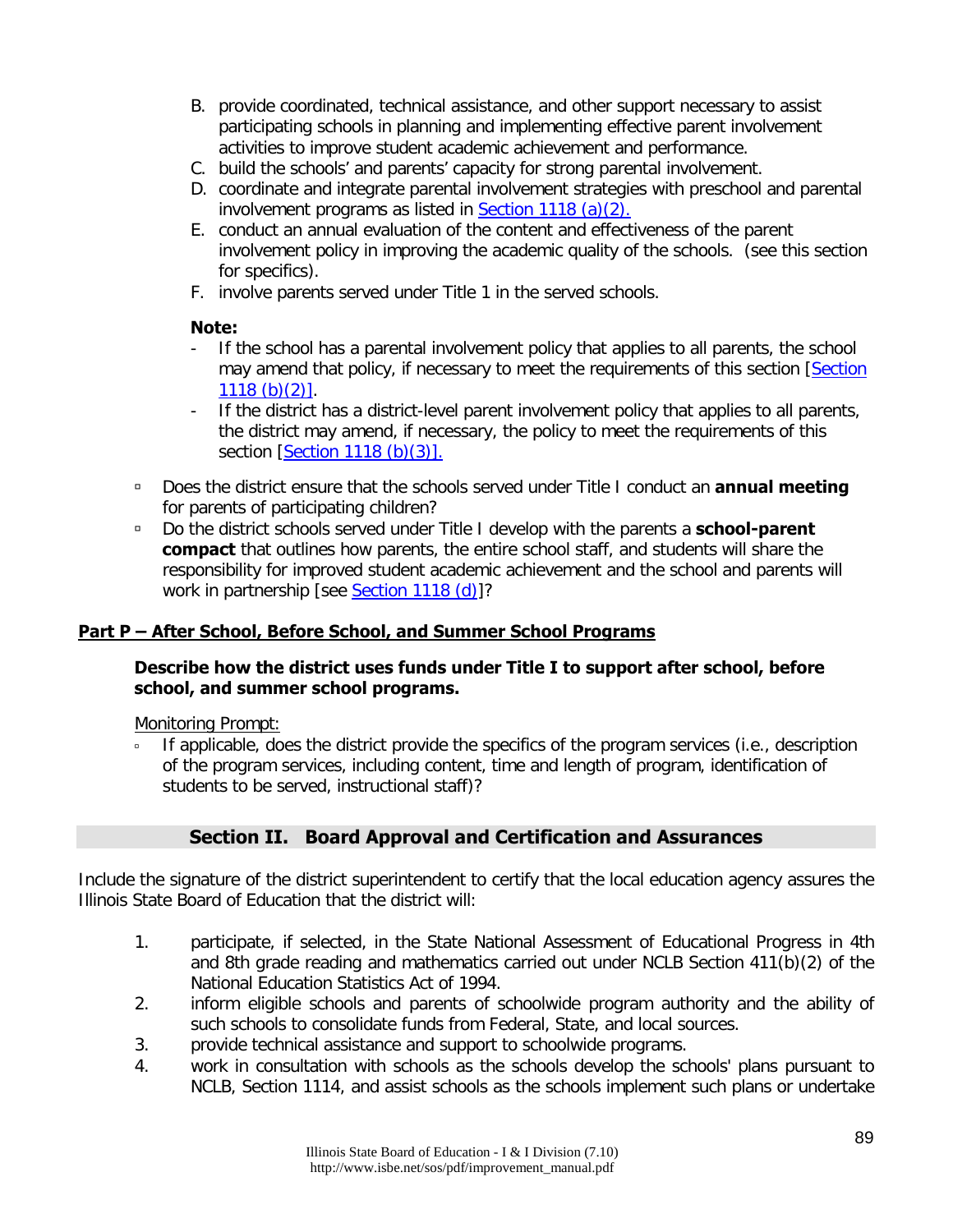B. provide coordinated, technical assistance, and other support necessary to assist participating schools in planning and implementing effective parent involvement activities to improve student academic achievement and performance.
C. build the schools' and parents' capacity for strong parental involvement.
D. coordinate and integrate parental involvement strategies with preschool and parental involvement programs as listed in Section 1118 (a)(2).
E. conduct an annual evaluation of the content and effectiveness of the parent involvement policy in improving the academic quality of the schools. (see this section for specifics).
F. involve parents served under Title 1 in the served schools.

**Note:**

- If the school has a parental involvement policy that applies to all parents, the school may amend that policy, if necessary to meet the requirements of this section [Section 1118 (b)(2)].
- If the district has a district-level parent involvement policy that applies to all parents, the district may amend, if necessary, the policy to meet the requirements of this section [Section 1118 (b)(3)].

- Does the district ensure that the schools served under Title I conduct an **annual meeting** for parents of participating children?
- Do the district schools served under Title I develop with the parents a **school-parent compact** that outlines how parents, the entire school staff, and students will share the responsibility for improved student academic achievement and the school and parents will work in partnership [see Section 1118 (d)]?

## Part P – After School, Before School, and Summer School Programs

**Describe how the district uses funds under Title I to support after school, before school, and summer school programs.**

Monitoring Prompt:

- If applicable, does the district provide the specifics of the program services (i.e., description of the program services, including content, time and length of program, identification of students to be served, instructional staff)?

## Section II. Board Approval and Certification and Assurances

Include the signature of the district superintendent to certify that the local education agency assures the Illinois State Board of Education that the district will:

1. participate, if selected, in the State National Assessment of Educational Progress in 4th and 8th grade reading and mathematics carried out under NCLB Section 411(b)(2) of the National Education Statistics Act of 1994.
2. inform eligible schools and parents of schoolwide program authority and the ability of such schools to consolidate funds from Federal, State, and local sources.
3. provide technical assistance and support to schoolwide programs.
4. work in consultation with schools as the schools develop the schools' plans pursuant to NCLB, Section 1114, and assist schools as the schools implement such plans or undertake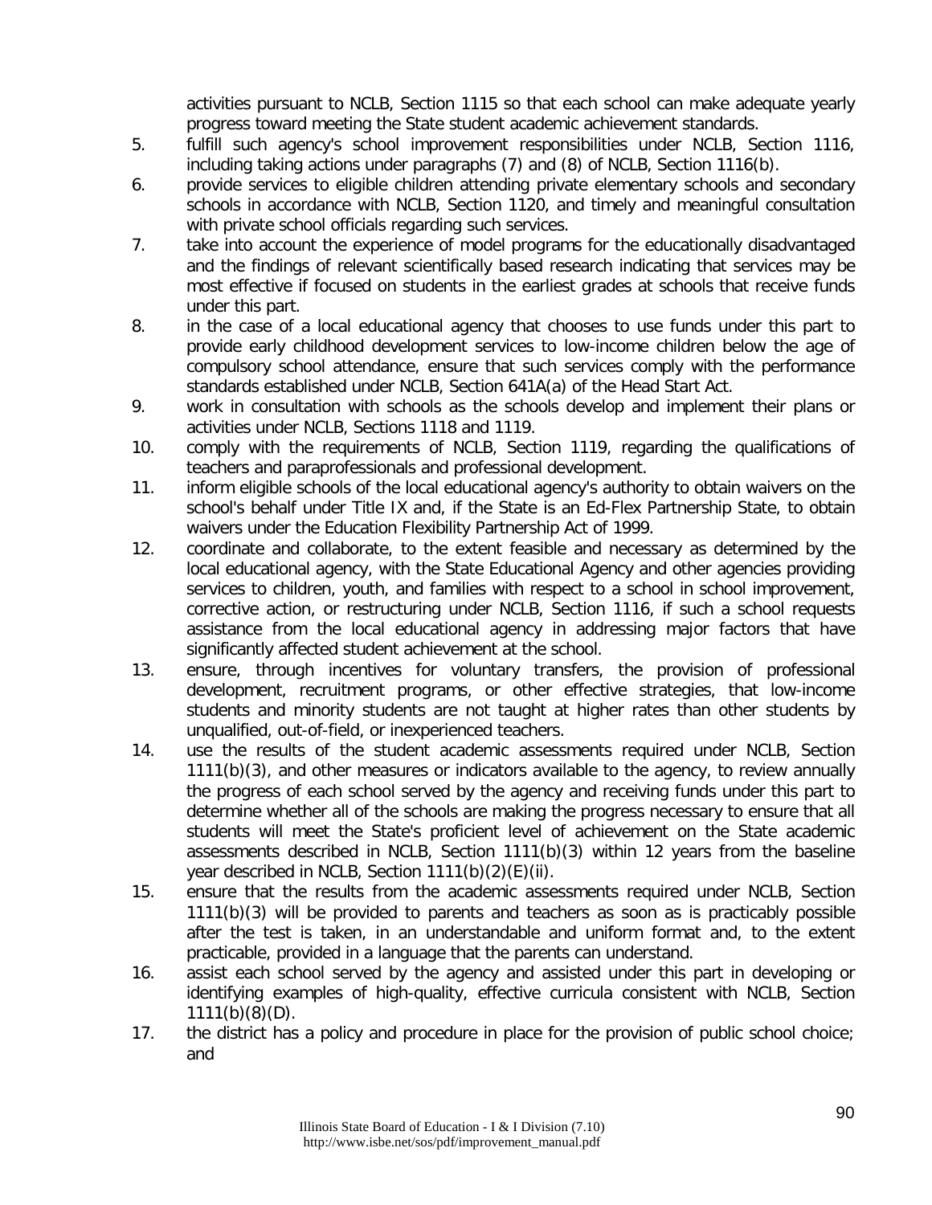activities pursuant to NCLB, Section 1115 so that each school can make adequate yearly progress toward meeting the State student academic achievement standards.

5. fulfill such agency's school improvement responsibilities under NCLB, Section 1116, including taking actions under paragraphs (7) and (8) of NCLB, Section 1116(b).
6. provide services to eligible children attending private elementary schools and secondary schools in accordance with NCLB, Section 1120, and timely and meaningful consultation with private school officials regarding such services.
7. take into account the experience of model programs for the educationally disadvantaged and the findings of relevant scientifically based research indicating that services may be most effective if focused on students in the earliest grades at schools that receive funds under this part.
8. in the case of a local educational agency that chooses to use funds under this part to provide early childhood development services to low-income children below the age of compulsory school attendance, ensure that such services comply with the performance standards established under NCLB, Section 641A(a) of the Head Start Act.
9. work in consultation with schools as the schools develop and implement their plans or activities under NCLB, Sections 1118 and 1119.
10. comply with the requirements of NCLB, Section 1119, regarding the qualifications of teachers and paraprofessionals and professional development.
11. inform eligible schools of the local educational agency's authority to obtain waivers on the school's behalf under Title IX and, if the State is an Ed-Flex Partnership State, to obtain waivers under the Education Flexibility Partnership Act of 1999.
12. coordinate and collaborate, to the extent feasible and necessary as determined by the local educational agency, with the State Educational Agency and other agencies providing services to children, youth, and families with respect to a school in school improvement, corrective action, or restructuring under NCLB, Section 1116, if such a school requests assistance from the local educational agency in addressing major factors that have significantly affected student achievement at the school.
13. ensure, through incentives for voluntary transfers, the provision of professional development, recruitment programs, or other effective strategies, that low-income students and minority students are not taught at higher rates than other students by unqualified, out-of-field, or inexperienced teachers.
14. use the results of the student academic assessments required under NCLB, Section 1111(b)(3), and other measures or indicators available to the agency, to review annually the progress of each school served by the agency and receiving funds under this part to determine whether all of the schools are making the progress necessary to ensure that all students will meet the State's proficient level of achievement on the State academic assessments described in NCLB, Section 1111(b)(3) within 12 years from the baseline year described in NCLB, Section 1111(b)(2)(E)(ii).
15. ensure that the results from the academic assessments required under NCLB, Section 1111(b)(3) will be provided to parents and teachers as soon as is practicably possible after the test is taken, in an understandable and uniform format and, to the extent practicable, provided in a language that the parents can understand.
16. assist each school served by the agency and assisted under this part in developing or identifying examples of high-quality, effective curricula consistent with NCLB, Section 1111(b)(8)(D).
17. the district has a policy and procedure in place for the provision of public school choice; and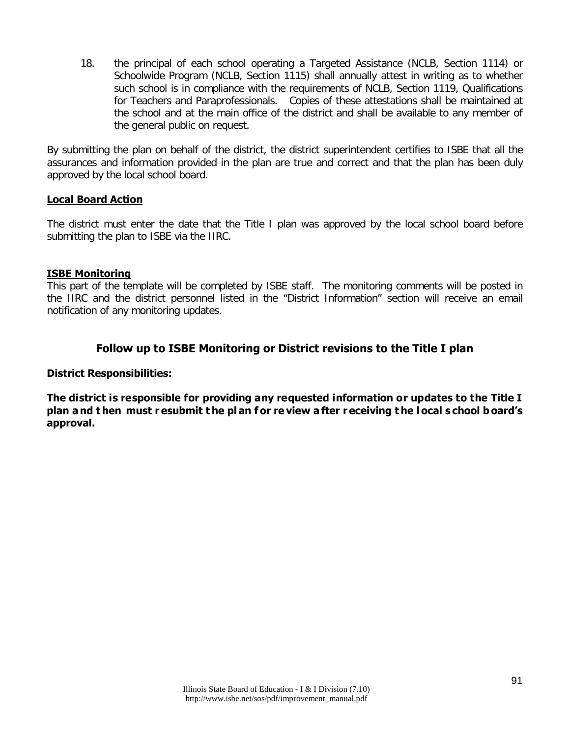18. the principal of each school operating a Targeted Assistance (NCLB, Section 1114) or Schoolwide Program (NCLB, Section 1115) shall annually attest in writing as to whether such school is in compliance with the requirements of NCLB, Section 1119, Qualifications for Teachers and Paraprofessionals. Copies of these attestations shall be maintained at the school and at the main office of the district and shall be available to any member of the general public on request.

By submitting the plan on behalf of the district, the district superintendent certifies to ISBE that all the assurances and information provided in the plan are true and correct and that the plan has been duly approved by the local school board.

**Local Board Action**

The district must enter the date that the Title I plan was approved by the local school board before submitting the plan to ISBE via the IIRC.

**ISBE Monitoring**

This part of the template will be completed by ISBE staff. The monitoring comments will be posted in the IIRC and the district personnel listed in the "District Information" section will receive an email notification of any monitoring updates.

## Follow up to ISBE Monitoring or District revisions to the Title I plan

**District Responsibilities:**

**The district is responsible for providing any requested information or updates to the Title I plan and then must resubmit the plan for review after receiving the local school board's approval.**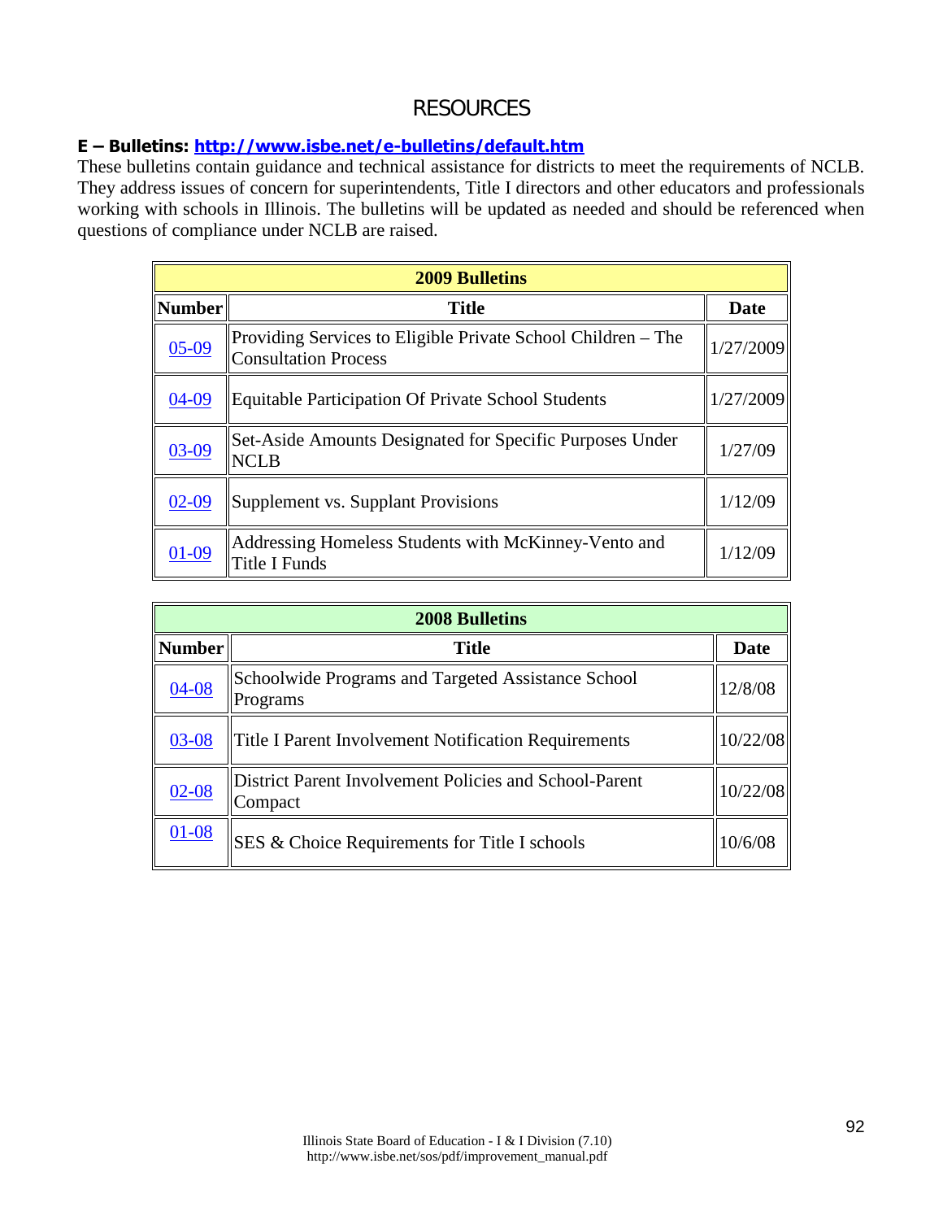# RESOURCES

**E – Bulletins: http://www.isbe.net/e-bulletins/default.htm**

These bulletins contain guidance and technical assistance for districts to meet the requirements of NCLB. They address issues of concern for superintendents, Title I directors and other educators and professionals working with schools in Illinois. The bulletins will be updated as needed and should be referenced when questions of compliance under NCLB are raised.

| 2009 Bulletins | | |
|---|---|---|
| **Number** | **Title** | **Date** |
| 05-09 | Providing Services to Eligible Private School Children – The Consultation Process | 1/27/2009 |
| 04-09 | Equitable Participation Of Private School Students | 1/27/2009 |
| 03-09 | Set-Aside Amounts Designated for Specific Purposes Under NCLB | 1/27/09 |
| 02-09 | Supplement vs. Supplant Provisions | 1/12/09 |
| 01-09 | Addressing Homeless Students with McKinney-Vento and Title I Funds | 1/12/09 |

| 2008 Bulletins | | |
|---|---|---|
| **Number** | **Title** | **Date** |
| 04-08 | Schoolwide Programs and Targeted Assistance School Programs | 12/8/08 |
| 03-08 | Title I Parent Involvement Notification Requirements | 10/22/08 |
| 02-08 | District Parent Involvement Policies and School-Parent Compact | 10/22/08 |
| 01-08 | SES & Choice Requirements for Title I schools | 10/6/08 |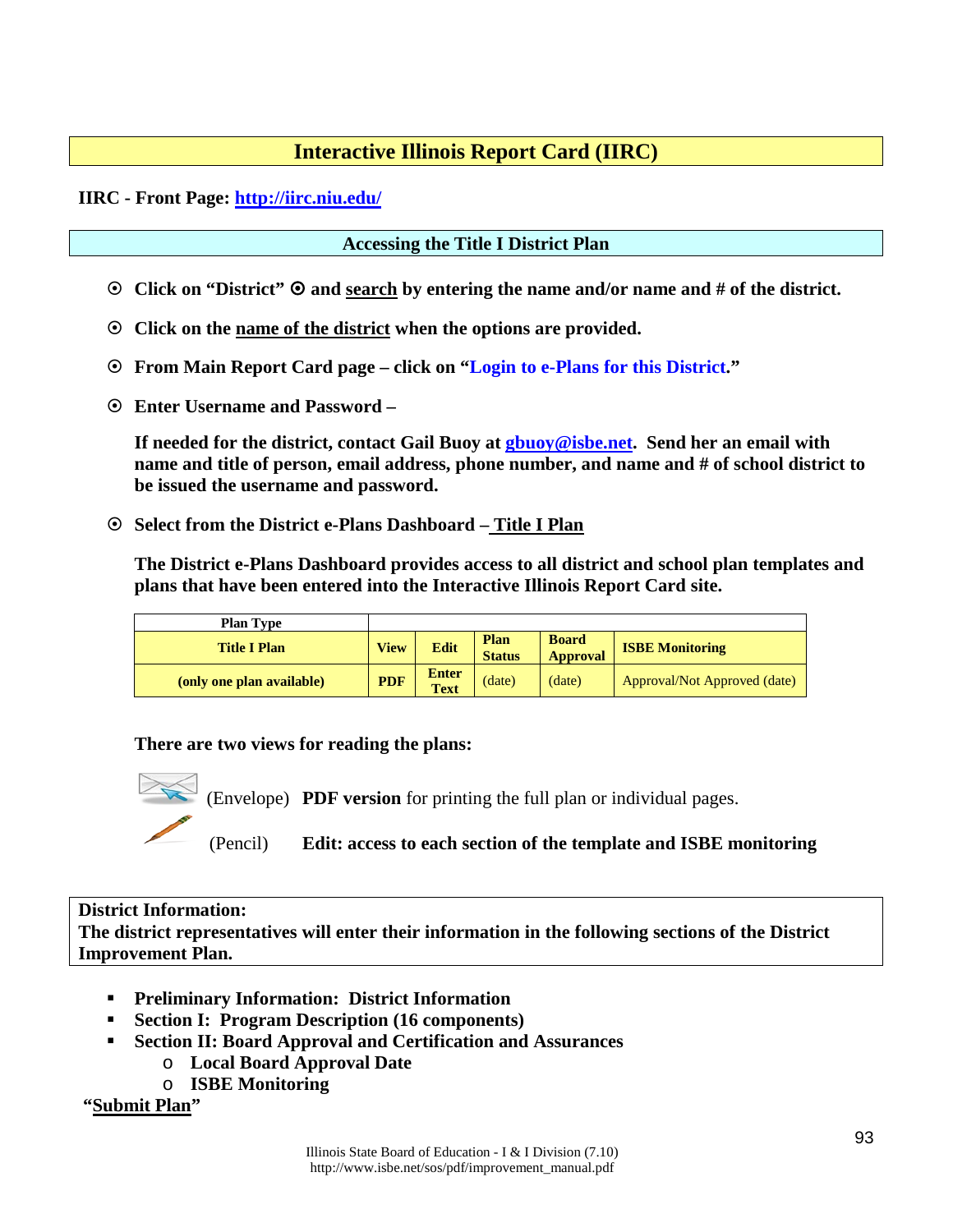# Interactive Illinois Report Card (IIRC)

**IIRC - Front Page: [http://iirc.niu.edu/](http://iirc.niu.edu/)**

## Accessing the Title I District Plan

- **Click on "District" ⊙ and search by entering the name and/or name and # of the district.**
- **Click on the name of the district when the options are provided.**
- **From Main Report Card page – click on "Login to e-Plans for this District."**
- **Enter Username and Password –**

  **If needed for the district, contact Gail Buoy at gbuoy@isbe.net. Send her an email with name and title of person, email address, phone number, and name and # of school district to be issued the username and password.**

- **Select from the District e-Plans Dashboard – Title I Plan**

  **The District e-Plans Dashboard provides access to all district and school plan templates and plans that have been entered into the Interactive Illinois Report Card site.**

| Plan Type | | | | | |
|---|---|---|---|---|---|
| **Title I Plan** | **View** | **Edit** | **Plan Status** | **Board Approval** | **ISBE Monitoring** |
| **(only one plan available)** | **PDF** | **Enter Text** | (date) | (date) | Approval/Not Approved (date) |

**There are two views for reading the plans:**

(Envelope) **PDF version** for printing the full plan or individual pages.

(Pencil) **Edit: access to each section of the template and ISBE monitoring**

**District Information:**
**The district representatives will enter their information in the following sections of the District Improvement Plan.**

- **Preliminary Information: District Information**
- **Section I: Program Description (16 components)**
- **Section II: Board Approval and Certification and Assurances**
  - **Local Board Approval Date**
  - **ISBE Monitoring**

**"Submit Plan"**